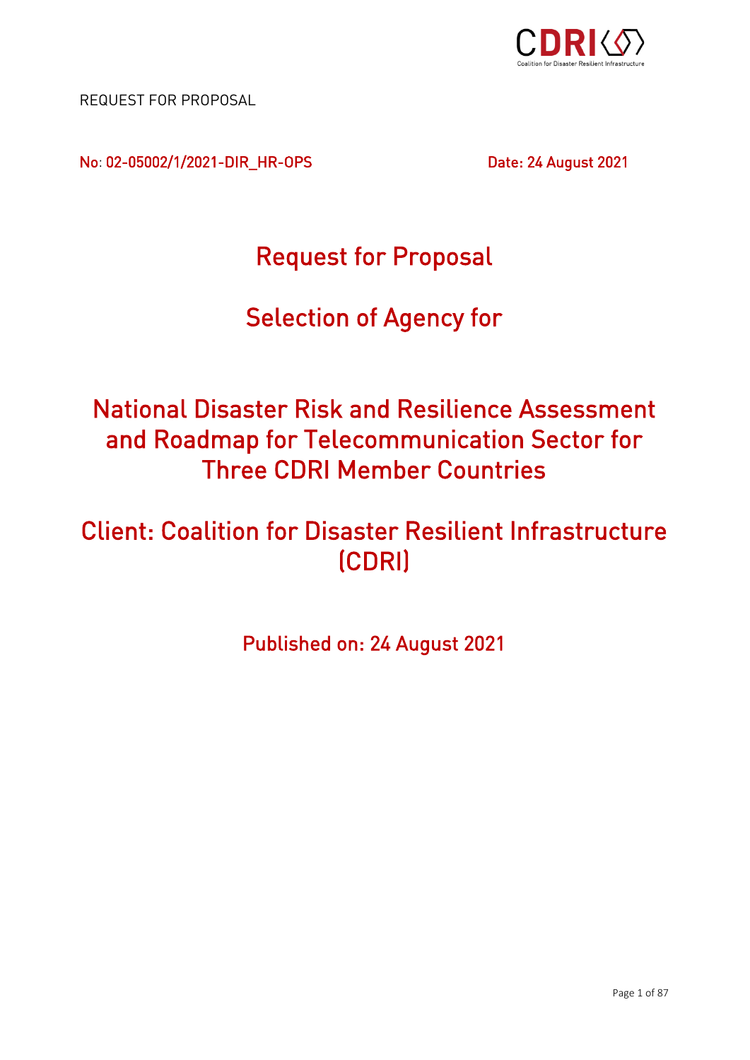CDRI

Coalition for Disaster Resilient Infrastructure

REQUEST FOR PROPOSAL

No: 02-05002/1/2021-DIR_HR-OPS    Date: 24 August 2021

# Request for Proposal

# Selection of Agency for

# National Disaster Risk and Resilience Assessment and Roadmap for Telecommunication Sector for Three CDRI Member Countries

# Client: Coalition for Disaster Resilient Infrastructure (CDRI)

## Published on: 24 August 2021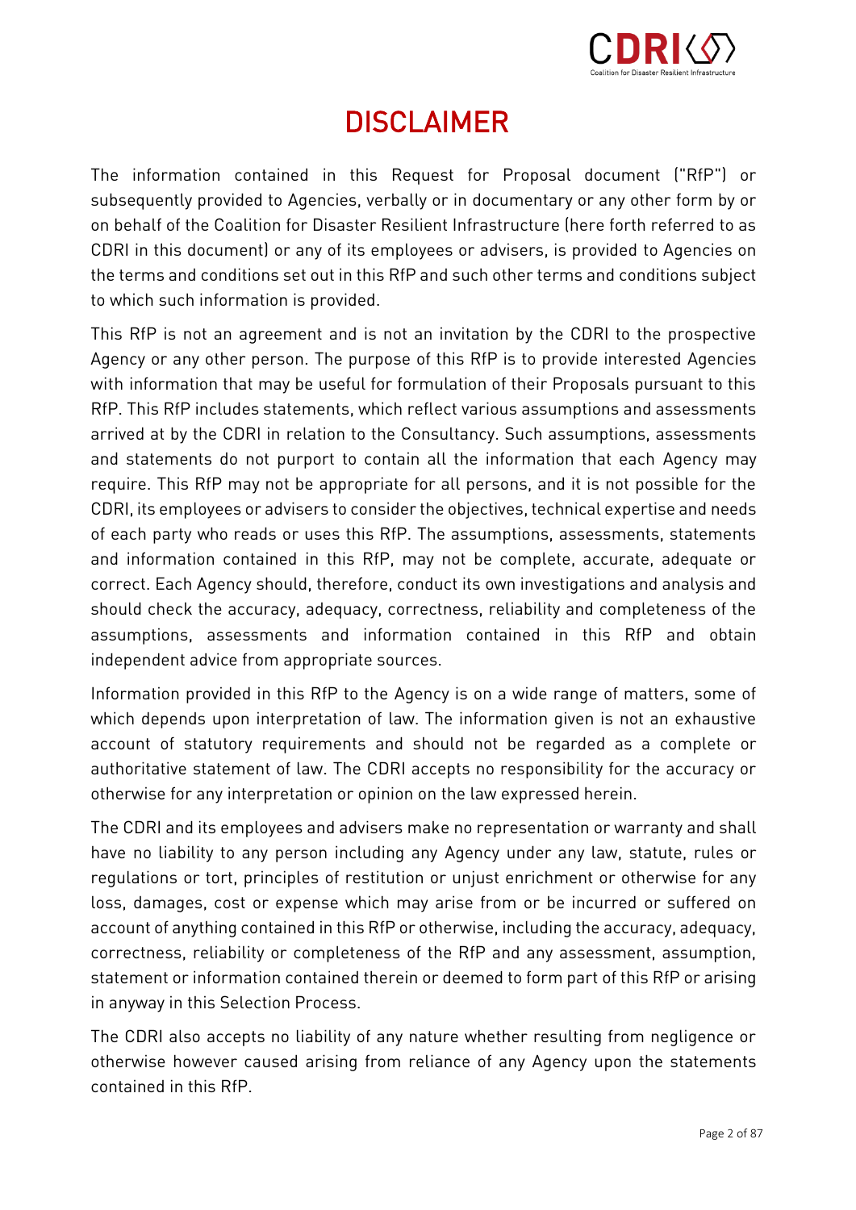# DISCLAIMER

The information contained in this Request for Proposal document ("RfP") or subsequently provided to Agencies, verbally or in documentary or any other form by or on behalf of the Coalition for Disaster Resilient Infrastructure (here forth referred to as CDRI in this document) or any of its employees or advisers, is provided to Agencies on the terms and conditions set out in this RfP and such other terms and conditions subject to which such information is provided.

This RfP is not an agreement and is not an invitation by the CDRI to the prospective Agency or any other person. The purpose of this RfP is to provide interested Agencies with information that may be useful for formulation of their Proposals pursuant to this RfP. This RfP includes statements, which reflect various assumptions and assessments arrived at by the CDRI in relation to the Consultancy. Such assumptions, assessments and statements do not purport to contain all the information that each Agency may require. This RfP may not be appropriate for all persons, and it is not possible for the CDRI, its employees or advisers to consider the objectives, technical expertise and needs of each party who reads or uses this RfP. The assumptions, assessments, statements and information contained in this RfP, may not be complete, accurate, adequate or correct. Each Agency should, therefore, conduct its own investigations and analysis and should check the accuracy, adequacy, correctness, reliability and completeness of the assumptions, assessments and information contained in this RfP and obtain independent advice from appropriate sources.

Information provided in this RfP to the Agency is on a wide range of matters, some of which depends upon interpretation of law. The information given is not an exhaustive account of statutory requirements and should not be regarded as a complete or authoritative statement of law. The CDRI accepts no responsibility for the accuracy or otherwise for any interpretation or opinion on the law expressed herein.

The CDRI and its employees and advisers make no representation or warranty and shall have no liability to any person including any Agency under any law, statute, rules or regulations or tort, principles of restitution or unjust enrichment or otherwise for any loss, damages, cost or expense which may arise from or be incurred or suffered on account of anything contained in this RfP or otherwise, including the accuracy, adequacy, correctness, reliability or completeness of the RfP and any assessment, assumption, statement or information contained therein or deemed to form part of this RfP or arising in anyway in this Selection Process.

The CDRI also accepts no liability of any nature whether resulting from negligence or otherwise however caused arising from reliance of any Agency upon the statements contained in this RfP.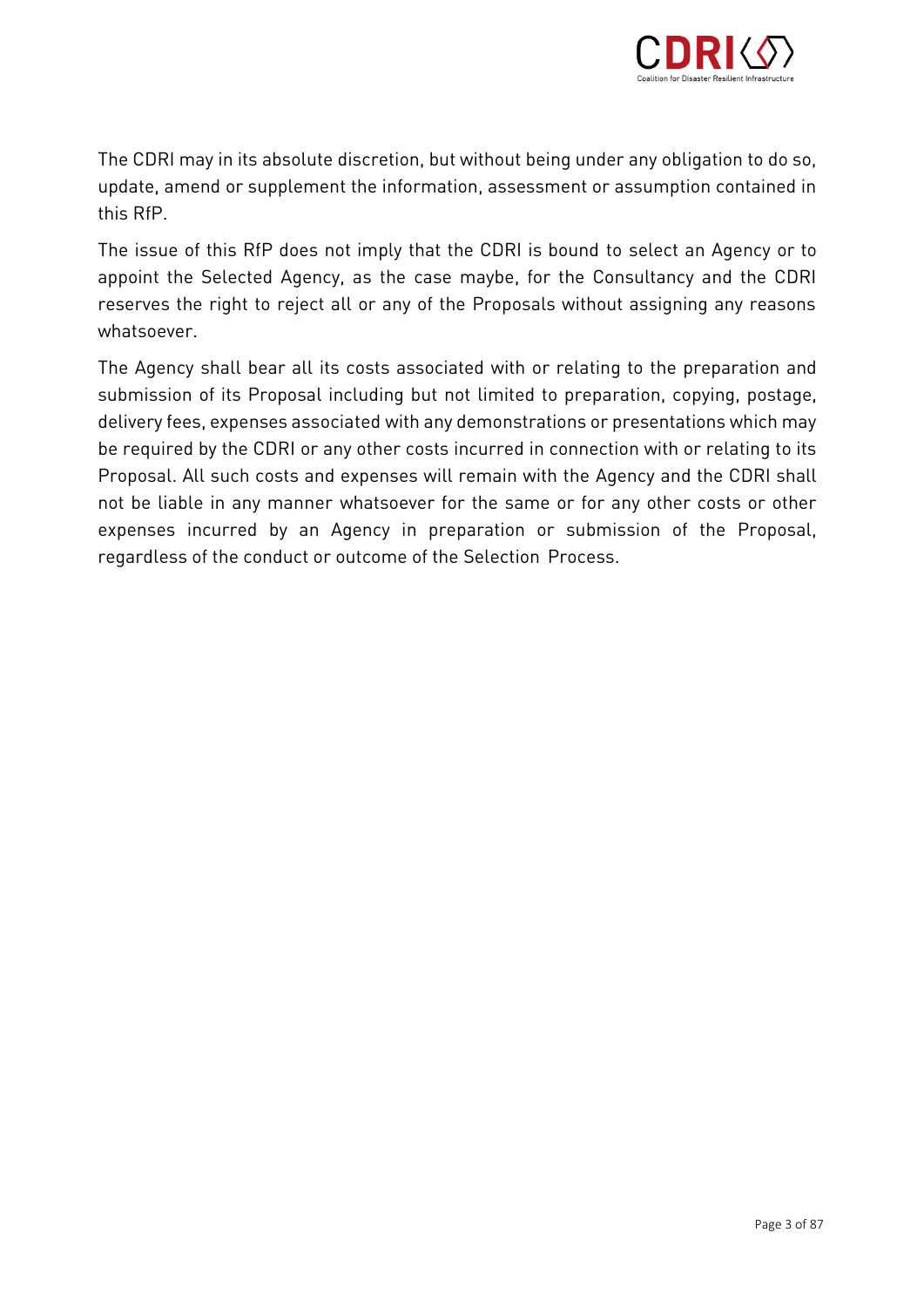The CDRI may in its absolute discretion, but without being under any obligation to do so, update, amend or supplement the information, assessment or assumption contained in this RfP.

The issue of this RfP does not imply that the CDRI is bound to select an Agency or to appoint the Selected Agency, as the case maybe, for the Consultancy and the CDRI reserves the right to reject all or any of the Proposals without assigning any reasons whatsoever.

The Agency shall bear all its costs associated with or relating to the preparation and submission of its Proposal including but not limited to preparation, copying, postage, delivery fees, expenses associated with any demonstrations or presentations which may be required by the CDRI or any other costs incurred in connection with or relating to its Proposal. All such costs and expenses will remain with the Agency and the CDRI shall not be liable in any manner whatsoever for the same or for any other costs or other expenses incurred by an Agency in preparation or submission of the Proposal, regardless of the conduct or outcome of the Selection Process.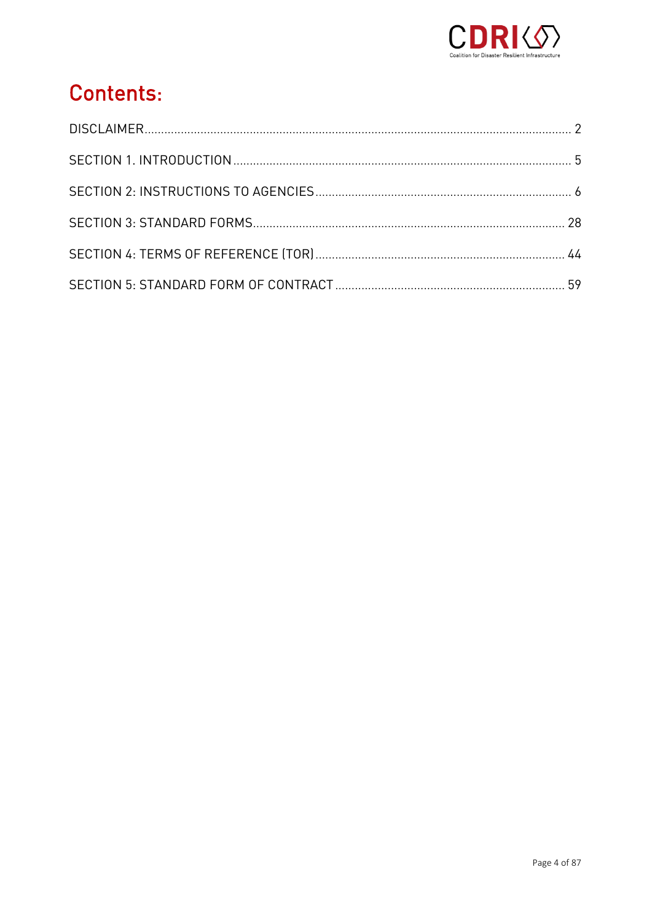# Contents:

| | |
|---|---|
| DISCLAIMER | 2 |
| SECTION 1. INTRODUCTION | 5 |
| SECTION 2: INSTRUCTIONS TO AGENCIES | 6 |
| SECTION 3: STANDARD FORMS | 28 |
| SECTION 4: TERMS OF REFERENCE (TOR) | 44 |
| SECTION 5: STANDARD FORM OF CONTRACT | 59 |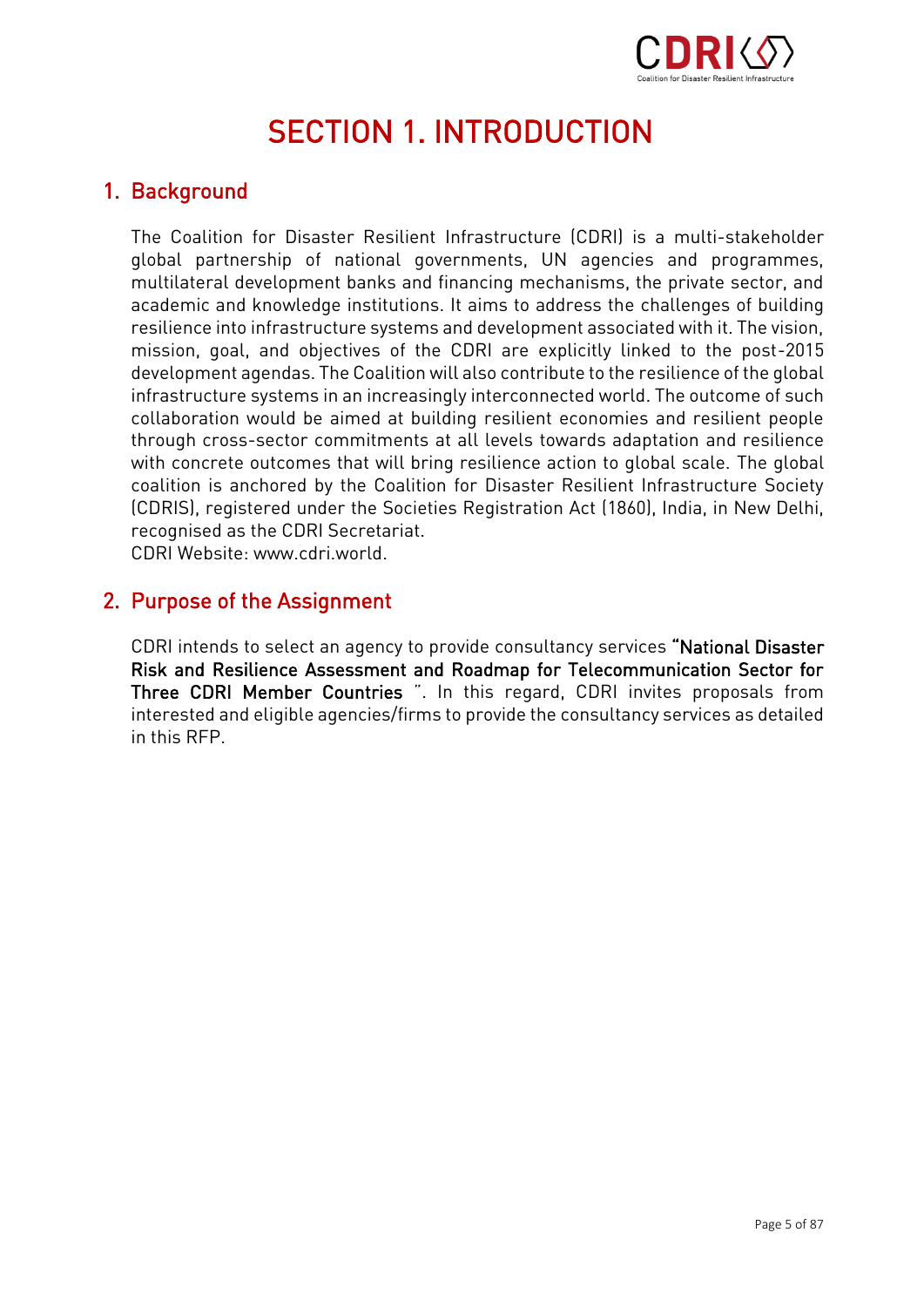# SECTION 1. INTRODUCTION

## 1. Background

The Coalition for Disaster Resilient Infrastructure (CDRI) is a multi-stakeholder global partnership of national governments, UN agencies and programmes, multilateral development banks and financing mechanisms, the private sector, and academic and knowledge institutions. It aims to address the challenges of building resilience into infrastructure systems and development associated with it. The vision, mission, goal, and objectives of the CDRI are explicitly linked to the post-2015 development agendas. The Coalition will also contribute to the resilience of the global infrastructure systems in an increasingly interconnected world. The outcome of such collaboration would be aimed at building resilient economies and resilient people through cross-sector commitments at all levels towards adaptation and resilience with concrete outcomes that will bring resilience action to global scale. The global coalition is anchored by the Coalition for Disaster Resilient Infrastructure Society (CDRIS), registered under the Societies Registration Act (1860), India, in New Delhi, recognised as the CDRI Secretariat.
CDRI Website: www.cdri.world.

## 2. Purpose of the Assignment

CDRI intends to select an agency to provide consultancy services **"National Disaster Risk and Resilience Assessment and Roadmap for Telecommunication Sector for Three CDRI Member Countries** ". In this regard, CDRI invites proposals from interested and eligible agencies/firms to provide the consultancy services as detailed in this RFP.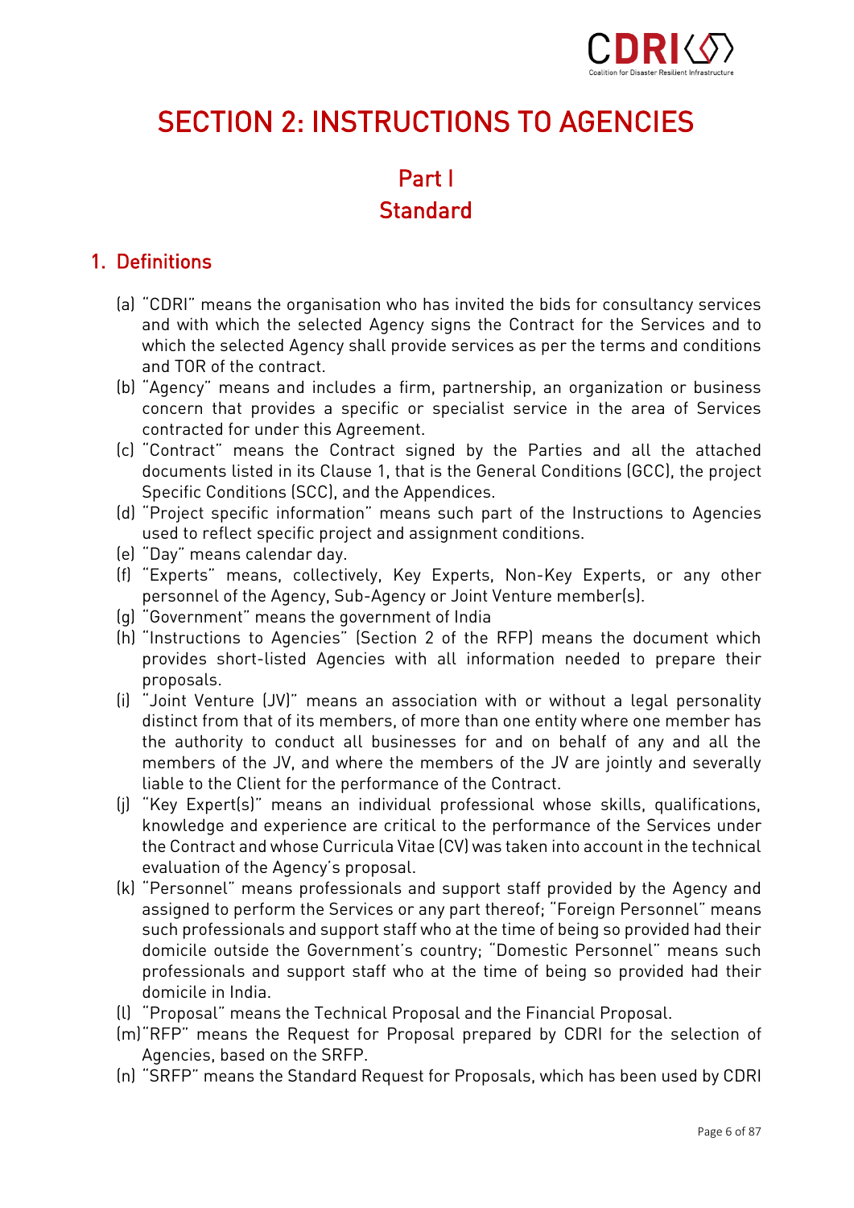# SECTION 2: INSTRUCTIONS TO AGENCIES

## Part I
## Standard

### 1. Definitions

(a) "CDRI" means the organisation who has invited the bids for consultancy services and with which the selected Agency signs the Contract for the Services and to which the selected Agency shall provide services as per the terms and conditions and TOR of the contract.

(b) "Agency" means and includes a firm, partnership, an organization or business concern that provides a specific or specialist service in the area of Services contracted for under this Agreement.

(c) "Contract" means the Contract signed by the Parties and all the attached documents listed in its Clause 1, that is the General Conditions (GCC), the project Specific Conditions (SCC), and the Appendices.

(d) "Project specific information" means such part of the Instructions to Agencies used to reflect specific project and assignment conditions.

(e) "Day" means calendar day.

(f) "Experts" means, collectively, Key Experts, Non-Key Experts, or any other personnel of the Agency, Sub-Agency or Joint Venture member(s).

(g) "Government" means the government of India

(h) "Instructions to Agencies" (Section 2 of the RFP) means the document which provides short-listed Agencies with all information needed to prepare their proposals.

(i) "Joint Venture (JV)" means an association with or without a legal personality distinct from that of its members, of more than one entity where one member has the authority to conduct all businesses for and on behalf of any and all the members of the JV, and where the members of the JV are jointly and severally liable to the Client for the performance of the Contract.

(j) "Key Expert(s)" means an individual professional whose skills, qualifications, knowledge and experience are critical to the performance of the Services under the Contract and whose Curricula Vitae (CV) was taken into account in the technical evaluation of the Agency's proposal.

(k) "Personnel" means professionals and support staff provided by the Agency and assigned to perform the Services or any part thereof; "Foreign Personnel" means such professionals and support staff who at the time of being so provided had their domicile outside the Government's country; "Domestic Personnel" means such professionals and support staff who at the time of being so provided had their domicile in India.

(l) "Proposal" means the Technical Proposal and the Financial Proposal.

(m) "RFP" means the Request for Proposal prepared by CDRI for the selection of Agencies, based on the SRFP.

(n) "SRFP" means the Standard Request for Proposals, which has been used by CDRI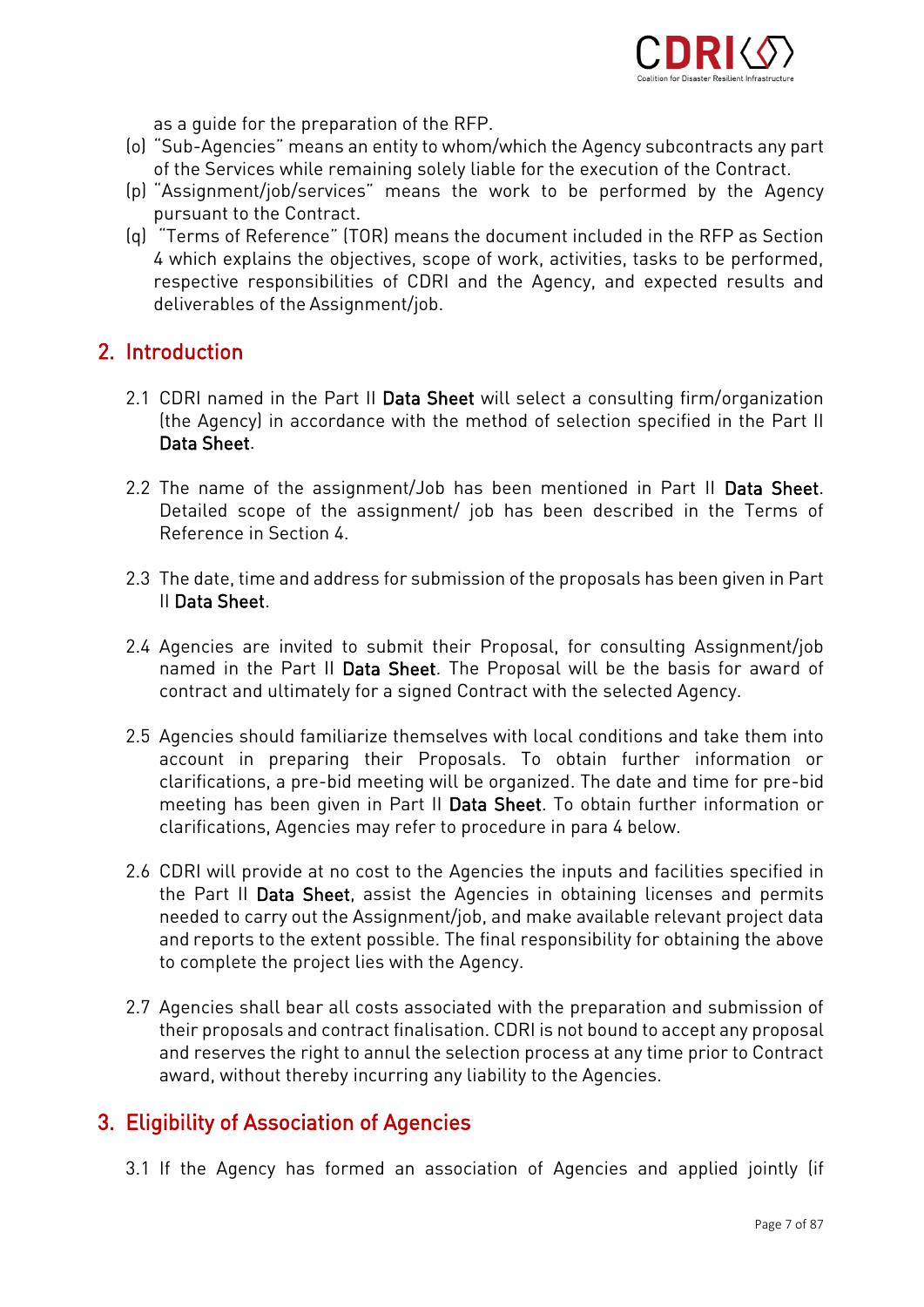as a guide for the preparation of the RFP.

(o) "Sub-Agencies" means an entity to whom/which the Agency subcontracts any part of the Services while remaining solely liable for the execution of the Contract.

(p) "Assignment/job/services" means the work to be performed by the Agency pursuant to the Contract.

(q) "Terms of Reference" (TOR) means the document included in the RFP as Section 4 which explains the objectives, scope of work, activities, tasks to be performed, respective responsibilities of CDRI and the Agency, and expected results and deliverables of the Assignment/job.

## 2. Introduction

2.1 CDRI named in the Part II **Data Sheet** will select a consulting firm/organization (the Agency) in accordance with the method of selection specified in the Part II **Data Sheet**.

2.2 The name of the assignment/Job has been mentioned in Part II **Data Sheet**. Detailed scope of the assignment/ job has been described in the Terms of Reference in Section 4.

2.3 The date, time and address for submission of the proposals has been given in Part II **Data Sheet**.

2.4 Agencies are invited to submit their Proposal, for consulting Assignment/job named in the Part II **Data Sheet**. The Proposal will be the basis for award of contract and ultimately for a signed Contract with the selected Agency.

2.5 Agencies should familiarize themselves with local conditions and take them into account in preparing their Proposals. To obtain further information or clarifications, a pre-bid meeting will be organized. The date and time for pre-bid meeting has been given in Part II **Data Sheet**. To obtain further information or clarifications, Agencies may refer to procedure in para 4 below.

2.6 CDRI will provide at no cost to the Agencies the inputs and facilities specified in the Part II **Data Sheet**, assist the Agencies in obtaining licenses and permits needed to carry out the Assignment/job, and make available relevant project data and reports to the extent possible. The final responsibility for obtaining the above to complete the project lies with the Agency.

2.7 Agencies shall bear all costs associated with the preparation and submission of their proposals and contract finalisation. CDRI is not bound to accept any proposal and reserves the right to annul the selection process at any time prior to Contract award, without thereby incurring any liability to the Agencies.

## 3. Eligibility of Association of Agencies

3.1 If the Agency has formed an association of Agencies and applied jointly (if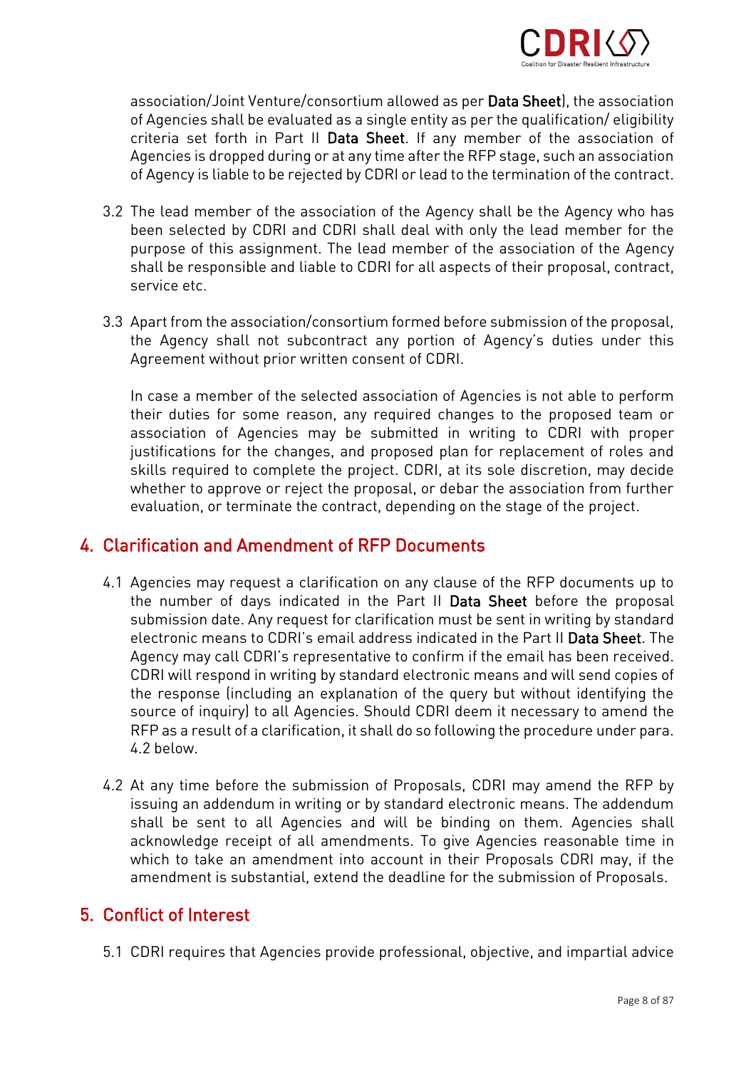association/Joint Venture/consortium allowed as per **Data Sheet**), the association of Agencies shall be evaluated as a single entity as per the qualification/ eligibility criteria set forth in Part II **Data Sheet**. If any member of the association of Agencies is dropped during or at any time after the RFP stage, such an association of Agency is liable to be rejected by CDRI or lead to the termination of the contract.

3.2 The lead member of the association of the Agency shall be the Agency who has been selected by CDRI and CDRI shall deal with only the lead member for the purpose of this assignment. The lead member of the association of the Agency shall be responsible and liable to CDRI for all aspects of their proposal, contract, service etc.

3.3 Apart from the association/consortium formed before submission of the proposal, the Agency shall not subcontract any portion of Agency's duties under this Agreement without prior written consent of CDRI.

In case a member of the selected association of Agencies is not able to perform their duties for some reason, any required changes to the proposed team or association of Agencies may be submitted in writing to CDRI with proper justifications for the changes, and proposed plan for replacement of roles and skills required to complete the project. CDRI, at its sole discretion, may decide whether to approve or reject the proposal, or debar the association from further evaluation, or terminate the contract, depending on the stage of the project.

## 4. Clarification and Amendment of RFP Documents

4.1 Agencies may request a clarification on any clause of the RFP documents up to the number of days indicated in the Part II **Data Sheet** before the proposal submission date. Any request for clarification must be sent in writing by standard electronic means to CDRI's email address indicated in the Part II **Data Sheet**. The Agency may call CDRI's representative to confirm if the email has been received. CDRI will respond in writing by standard electronic means and will send copies of the response (including an explanation of the query but without identifying the source of inquiry) to all Agencies. Should CDRI deem it necessary to amend the RFP as a result of a clarification, it shall do so following the procedure under para. 4.2 below.

4.2 At any time before the submission of Proposals, CDRI may amend the RFP by issuing an addendum in writing or by standard electronic means. The addendum shall be sent to all Agencies and will be binding on them. Agencies shall acknowledge receipt of all amendments. To give Agencies reasonable time in which to take an amendment into account in their Proposals CDRI may, if the amendment is substantial, extend the deadline for the submission of Proposals.

## 5. Conflict of Interest

5.1 CDRI requires that Agencies provide professional, objective, and impartial advice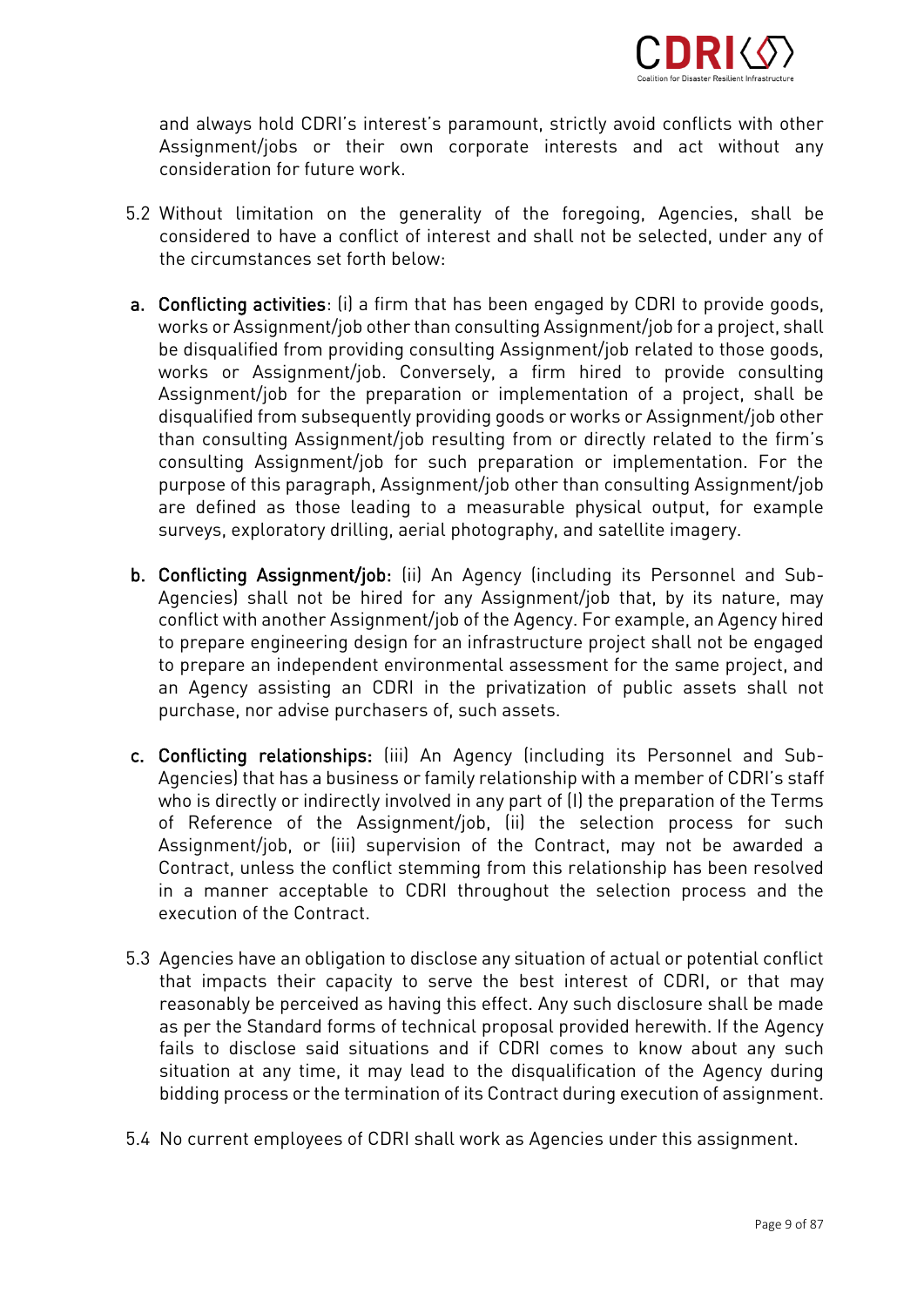and always hold CDRI's interest's paramount, strictly avoid conflicts with other Assignment/jobs or their own corporate interests and act without any consideration for future work.

5.2 Without limitation on the generality of the foregoing, Agencies, shall be considered to have a conflict of interest and shall not be selected, under any of the circumstances set forth below:

a. **Conflicting activities**: (i) a firm that has been engaged by CDRI to provide goods, works or Assignment/job other than consulting Assignment/job for a project, shall be disqualified from providing consulting Assignment/job related to those goods, works or Assignment/job. Conversely, a firm hired to provide consulting Assignment/job for the preparation or implementation of a project, shall be disqualified from subsequently providing goods or works or Assignment/job other than consulting Assignment/job resulting from or directly related to the firm's consulting Assignment/job for such preparation or implementation. For the purpose of this paragraph, Assignment/job other than consulting Assignment/job are defined as those leading to a measurable physical output, for example surveys, exploratory drilling, aerial photography, and satellite imagery.

b. **Conflicting Assignment/job:** (ii) An Agency (including its Personnel and Sub-Agencies) shall not be hired for any Assignment/job that, by its nature, may conflict with another Assignment/job of the Agency. For example, an Agency hired to prepare engineering design for an infrastructure project shall not be engaged to prepare an independent environmental assessment for the same project, and an Agency assisting an CDRI in the privatization of public assets shall not purchase, nor advise purchasers of, such assets.

c. **Conflicting relationships:** (iii) An Agency (including its Personnel and Sub-Agencies) that has a business or family relationship with a member of CDRI's staff who is directly or indirectly involved in any part of (I) the preparation of the Terms of Reference of the Assignment/job, (ii) the selection process for such Assignment/job, or (iii) supervision of the Contract, may not be awarded a Contract, unless the conflict stemming from this relationship has been resolved in a manner acceptable to CDRI throughout the selection process and the execution of the Contract.

5.3 Agencies have an obligation to disclose any situation of actual or potential conflict that impacts their capacity to serve the best interest of CDRI, or that may reasonably be perceived as having this effect. Any such disclosure shall be made as per the Standard forms of technical proposal provided herewith. If the Agency fails to disclose said situations and if CDRI comes to know about any such situation at any time, it may lead to the disqualification of the Agency during bidding process or the termination of its Contract during execution of assignment.

5.4 No current employees of CDRI shall work as Agencies under this assignment.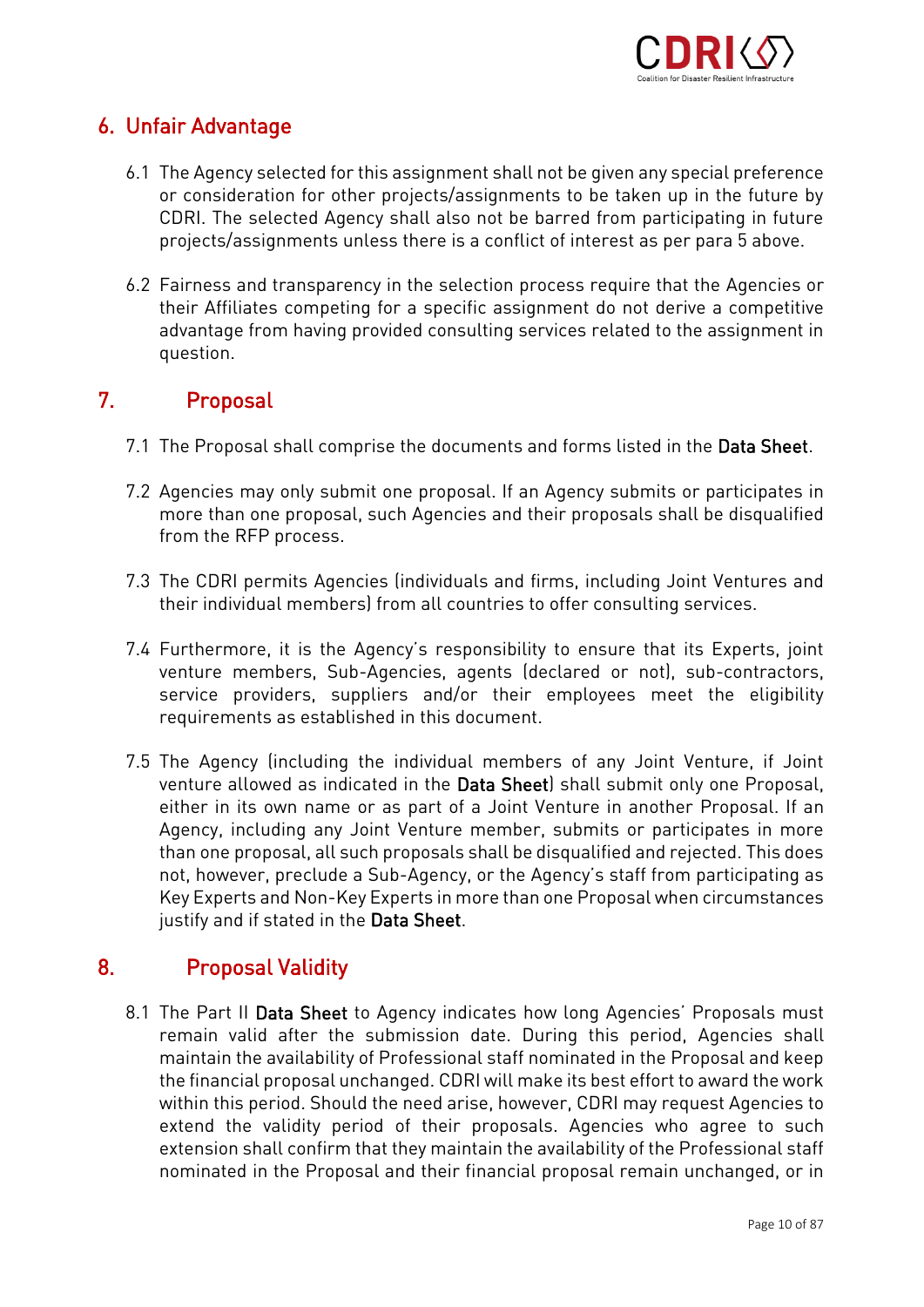## 6. Unfair Advantage

6.1 The Agency selected for this assignment shall not be given any special preference or consideration for other projects/assignments to be taken up in the future by CDRI. The selected Agency shall also not be barred from participating in future projects/assignments unless there is a conflict of interest as per para 5 above.

6.2 Fairness and transparency in the selection process require that the Agencies or their Affiliates competing for a specific assignment do not derive a competitive advantage from having provided consulting services related to the assignment in question.

## 7. Proposal

7.1 The Proposal shall comprise the documents and forms listed in the **Data Sheet**.

7.2 Agencies may only submit one proposal. If an Agency submits or participates in more than one proposal, such Agencies and their proposals shall be disqualified from the RFP process.

7.3 The CDRI permits Agencies (individuals and firms, including Joint Ventures and their individual members) from all countries to offer consulting services.

7.4 Furthermore, it is the Agency's responsibility to ensure that its Experts, joint venture members, Sub-Agencies, agents (declared or not), sub-contractors, service providers, suppliers and/or their employees meet the eligibility requirements as established in this document.

7.5 The Agency (including the individual members of any Joint Venture, if Joint venture allowed as indicated in the **Data Sheet**) shall submit only one Proposal, either in its own name or as part of a Joint Venture in another Proposal. If an Agency, including any Joint Venture member, submits or participates in more than one proposal, all such proposals shall be disqualified and rejected. This does not, however, preclude a Sub-Agency, or the Agency's staff from participating as Key Experts and Non-Key Experts in more than one Proposal when circumstances justify and if stated in the **Data Sheet**.

## 8. Proposal Validity

8.1 The Part II **Data Sheet** to Agency indicates how long Agencies' Proposals must remain valid after the submission date. During this period, Agencies shall maintain the availability of Professional staff nominated in the Proposal and keep the financial proposal unchanged. CDRI will make its best effort to award the work within this period. Should the need arise, however, CDRI may request Agencies to extend the validity period of their proposals. Agencies who agree to such extension shall confirm that they maintain the availability of the Professional staff nominated in the Proposal and their financial proposal remain unchanged, or in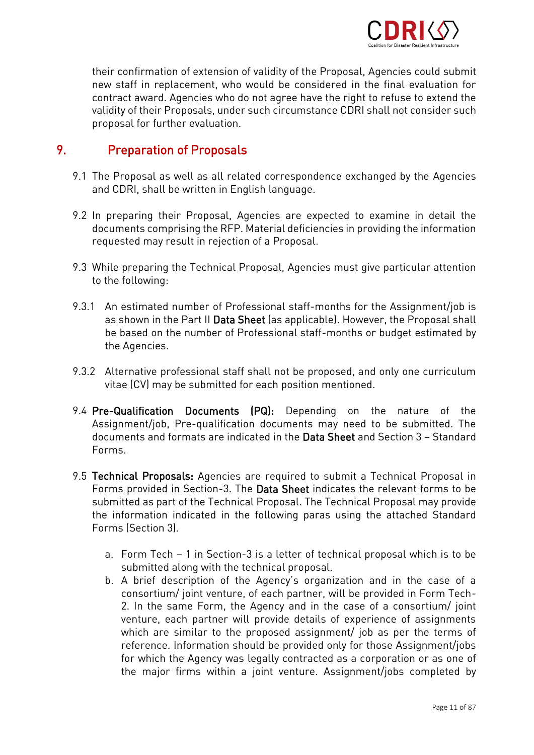their confirmation of extension of validity of the Proposal, Agencies could submit new staff in replacement, who would be considered in the final evaluation for contract award. Agencies who do not agree have the right to refuse to extend the validity of their Proposals, under such circumstance CDRI shall not consider such proposal for further evaluation.

## 9. Preparation of Proposals

9.1 The Proposal as well as all related correspondence exchanged by the Agencies and CDRI, shall be written in English language.

9.2 In preparing their Proposal, Agencies are expected to examine in detail the documents comprising the RFP. Material deficiencies in providing the information requested may result in rejection of a Proposal.

9.3 While preparing the Technical Proposal, Agencies must give particular attention to the following:

9.3.1 An estimated number of Professional staff-months for the Assignment/job is as shown in the Part II **Data Sheet** (as applicable). However, the Proposal shall be based on the number of Professional staff-months or budget estimated by the Agencies.

9.3.2 Alternative professional staff shall not be proposed, and only one curriculum vitae (CV) may be submitted for each position mentioned.

9.4 **Pre-Qualification Documents (PQ):** Depending on the nature of the Assignment/job, Pre-qualification documents may need to be submitted. The documents and formats are indicated in the **Data Sheet** and Section 3 – Standard Forms.

9.5 **Technical Proposals:** Agencies are required to submit a Technical Proposal in Forms provided in Section-3. The **Data Sheet** indicates the relevant forms to be submitted as part of the Technical Proposal. The Technical Proposal may provide the information indicated in the following paras using the attached Standard Forms (Section 3).

a. Form Tech – 1 in Section-3 is a letter of technical proposal which is to be submitted along with the technical proposal.
b. A brief description of the Agency's organization and in the case of a consortium/ joint venture, of each partner, will be provided in Form Tech-2. In the same Form, the Agency and in the case of a consortium/ joint venture, each partner will provide details of experience of assignments which are similar to the proposed assignment/ job as per the terms of reference. Information should be provided only for those Assignment/jobs for which the Agency was legally contracted as a corporation or as one of the major firms within a joint venture. Assignment/jobs completed by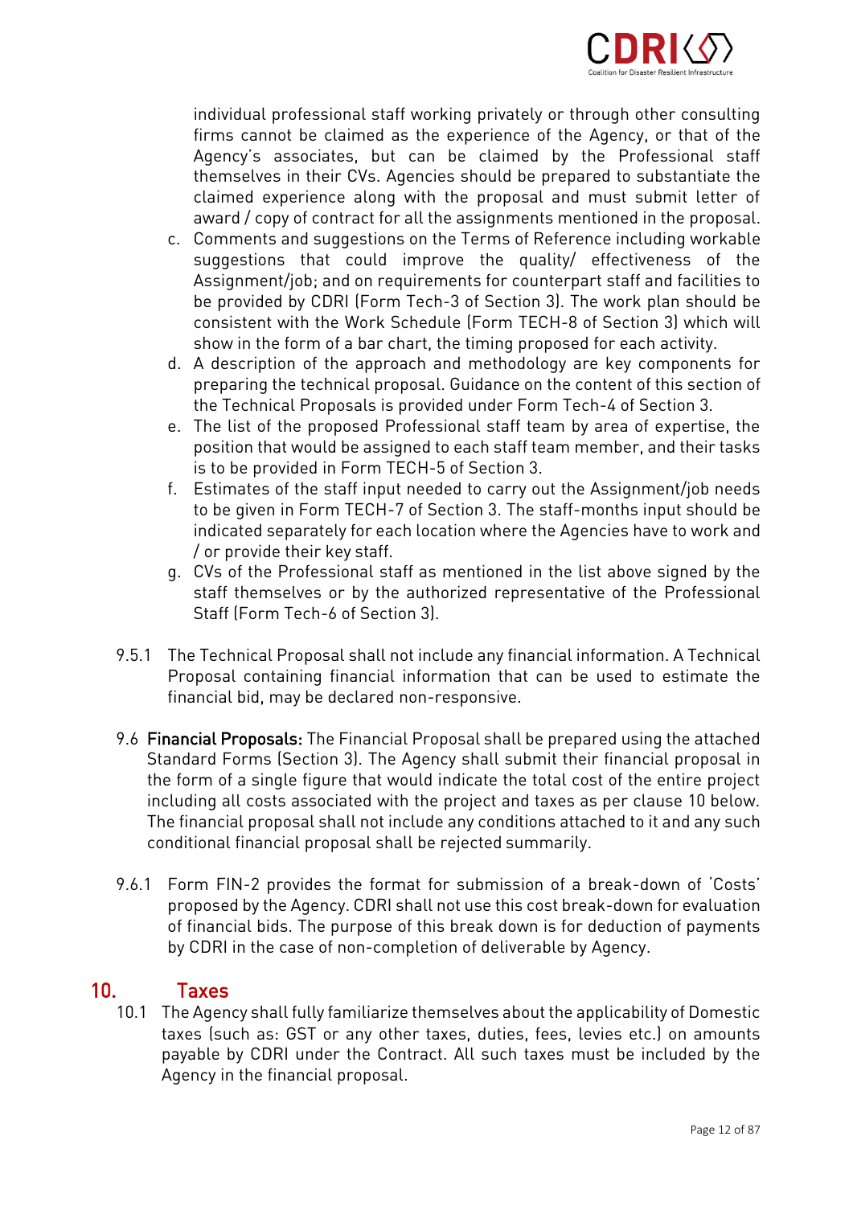individual professional staff working privately or through other consulting firms cannot be claimed as the experience of the Agency, or that of the Agency's associates, but can be claimed by the Professional staff themselves in their CVs. Agencies should be prepared to substantiate the claimed experience along with the proposal and must submit letter of award / copy of contract for all the assignments mentioned in the proposal.

c. Comments and suggestions on the Terms of Reference including workable suggestions that could improve the quality/ effectiveness of the Assignment/job; and on requirements for counterpart staff and facilities to be provided by CDRI (Form Tech-3 of Section 3). The work plan should be consistent with the Work Schedule (Form TECH-8 of Section 3) which will show in the form of a bar chart, the timing proposed for each activity.
d. A description of the approach and methodology are key components for preparing the technical proposal. Guidance on the content of this section of the Technical Proposals is provided under Form Tech-4 of Section 3.
e. The list of the proposed Professional staff team by area of expertise, the position that would be assigned to each staff team member, and their tasks is to be provided in Form TECH-5 of Section 3.
f. Estimates of the staff input needed to carry out the Assignment/job needs to be given in Form TECH-7 of Section 3. The staff-months input should be indicated separately for each location where the Agencies have to work and / or provide their key staff.
g. CVs of the Professional staff as mentioned in the list above signed by the staff themselves or by the authorized representative of the Professional Staff (Form Tech-6 of Section 3).

9.5.1 The Technical Proposal shall not include any financial information. A Technical Proposal containing financial information that can be used to estimate the financial bid, may be declared non-responsive.

9.6 **Financial Proposals:** The Financial Proposal shall be prepared using the attached Standard Forms (Section 3). The Agency shall submit their financial proposal in the form of a single figure that would indicate the total cost of the entire project including all costs associated with the project and taxes as per clause 10 below. The financial proposal shall not include any conditions attached to it and any such conditional financial proposal shall be rejected summarily.

9.6.1 Form FIN-2 provides the format for submission of a break-down of 'Costs' proposed by the Agency. CDRI shall not use this cost break-down for evaluation of financial bids. The purpose of this break down is for deduction of payments by CDRI in the case of non-completion of deliverable by Agency.

## 10. Taxes

10.1 The Agency shall fully familiarize themselves about the applicability of Domestic taxes (such as: GST or any other taxes, duties, fees, levies etc.) on amounts payable by CDRI under the Contract. All such taxes must be included by the Agency in the financial proposal.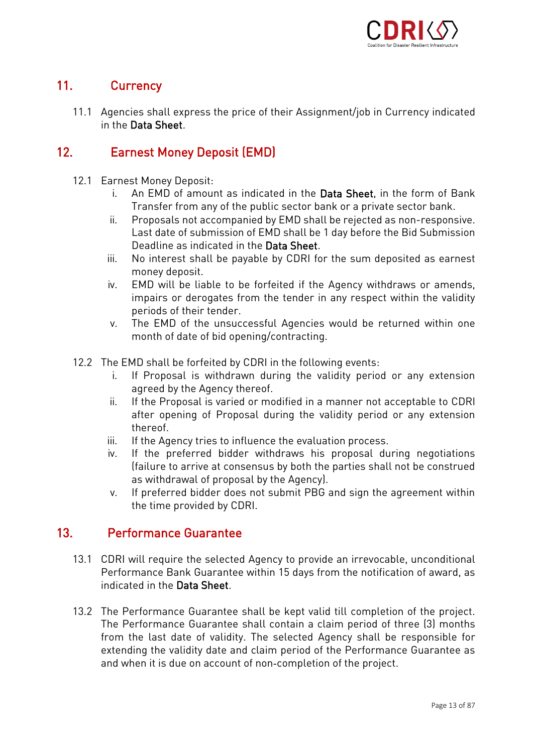## 11. Currency

11.1 Agencies shall express the price of their Assignment/job in Currency indicated in the **Data Sheet**.

## 12. Earnest Money Deposit (EMD)

12.1 Earnest Money Deposit:

i. An EMD of amount as indicated in the **Data Sheet**, in the form of Bank Transfer from any of the public sector bank or a private sector bank.

ii. Proposals not accompanied by EMD shall be rejected as non-responsive. Last date of submission of EMD shall be 1 day before the Bid Submission Deadline as indicated in the **Data Sheet**.

iii. No interest shall be payable by CDRI for the sum deposited as earnest money deposit.

iv. EMD will be liable to be forfeited if the Agency withdraws or amends, impairs or derogates from the tender in any respect within the validity periods of their tender.

v. The EMD of the unsuccessful Agencies would be returned within one month of date of bid opening/contracting.

12.2 The EMD shall be forfeited by CDRI in the following events:

i. If Proposal is withdrawn during the validity period or any extension agreed by the Agency thereof.

ii. If the Proposal is varied or modified in a manner not acceptable to CDRI after opening of Proposal during the validity period or any extension thereof.

iii. If the Agency tries to influence the evaluation process.

iv. If the preferred bidder withdraws his proposal during negotiations (failure to arrive at consensus by both the parties shall not be construed as withdrawal of proposal by the Agency).

v. If preferred bidder does not submit PBG and sign the agreement within the time provided by CDRI.

## 13. Performance Guarantee

13.1 CDRI will require the selected Agency to provide an irrevocable, unconditional Performance Bank Guarantee within 15 days from the notification of award, as indicated in the **Data Sheet**.

13.2 The Performance Guarantee shall be kept valid till completion of the project. The Performance Guarantee shall contain a claim period of three (3) months from the last date of validity. The selected Agency shall be responsible for extending the validity date and claim period of the Performance Guarantee as and when it is due on account of non-completion of the project.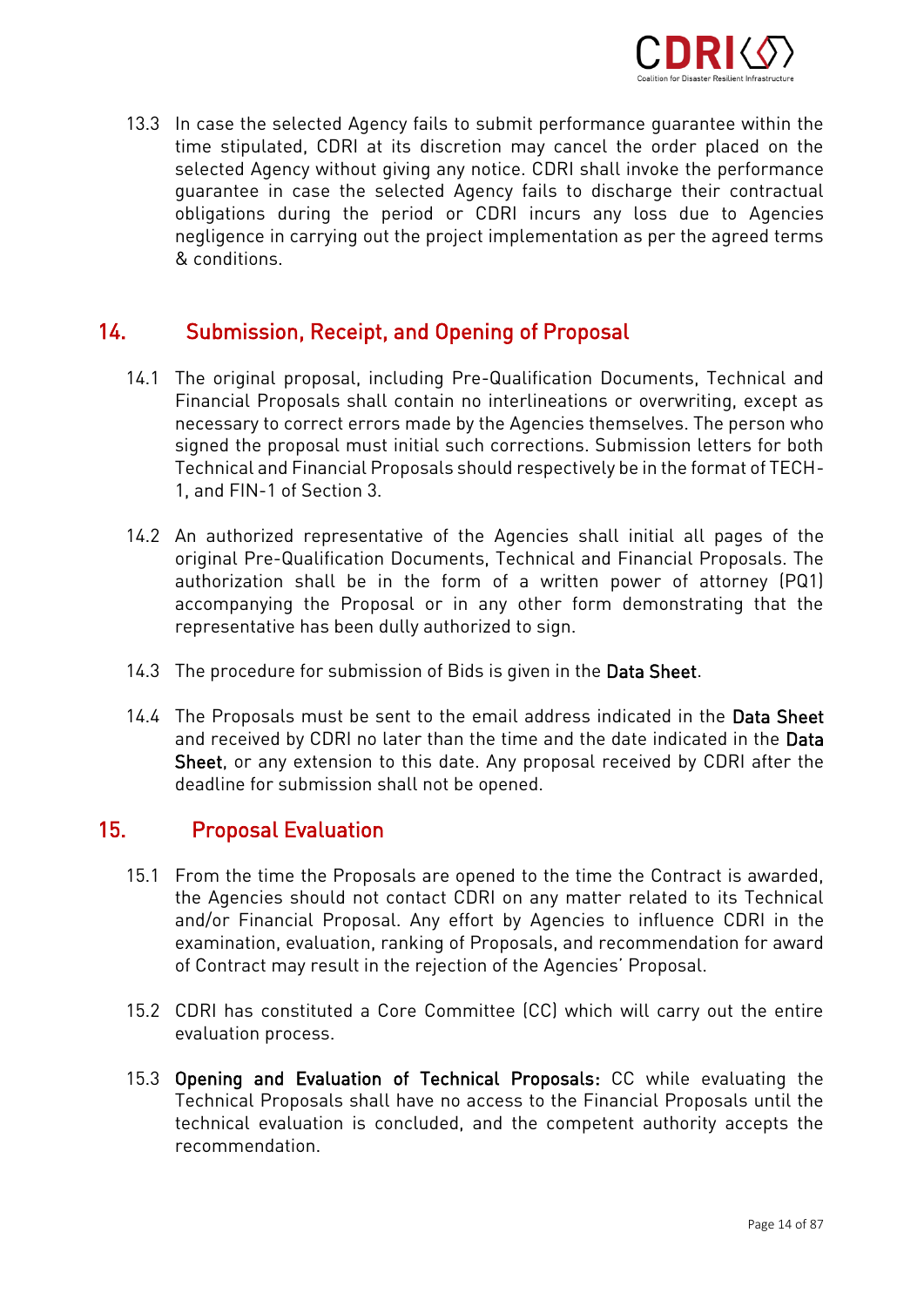13.3 In case the selected Agency fails to submit performance guarantee within the time stipulated, CDRI at its discretion may cancel the order placed on the selected Agency without giving any notice. CDRI shall invoke the performance guarantee in case the selected Agency fails to discharge their contractual obligations during the period or CDRI incurs any loss due to Agencies negligence in carrying out the project implementation as per the agreed terms & conditions.

## 14. Submission, Receipt, and Opening of Proposal

14.1 The original proposal, including Pre-Qualification Documents, Technical and Financial Proposals shall contain no interlineations or overwriting, except as necessary to correct errors made by the Agencies themselves. The person who signed the proposal must initial such corrections. Submission letters for both Technical and Financial Proposals should respectively be in the format of TECH-1, and FIN-1 of Section 3.

14.2 An authorized representative of the Agencies shall initial all pages of the original Pre-Qualification Documents, Technical and Financial Proposals. The authorization shall be in the form of a written power of attorney (PQ1) accompanying the Proposal or in any other form demonstrating that the representative has been dully authorized to sign.

14.3 The procedure for submission of Bids is given in the **Data Sheet**.

14.4 The Proposals must be sent to the email address indicated in the **Data Sheet** and received by CDRI no later than the time and the date indicated in the **Data Sheet**, or any extension to this date. Any proposal received by CDRI after the deadline for submission shall not be opened.

## 15. Proposal Evaluation

15.1 From the time the Proposals are opened to the time the Contract is awarded, the Agencies should not contact CDRI on any matter related to its Technical and/or Financial Proposal. Any effort by Agencies to influence CDRI in the examination, evaluation, ranking of Proposals, and recommendation for award of Contract may result in the rejection of the Agencies' Proposal.

15.2 CDRI has constituted a Core Committee (CC) which will carry out the entire evaluation process.

15.3 **Opening and Evaluation of Technical Proposals:** CC while evaluating the Technical Proposals shall have no access to the Financial Proposals until the technical evaluation is concluded, and the competent authority accepts the recommendation.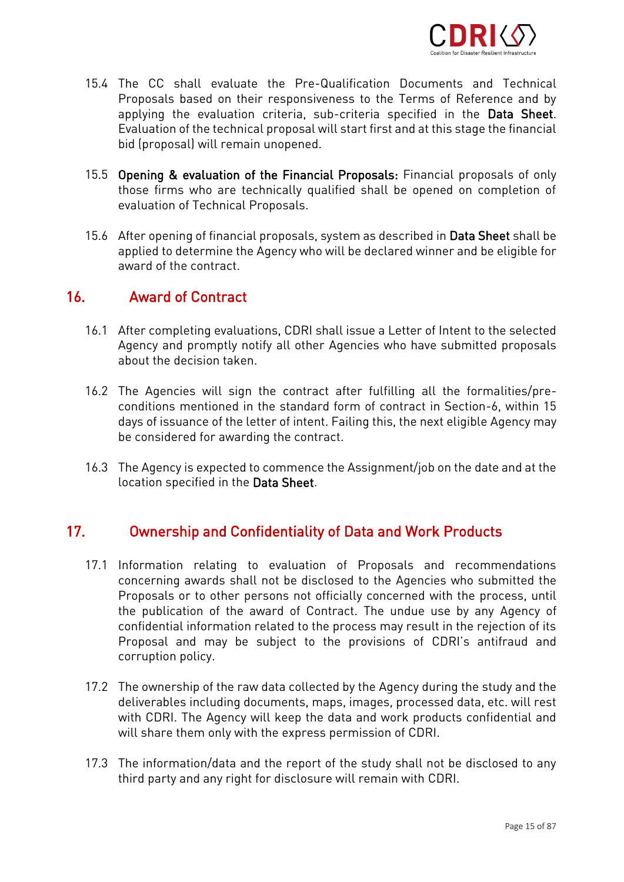15.4 The CC shall evaluate the Pre-Qualification Documents and Technical Proposals based on their responsiveness to the Terms of Reference and by applying the evaluation criteria, sub-criteria specified in the **Data Sheet**. Evaluation of the technical proposal will start first and at this stage the financial bid (proposal) will remain unopened.

15.5 **Opening & evaluation of the Financial Proposals:** Financial proposals of only those firms who are technically qualified shall be opened on completion of evaluation of Technical Proposals.

15.6 After opening of financial proposals, system as described in **Data Sheet** shall be applied to determine the Agency who will be declared winner and be eligible for award of the contract.

## 16. Award of Contract

16.1 After completing evaluations, CDRI shall issue a Letter of Intent to the selected Agency and promptly notify all other Agencies who have submitted proposals about the decision taken.

16.2 The Agencies will sign the contract after fulfilling all the formalities/pre-conditions mentioned in the standard form of contract in Section-6, within 15 days of issuance of the letter of intent. Failing this, the next eligible Agency may be considered for awarding the contract.

16.3 The Agency is expected to commence the Assignment/job on the date and at the location specified in the **Data Sheet**.

## 17. Ownership and Confidentiality of Data and Work Products

17.1 Information relating to evaluation of Proposals and recommendations concerning awards shall not be disclosed to the Agencies who submitted the Proposals or to other persons not officially concerned with the process, until the publication of the award of Contract. The undue use by any Agency of confidential information related to the process may result in the rejection of its Proposal and may be subject to the provisions of CDRI's antifraud and corruption policy.

17.2 The ownership of the raw data collected by the Agency during the study and the deliverables including documents, maps, images, processed data, etc. will rest with CDRI. The Agency will keep the data and work products confidential and will share them only with the express permission of CDRI.

17.3 The information/data and the report of the study shall not be disclosed to any third party and any right for disclosure will remain with CDRI.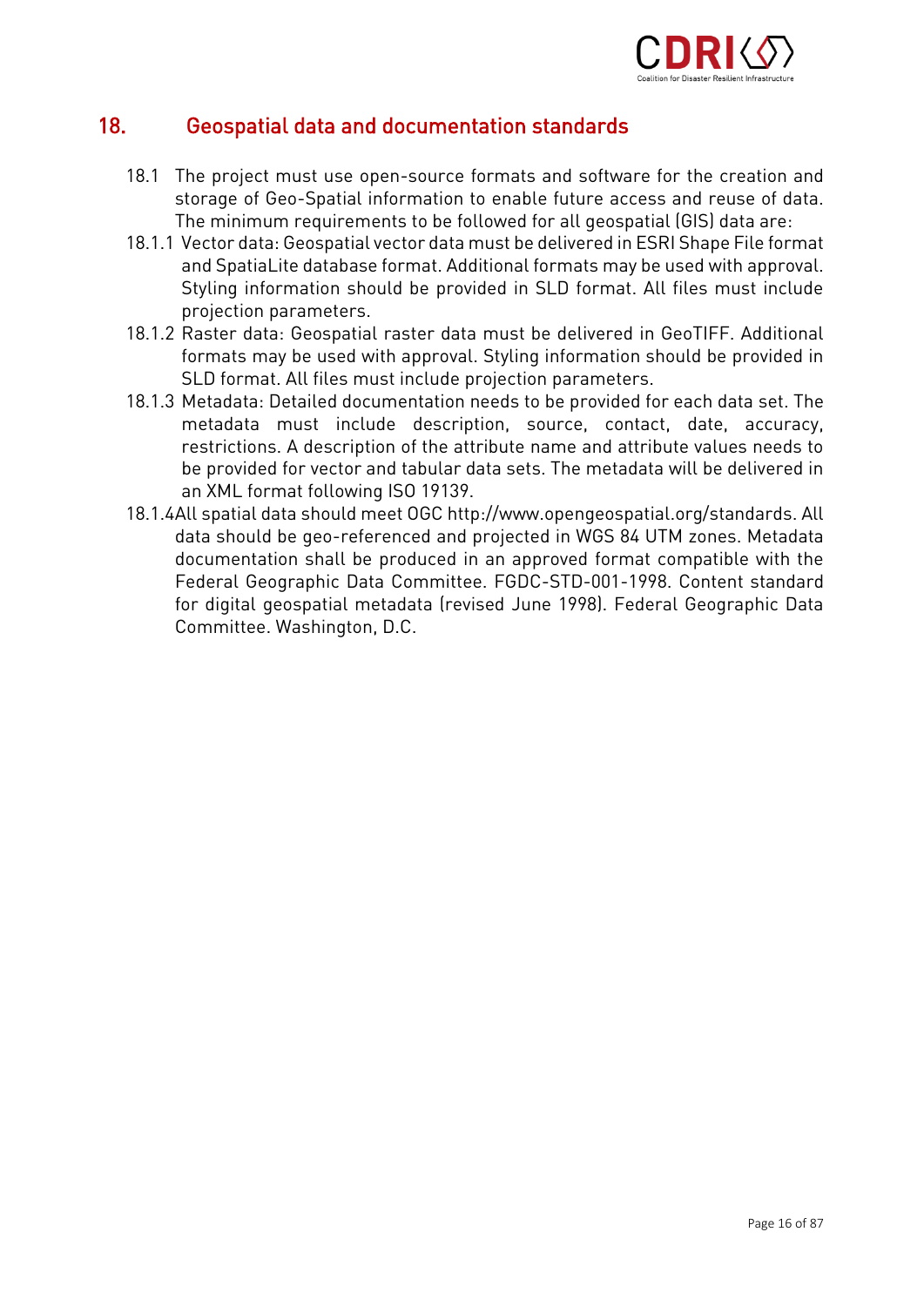## 18. Geospatial data and documentation standards

18.1 The project must use open-source formats and software for the creation and storage of Geo-Spatial information to enable future access and reuse of data. The minimum requirements to be followed for all geospatial (GIS) data are:

18.1.1 Vector data: Geospatial vector data must be delivered in ESRI Shape File format and SpatiaLite database format. Additional formats may be used with approval. Styling information should be provided in SLD format. All files must include projection parameters.

18.1.2 Raster data: Geospatial raster data must be delivered in GeoTIFF. Additional formats may be used with approval. Styling information should be provided in SLD format. All files must include projection parameters.

18.1.3 Metadata: Detailed documentation needs to be provided for each data set. The metadata must include description, source, contact, date, accuracy, restrictions. A description of the attribute name and attribute values needs to be provided for vector and tabular data sets. The metadata will be delivered in an XML format following ISO 19139.

18.1.4 All spatial data should meet OGC http://www.opengeospatial.org/standards. All data should be geo-referenced and projected in WGS 84 UTM zones. Metadata documentation shall be produced in an approved format compatible with the Federal Geographic Data Committee. FGDC-STD-001-1998. Content standard for digital geospatial metadata (revised June 1998). Federal Geographic Data Committee. Washington, D.C.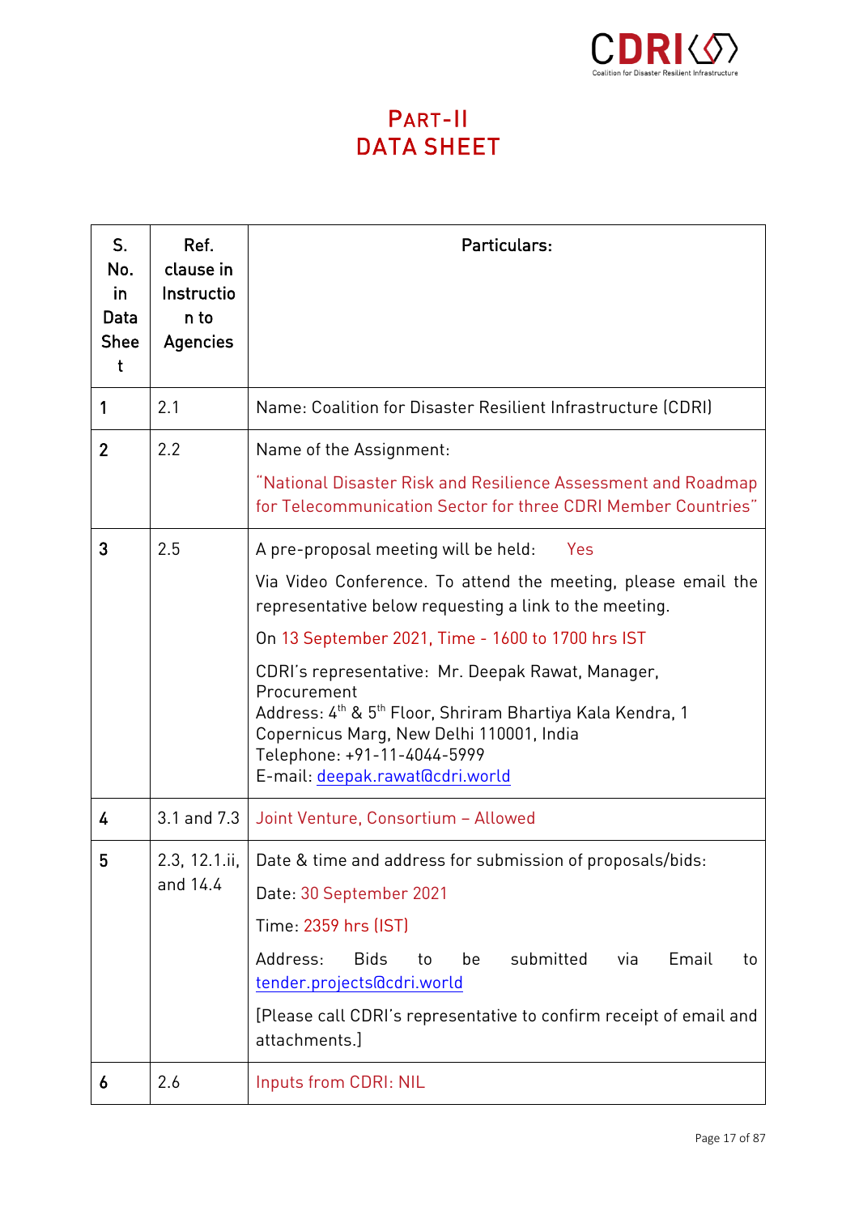# PART-II
# DATA SHEET

| S. No. in Data Sheet | Ref. clause in Instruction to Agencies | Particulars: |
|---|---|---|
| 1 | 2.1 | Name: Coalition for Disaster Resilient Infrastructure (CDRI) |
| 2 | 2.2 | Name of the Assignment:<br><br>"National Disaster Risk and Resilience Assessment and Roadmap for Telecommunication Sector for three CDRI Member Countries" |
| 3 | 2.5 | A pre-proposal meeting will be held: Yes<br><br>Via Video Conference. To attend the meeting, please email the representative below requesting a link to the meeting.<br><br>On 13 September 2021, Time - 1600 to 1700 hrs IST<br><br>CDRI's representative: Mr. Deepak Rawat, Manager, Procurement<br>Address: 4th & 5th Floor, Shriram Bhartiya Kala Kendra, 1 Copernicus Marg, New Delhi 110001, India<br>Telephone: +91-11-4044-5999<br>E-mail: deepak.rawat@cdri.world |
| 4 | 3.1 and 7.3 | Joint Venture, Consortium – Allowed |
| 5 | 2.3, 12.1.ii, and 14.4 | Date & time and address for submission of proposals/bids:<br><br>Date: 30 September 2021<br><br>Time: 2359 hrs (IST)<br><br>Address: Bids to be submitted via Email to tender.projects@cdri.world<br><br>[Please call CDRI's representative to confirm receipt of email and attachments.] |
| 6 | 2.6 | Inputs from CDRI: NIL |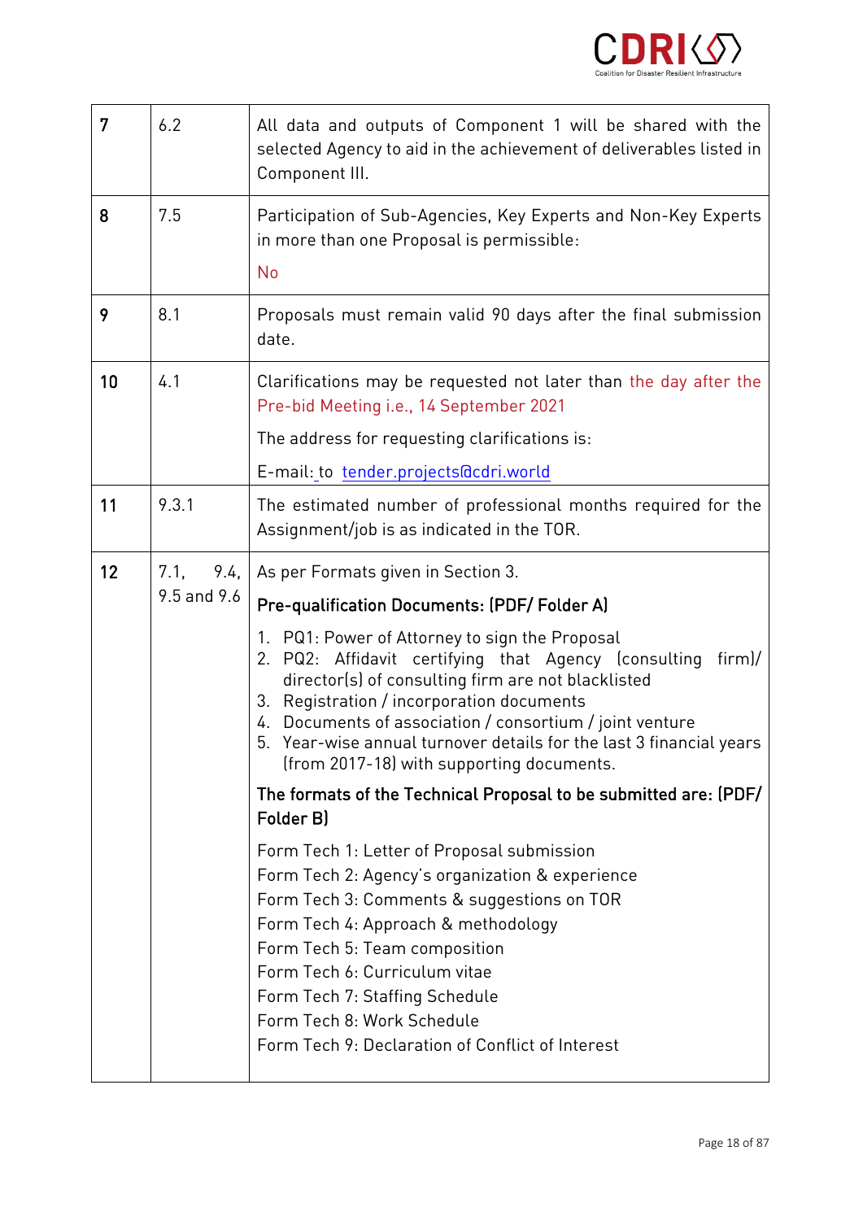| 7 | 6.2 | All data and outputs of Component 1 will be shared with the selected Agency to aid in the achievement of deliverables listed in Component III. |
|---|---|---|
| 8 | 7.5 | Participation of Sub-Agencies, Key Experts and Non-Key Experts in more than one Proposal is permissible:<br><br>No |
| 9 | 8.1 | Proposals must remain valid 90 days after the final submission date. |
| 10 | 4.1 | Clarifications may be requested not later than the day after the Pre-bid Meeting i.e., 14 September 2021<br><br>The address for requesting clarifications is:<br><br>E-mail: to tender.projects@cdri.world |
| 11 | 9.3.1 | The estimated number of professional months required for the Assignment/job is as indicated in the TOR. |
| 12 | 7.1, 9.4, 9.5 and 9.6 | As per Formats given in Section 3.<br><br>**Pre-qualification Documents: (PDF/ Folder A)**<br><br>1. PQ1: Power of Attorney to sign the Proposal<br>2. PQ2: Affidavit certifying that Agency (consulting firm)/ director(s) of consulting firm are not blacklisted<br>3. Registration / incorporation documents<br>4. Documents of association / consortium / joint venture<br>5. Year-wise annual turnover details for the last 3 financial years (from 2017-18) with supporting documents.<br><br>**The formats of the Technical Proposal to be submitted are: (PDF/ Folder B)**<br><br>Form Tech 1: Letter of Proposal submission<br>Form Tech 2: Agency's organization & experience<br>Form Tech 3: Comments & suggestions on TOR<br>Form Tech 4: Approach & methodology<br>Form Tech 5: Team composition<br>Form Tech 6: Curriculum vitae<br>Form Tech 7: Staffing Schedule<br>Form Tech 8: Work Schedule<br>Form Tech 9: Declaration of Conflict of Interest |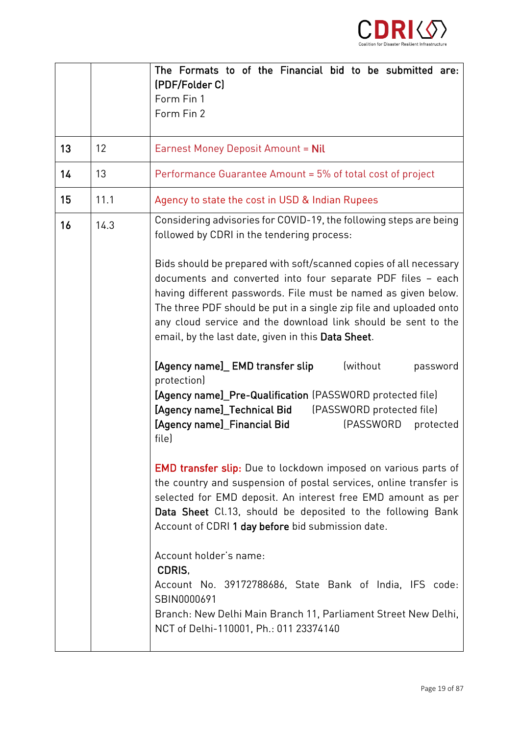| | | |
|---|---|---|
| | | **The Formats to of the Financial bid to be submitted are: (PDF/Folder C)**<br>Form Fin 1<br>Form Fin 2 |
| **13** | 12 | Earnest Money Deposit Amount = **Nil** |
| **14** | 13 | Performance Guarantee Amount = 5% of total cost of project |
| **15** | 11.1 | Agency to state the cost in USD & Indian Rupees |
| **16** | 14.3 | Considering advisories for COVID-19, the following steps are being followed by CDRI in the tendering process:<br><br>Bids should be prepared with soft/scanned copies of all necessary documents and converted into four separate PDF files – each having different passwords. File must be named as given below. The three PDF should be put in a single zip file and uploaded onto any cloud service and the download link should be sent to the email, by the last date, given in this **Data Sheet**.<br><br>**[Agency name]_ EMD transfer slip** (without password protection)<br>**[Agency name]_Pre-Qualification** (PASSWORD protected file)<br>**[Agency name]_Technical Bid** (PASSWORD protected file)<br>**[Agency name]_Financial Bid** (PASSWORD protected file)<br><br>**EMD transfer slip:** Due to lockdown imposed on various parts of the country and suspension of postal services, online transfer is selected for EMD deposit. An interest free EMD amount as per **Data Sheet** Cl.13, should be deposited to the following Bank Account of CDRI **1 day before** bid submission date.<br><br>Account holder's name:<br>**CDRIS,**<br>Account No. 39172788686, State Bank of India, IFS code: SBIN0000691<br>Branch: New Delhi Main Branch 11, Parliament Street New Delhi, NCT of Delhi-110001, Ph.: 011 23374140 |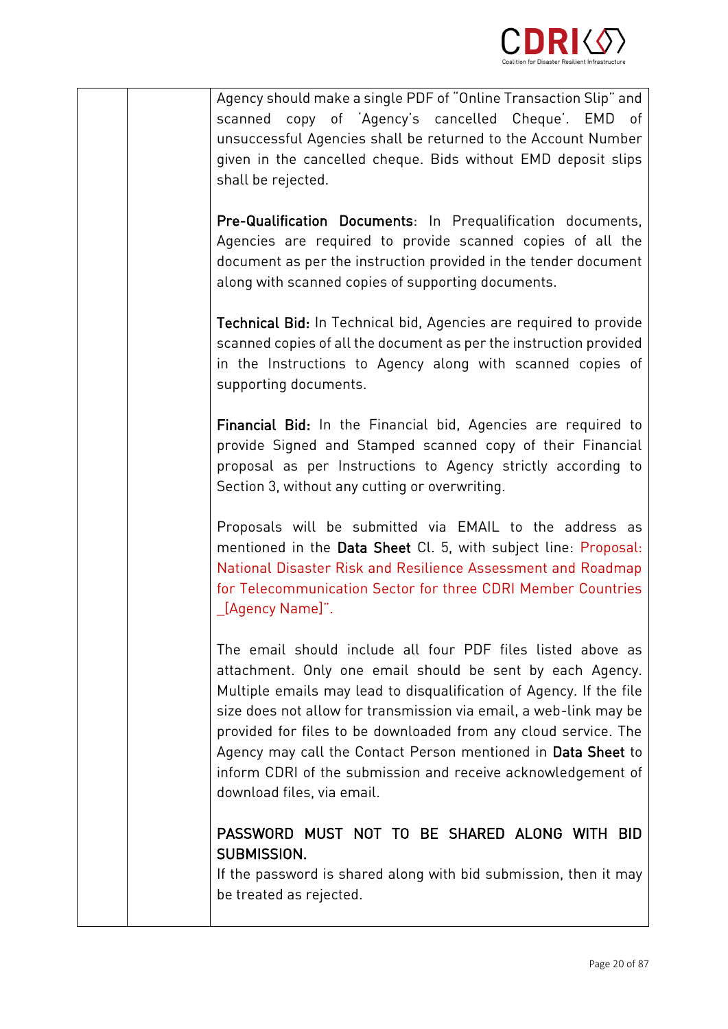| | | |
|---|---|---|
| | | Agency should make a single PDF of "Online Transaction Slip" and scanned copy of 'Agency's cancelled Cheque'. EMD of unsuccessful Agencies shall be returned to the Account Number given in the cancelled cheque. Bids without EMD deposit slips shall be rejected.<br><br>**Pre-Qualification Documents**: In Prequalification documents, Agencies are required to provide scanned copies of all the document as per the instruction provided in the tender document along with scanned copies of supporting documents.<br><br>**Technical Bid:** In Technical bid, Agencies are required to provide scanned copies of all the document as per the instruction provided in the Instructions to Agency along with scanned copies of supporting documents.<br><br>**Financial Bid:** In the Financial bid, Agencies are required to provide Signed and Stamped scanned copy of their Financial proposal as per Instructions to Agency strictly according to Section 3, without any cutting or overwriting.<br><br>Proposals will be submitted via EMAIL to the address as mentioned in the **Data Sheet** Cl. 5, with subject line: Proposal: National Disaster Risk and Resilience Assessment and Roadmap for Telecommunication Sector for three CDRI Member Countries _[Agency Name]".<br><br>The email should include all four PDF files listed above as attachment. Only one email should be sent by each Agency. Multiple emails may lead to disqualification of Agency. If the file size does not allow for transmission via email, a web-link may be provided for files to be downloaded from any cloud service. The Agency may call the Contact Person mentioned in **Data Sheet** to inform CDRI of the submission and receive acknowledgement of download files, via email.<br><br>**PASSWORD MUST NOT TO BE SHARED ALONG WITH BID SUBMISSION.**<br>If the password is shared along with bid submission, then it may be treated as rejected. |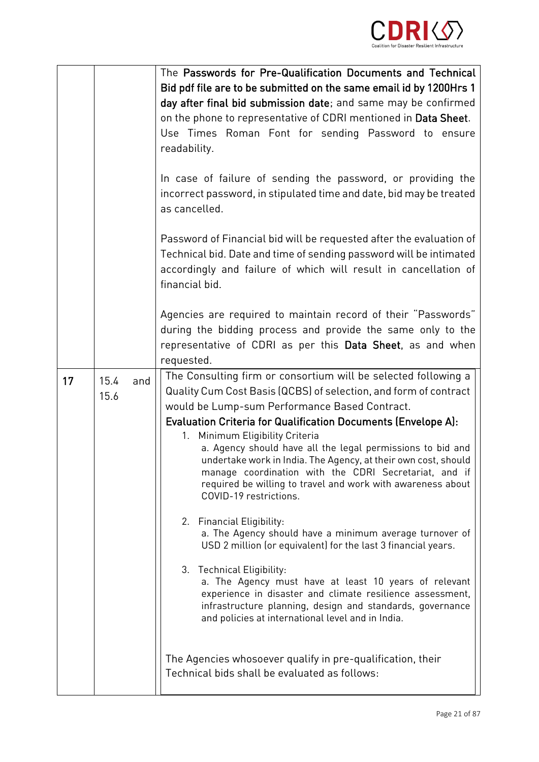|  |  |  |
| --- | --- | --- |
|  |  | The **Passwords for Pre-Qualification Documents and Technical Bid pdf file are to be submitted on the same email id by 1200Hrs 1 day after final bid submission date**; and same may be confirmed on the phone to representative of CDRI mentioned in **Data Sheet**. Use Times Roman Font for sending Password to ensure readability.<br><br>In case of failure of sending the password, or providing the incorrect password, in stipulated time and date, bid may be treated as cancelled.<br><br>Password of Financial bid will be requested after the evaluation of Technical bid. Date and time of sending password will be intimated accordingly and failure of which will result in cancellation of financial bid.<br><br>Agencies are required to maintain record of their "Passwords" during the bidding process and provide the same only to the representative of CDRI as per this **Data Sheet**, as and when requested. |
| 17 | 15.4 and 15.6 | The Consulting firm or consortium will be selected following a Quality Cum Cost Basis (QCBS) of selection, and form of contract would be Lump-sum Performance Based Contract.<br>**Evaluation Criteria for Qualification Documents (Envelope A):**<br>1. Minimum Eligibility Criteria<br>a. Agency should have all the legal permissions to bid and undertake work in India. The Agency, at their own cost, should manage coordination with the CDRI Secretariat, and if required be willing to travel and work with awareness about COVID-19 restrictions.<br><br>2. Financial Eligibility:<br>a. The Agency should have a minimum average turnover of USD 2 million (or equivalent) for the last 3 financial years.<br><br>3. Technical Eligibility:<br>a. The Agency must have at least 10 years of relevant experience in disaster and climate resilience assessment, infrastructure planning, design and standards, governance and policies at international level and in India.<br><br>The Agencies whosoever qualify in pre-qualification, their Technical bids shall be evaluated as follows: |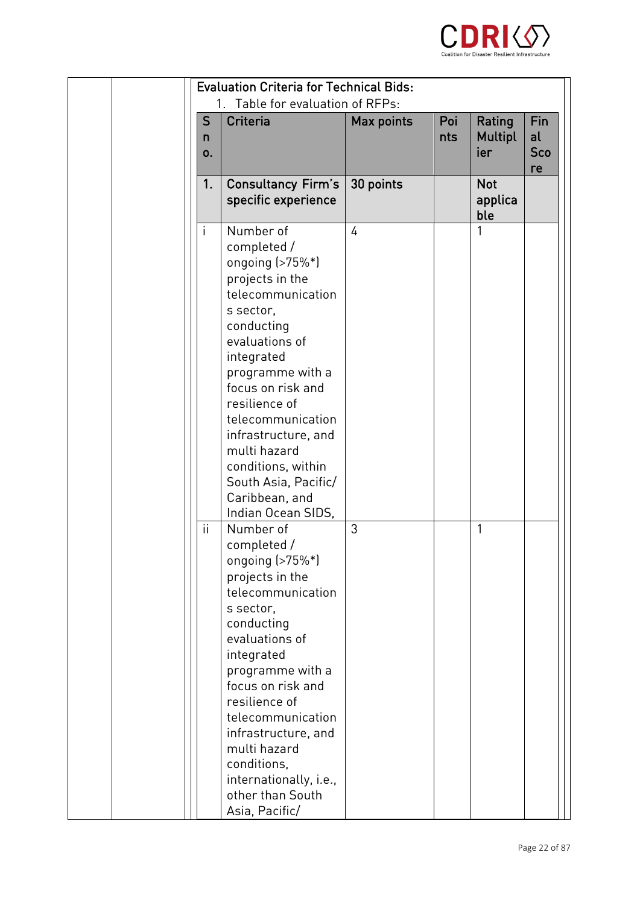**Evaluation Criteria for Technical Bids:**

1. Table for evaluation of RFPs:

| S no. | Criteria | Max points | Points | Rating Multiplier | Final Score |
|---|---|---|---|---|---|
| **1.** | **Consultancy Firm's specific experience** | **30 points** | | **Not applicable** | |
| i | Number of completed / ongoing (>75%*) projects in the telecommunications sector, conducting evaluations of integrated programme with a focus on risk and resilience of telecommunication infrastructure, and multi hazard conditions, within South Asia, Pacific/ Caribbean, and Indian Ocean SIDS, | 4 | | 1 | |
| ii | Number of completed / ongoing (>75%*) projects in the telecommunications sector, conducting evaluations of integrated programme with a focus on risk and resilience of telecommunication infrastructure, and multi hazard conditions, internationally, i.e., other than South Asia, Pacific/ | 3 | | 1 | |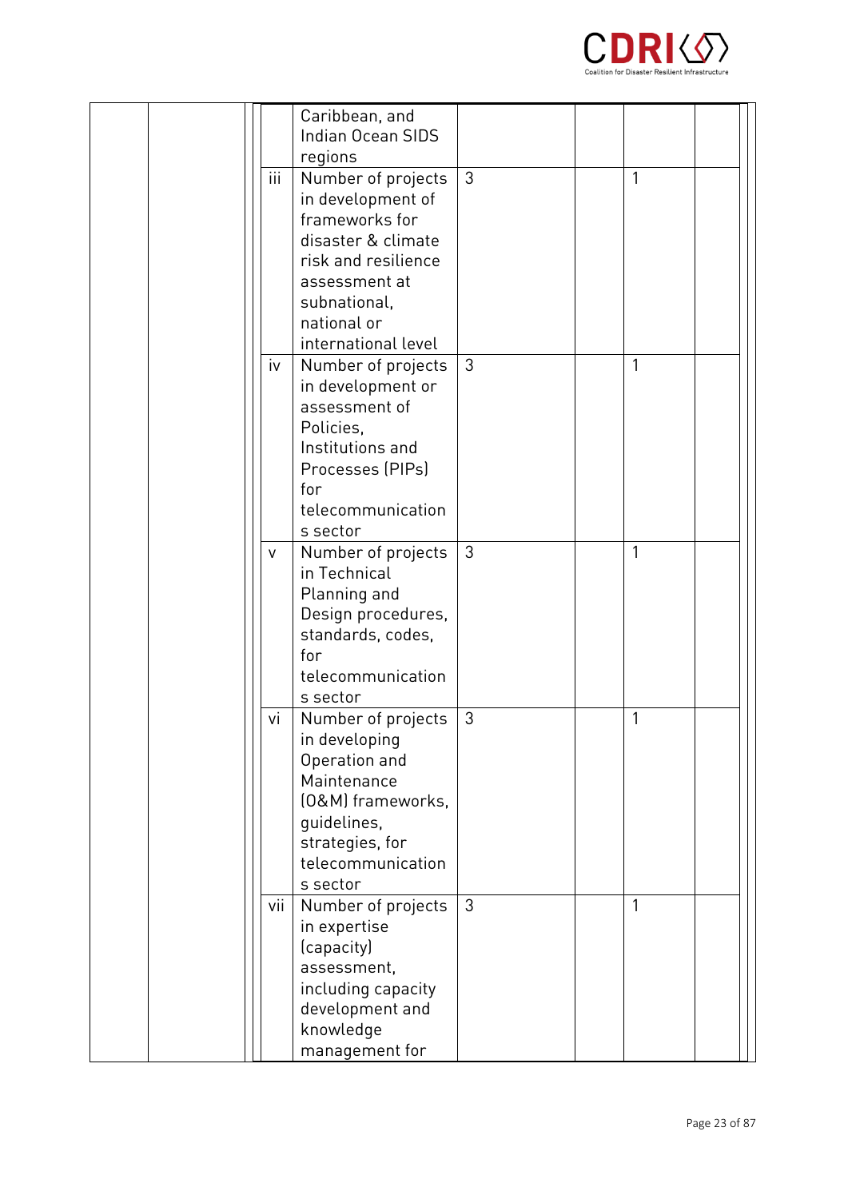| | | | | | | | |
|---|---|---|---|---|---|---|---|
| | | | Caribbean, and Indian Ocean SIDS regions | | | | |
| | | iii | Number of projects in development of frameworks for disaster & climate risk and resilience assessment at subnational, national or international level | 3 | | 1 | |
| | | iv | Number of projects in development or assessment of Policies, Institutions and Processes (PIPs) for telecommunications sector | 3 | | 1 | |
| | | v | Number of projects in Technical Planning and Design procedures, standards, codes, for telecommunications sector | 3 | | 1 | |
| | | vi | Number of projects in developing Operation and Maintenance (O&M) frameworks, guidelines, strategies, for telecommunications sector | 3 | | 1 | |
| | | vii | Number of projects in expertise (capacity) assessment, including capacity development and knowledge management for | 3 | | 1 | |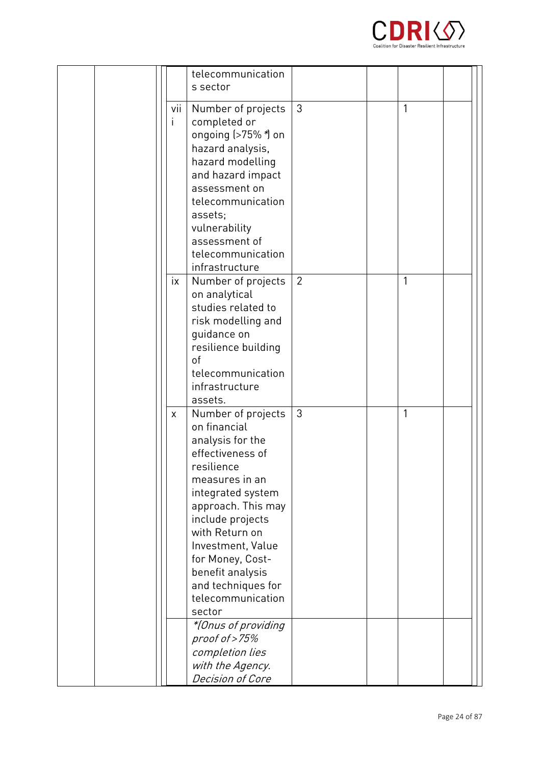| | | | | | | | |
|---|---|---|---|---|---|---|---|
| | | | telecommunications sector | | | | |
| | | viii | Number of projects completed or ongoing (>75% *) on hazard analysis, hazard modelling and hazard impact assessment on telecommunication assets; vulnerability assessment of telecommunication infrastructure | 3 | | 1 | |
| | | ix | Number of projects on analytical studies related to risk modelling and guidance on resilience building of telecommunication infrastructure assets. | 2 | | 1 | |
| | | x | Number of projects on financial analysis for the effectiveness of resilience measures in an integrated system approach. This may include projects with Return on Investment, Value for Money, Cost-benefit analysis and techniques for telecommunication sector | 3 | | 1 | |
| | | | *\*(Onus of providing proof of >75% completion lies with the Agency. Decision of Core* | | | | |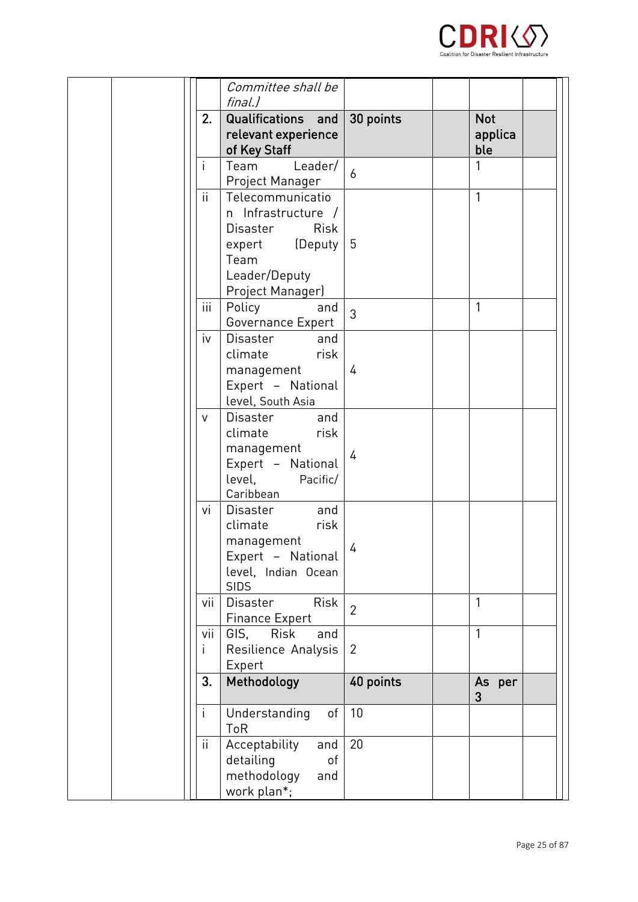| | | | | | | | |
|---|---|---|---|---|---|---|---|
| | | | *Committee shall be final.)* | | | | |
| | | **2.** | **Qualifications and relevant experience of Key Staff** | **30 points** | | **Not applicable** | |
| | | i | Team Leader/ Project Manager | 6 | | 1 | |
| | | ii | Telecommunication Infrastructure / Disaster Risk expert (Deputy Team Leader/Deputy Project Manager) | 5 | | 1 | |
| | | iii | Policy and Governance Expert | 3 | | 1 | |
| | | iv | Disaster and climate risk management Expert – National level, South Asia | 4 | | | |
| | | v | Disaster and climate risk management Expert – National level, Pacific/ Caribbean | 4 | | | |
| | | vi | Disaster and climate risk management Expert – National level, Indian Ocean SIDS | 4 | | | |
| | | vii | Disaster Risk Finance Expert | 2 | | 1 | |
| | | viii | GIS, Risk and Resilience Analysis Expert | 2 | | 1 | |
| | | **3.** | **Methodology** | **40 points** | | **As per 3** | |
| | | i | Understanding of ToR | 10 | | | |
| | | ii | Acceptability and detailing of methodology and work plan*; | 20 | | | |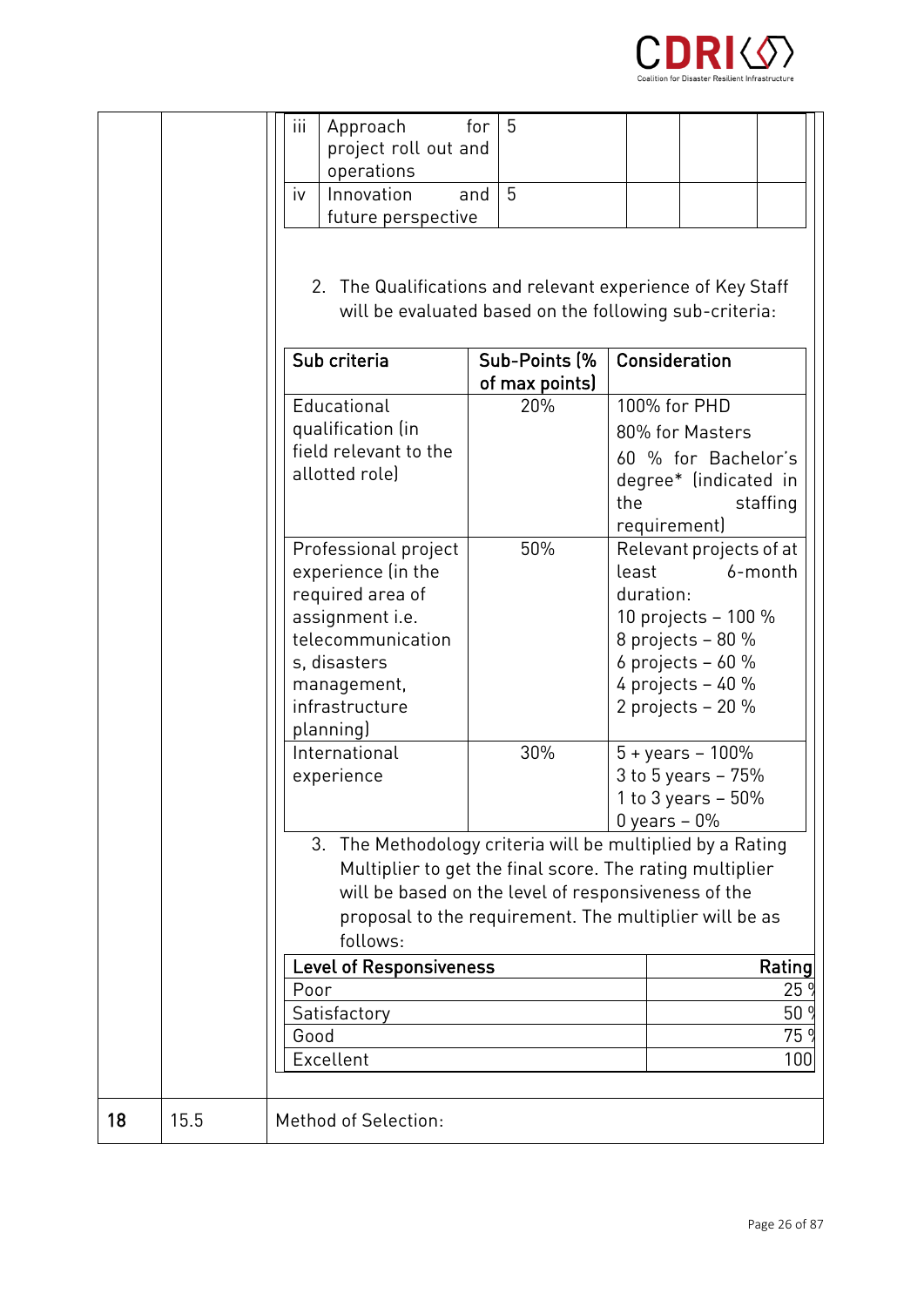| | | | | |
|---|---|---|---|---|
| iii | Approach for project roll out and operations | 5 | | |
| iv | Innovation and future perspective | 5 | | |

2. The Qualifications and relevant experience of Key Staff will be evaluated based on the following sub-criteria:

| Sub criteria | Sub-Points (% of max points) | Consideration |
|---|---|---|
| Educational qualification (in field relevant to the allotted role) | 20% | 100% for PHD<br>80% for Masters<br>60 % for Bachelor's degree* (indicated in the staffing requirement) |
| Professional project experience (in the required area of assignment i.e. telecommunications, disasters management, infrastructure planning) | 50% | Relevant projects of at least 6-month duration:<br>10 projects – 100 %<br>8 projects – 80 %<br>6 projects – 60 %<br>4 projects – 40 %<br>2 projects – 20 % |
| International experience | 30% | 5 + years – 100%<br>3 to 5 years – 75%<br>1 to 3 years – 50%<br>0 years – 0% |

3. The Methodology criteria will be multiplied by a Rating Multiplier to get the final score. The rating multiplier will be based on the level of responsiveness of the proposal to the requirement. The multiplier will be as follows:

| Level of Responsiveness | Rating |
|---|---|
| Poor | 25 % |
| Satisfactory | 50 % |
| Good | 75 % |
| Excellent | 100 |

| | | |
|---|---|---|
| **18** | 15.5 | Method of Selection: |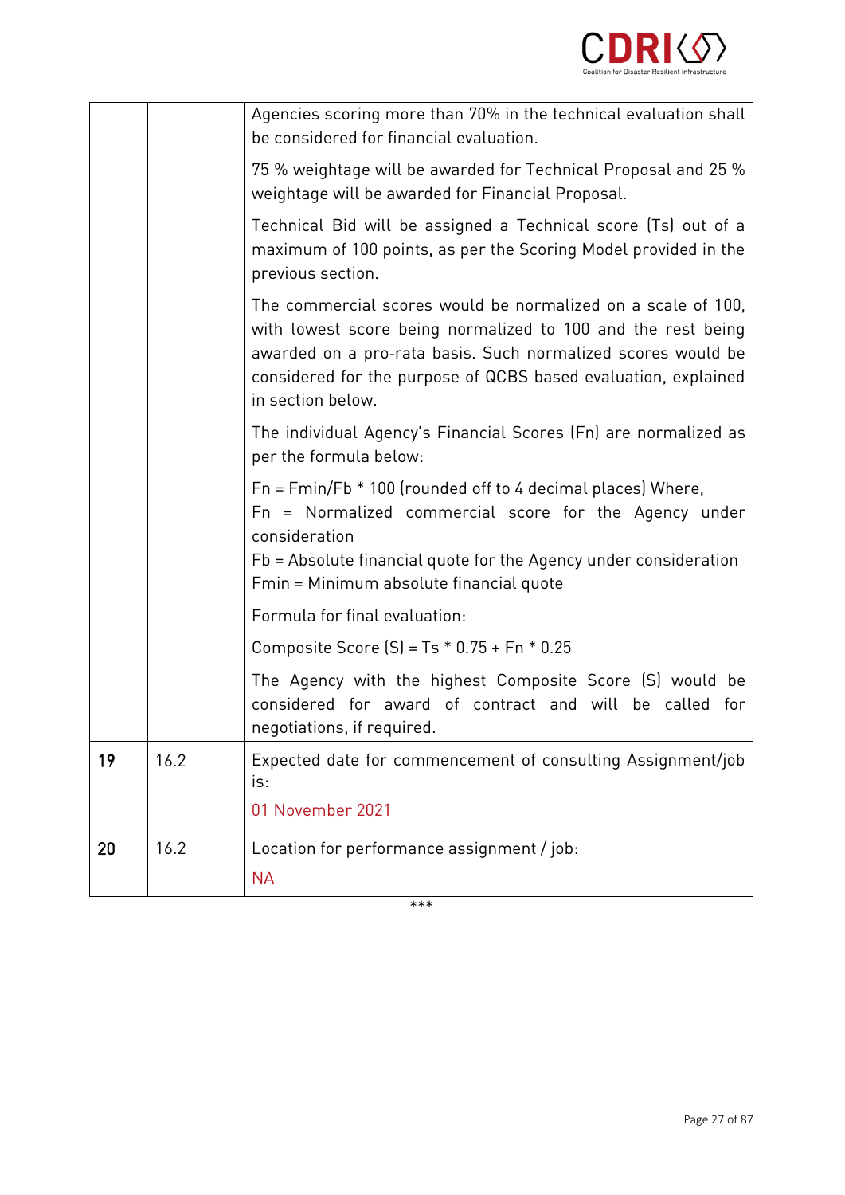| | | |
|---|---|---|
| | | Agencies scoring more than 70% in the technical evaluation shall be considered for financial evaluation.<br><br>75 % weightage will be awarded for Technical Proposal and 25 % weightage will be awarded for Financial Proposal.<br><br>Technical Bid will be assigned a Technical score (Ts) out of a maximum of 100 points, as per the Scoring Model provided in the previous section.<br><br>The commercial scores would be normalized on a scale of 100, with lowest score being normalized to 100 and the rest being awarded on a pro-rata basis. Such normalized scores would be considered for the purpose of QCBS based evaluation, explained in section below.<br><br>The individual Agency's Financial Scores (Fn) are normalized as per the formula below:<br><br>Fn = Fmin/Fb * 100 (rounded off to 4 decimal places) Where,<br>Fn = Normalized commercial score for the Agency under consideration<br>Fb = Absolute financial quote for the Agency under consideration<br>Fmin = Minimum absolute financial quote<br><br>Formula for final evaluation:<br><br>Composite Score (S) = Ts * 0.75 + Fn * 0.25<br><br>The Agency with the highest Composite Score (S) would be considered for award of contract and will be called for negotiations, if required. |
| **19** | 16.2 | Expected date for commencement of consulting Assignment/job is:<br><br>01 November 2021 |
| **20** | 16.2 | Location for performance assignment / job:<br><br>NA |

***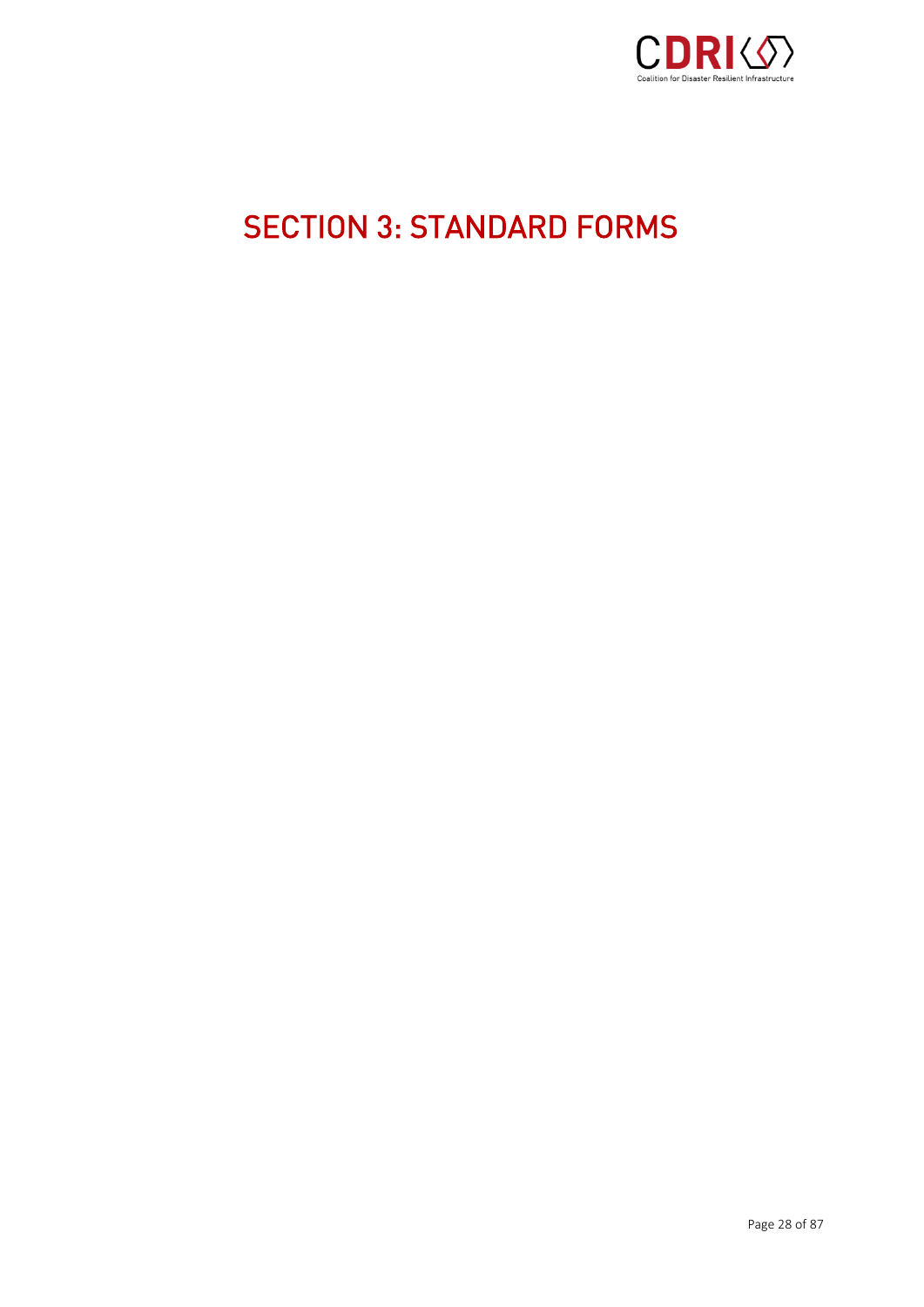# SECTION 3: STANDARD FORMS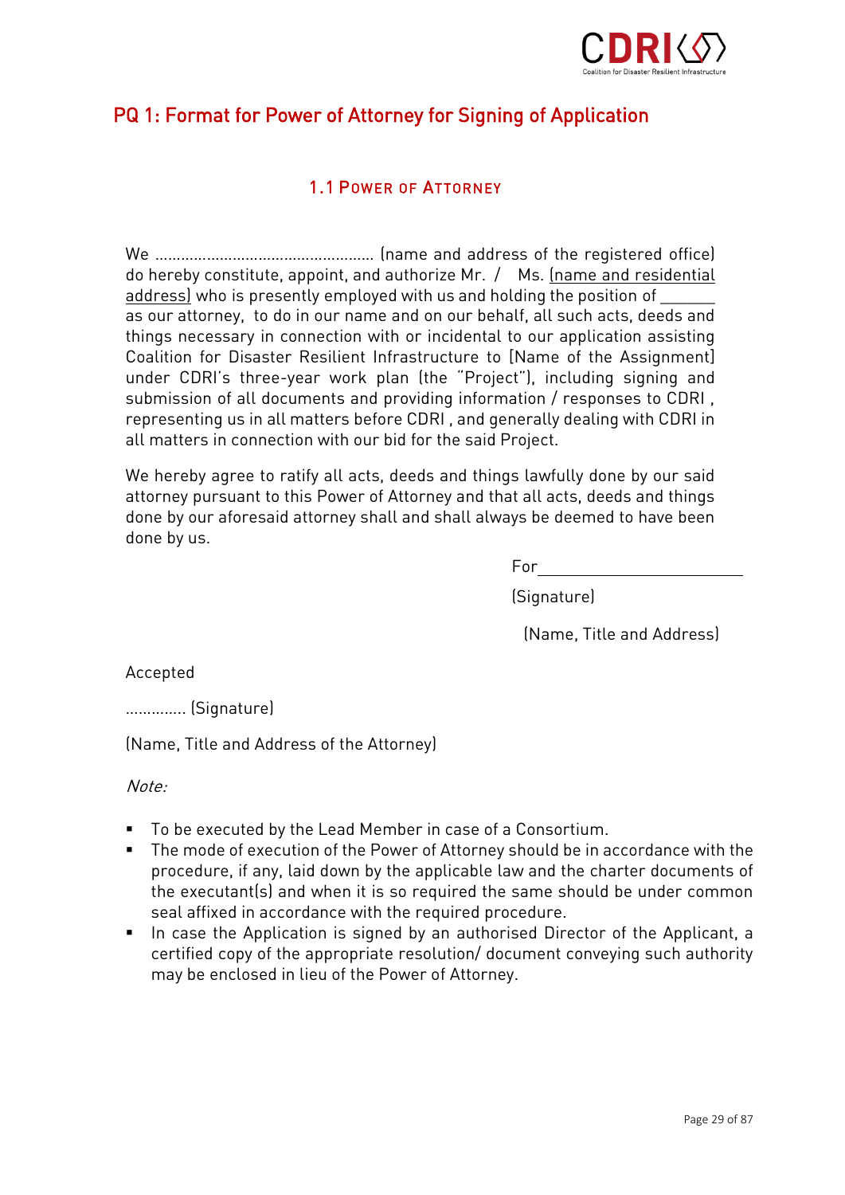## PQ 1: Format for Power of Attorney for Signing of Application

### 1.1 Power of Attorney

We ………………………………………….. (name and address of the registered office) do hereby constitute, appoint, and authorize Mr. / Ms. (name and residential address) who is presently employed with us and holding the position of ______ as our attorney, to do in our name and on our behalf, all such acts, deeds and things necessary in connection with or incidental to our application assisting Coalition for Disaster Resilient Infrastructure to [Name of the Assignment] under CDRI's three-year work plan (the "Project"), including signing and submission of all documents and providing information / responses to CDRI , representing us in all matters before CDRI , and generally dealing with CDRI in all matters in connection with our bid for the said Project.

We hereby agree to ratify all acts, deeds and things lawfully done by our said attorney pursuant to this Power of Attorney and that all acts, deeds and things done by our aforesaid attorney shall and shall always be deemed to have been done by us.

For ______________________

(Signature)

(Name, Title and Address)

Accepted

………….. (Signature)

(Name, Title and Address of the Attorney)

*Note:*

- To be executed by the Lead Member in case of a Consortium.
- The mode of execution of the Power of Attorney should be in accordance with the procedure, if any, laid down by the applicable law and the charter documents of the executant(s) and when it is so required the same should be under common seal affixed in accordance with the required procedure.
- In case the Application is signed by an authorised Director of the Applicant, a certified copy of the appropriate resolution/ document conveying such authority may be enclosed in lieu of the Power of Attorney.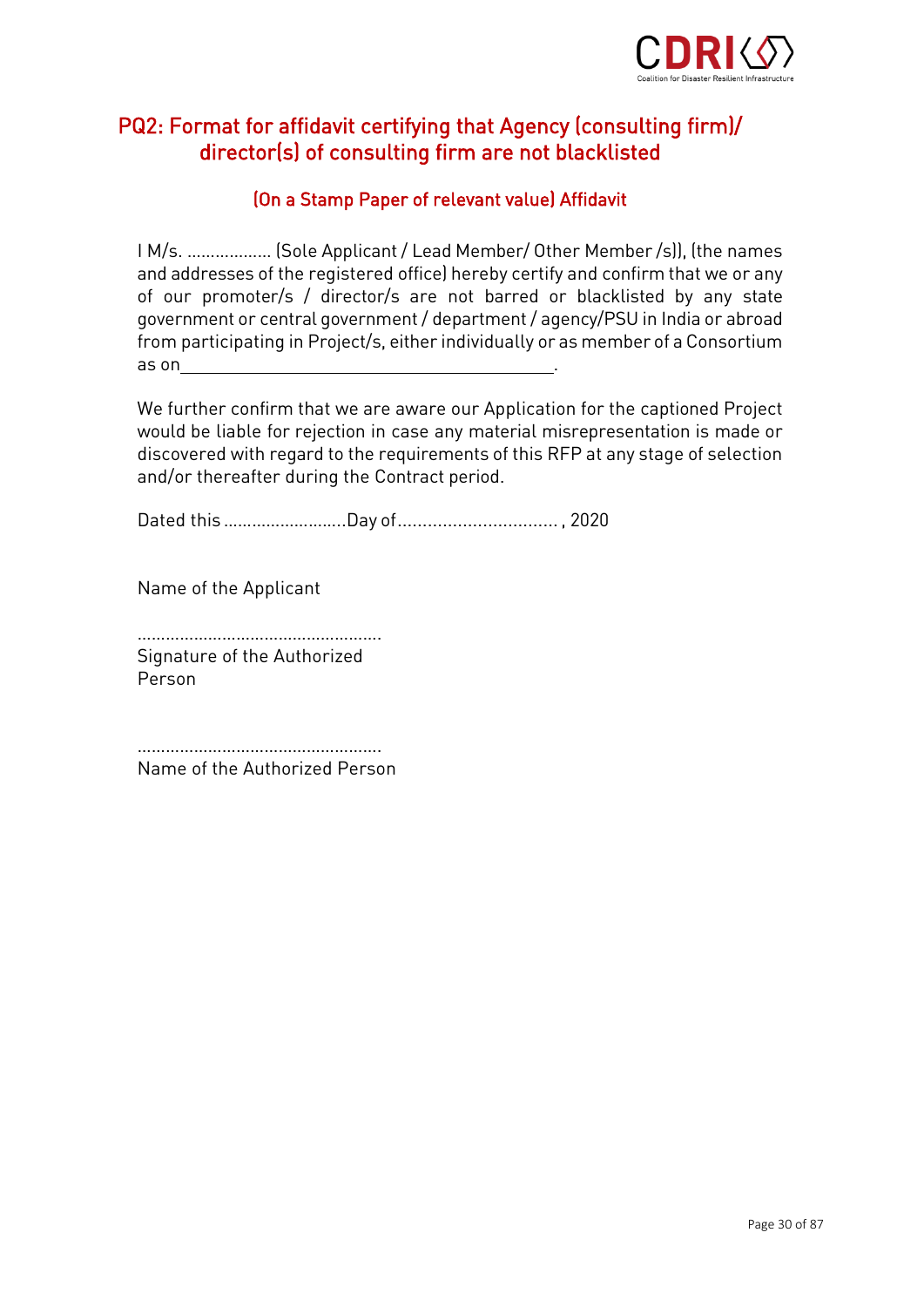## PQ2: Format for affidavit certifying that Agency (consulting firm)/ director(s) of consulting firm are not blacklisted

### (On a Stamp Paper of relevant value) Affidavit

I M/s. .................. (Sole Applicant / Lead Member/ Other Member /s)), (the names and addresses of the registered office) hereby certify and confirm that we or any of our promoter/s / director/s are not barred or blacklisted by any state government or central government / department / agency/PSU in India or abroad from participating in Project/s, either individually or as member of a Consortium as on ________________________________________.

We further confirm that we are aware our Application for the captioned Project would be liable for rejection in case any material misrepresentation is made or discovered with regard to the requirements of this RFP at any stage of selection and/or thereafter during the Contract period.

Dated this ..........................Day of................................ , 2020

Name of the Applicant

....................................................
Signature of the Authorized Person

....................................................
Name of the Authorized Person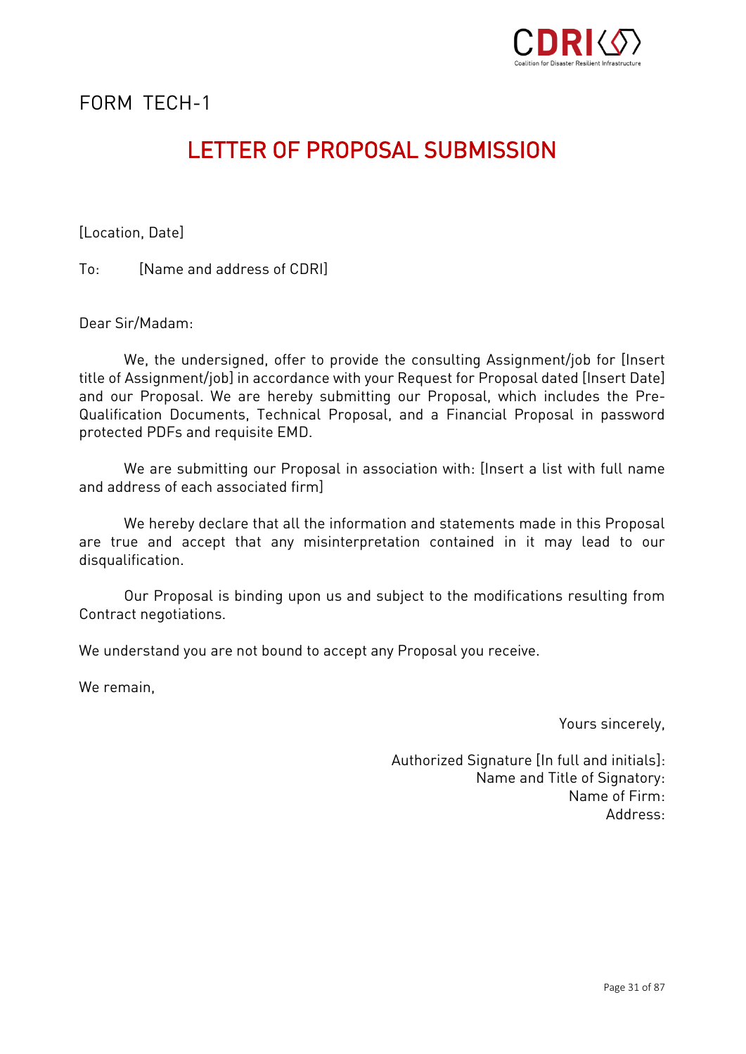FORM TECH-1

# LETTER OF PROPOSAL SUBMISSION

[Location, Date]

To: [Name and address of CDRI]

Dear Sir/Madam:

We, the undersigned, offer to provide the consulting Assignment/job for [Insert title of Assignment/job] in accordance with your Request for Proposal dated [Insert Date] and our Proposal. We are hereby submitting our Proposal, which includes the Pre-Qualification Documents, Technical Proposal, and a Financial Proposal in password protected PDFs and requisite EMD.

We are submitting our Proposal in association with: [Insert a list with full name and address of each associated firm]

We hereby declare that all the information and statements made in this Proposal are true and accept that any misinterpretation contained in it may lead to our disqualification.

Our Proposal is binding upon us and subject to the modifications resulting from Contract negotiations.

We understand you are not bound to accept any Proposal you receive.

We remain,

Yours sincerely,

Authorized Signature [In full and initials]:
Name and Title of Signatory:
Name of Firm:
Address: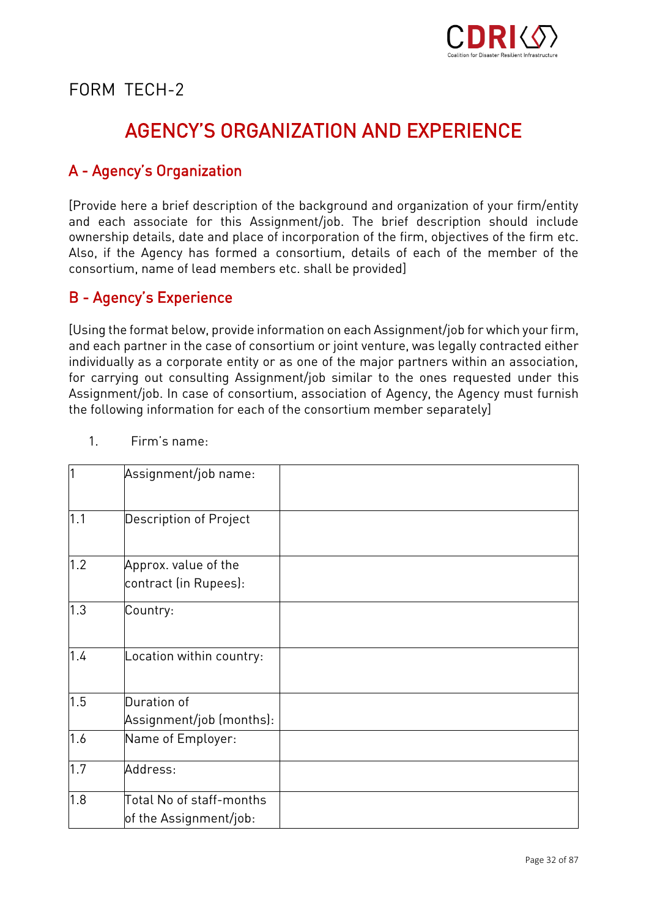FORM TECH-2

# AGENCY'S ORGANIZATION AND EXPERIENCE

## A - Agency's Organization

[Provide here a brief description of the background and organization of your firm/entity and each associate for this Assignment/job. The brief description should include ownership details, date and place of incorporation of the firm, objectives of the firm etc. Also, if the Agency has formed a consortium, details of each of the member of the consortium, name of lead members etc. shall be provided]

## B - Agency's Experience

[Using the format below, provide information on each Assignment/job for which your firm, and each partner in the case of consortium or joint venture, was legally contracted either individually as a corporate entity or as one of the major partners within an association, for carrying out consulting Assignment/job similar to the ones requested under this Assignment/job. In case of consortium, association of Agency, the Agency must furnish the following information for each of the consortium member separately]

1. Firm's name:

| | | |
|---|---|---|
| 1 | Assignment/job name: | |
| 1.1 | Description of Project | |
| 1.2 | Approx. value of the contract (in Rupees): | |
| 1.3 | Country: | |
| 1.4 | Location within country: | |
| 1.5 | Duration of Assignment/job (months): | |
| 1.6 | Name of Employer: | |
| 1.7 | Address: | |
| 1.8 | Total No of staff-months of the Assignment/job: | |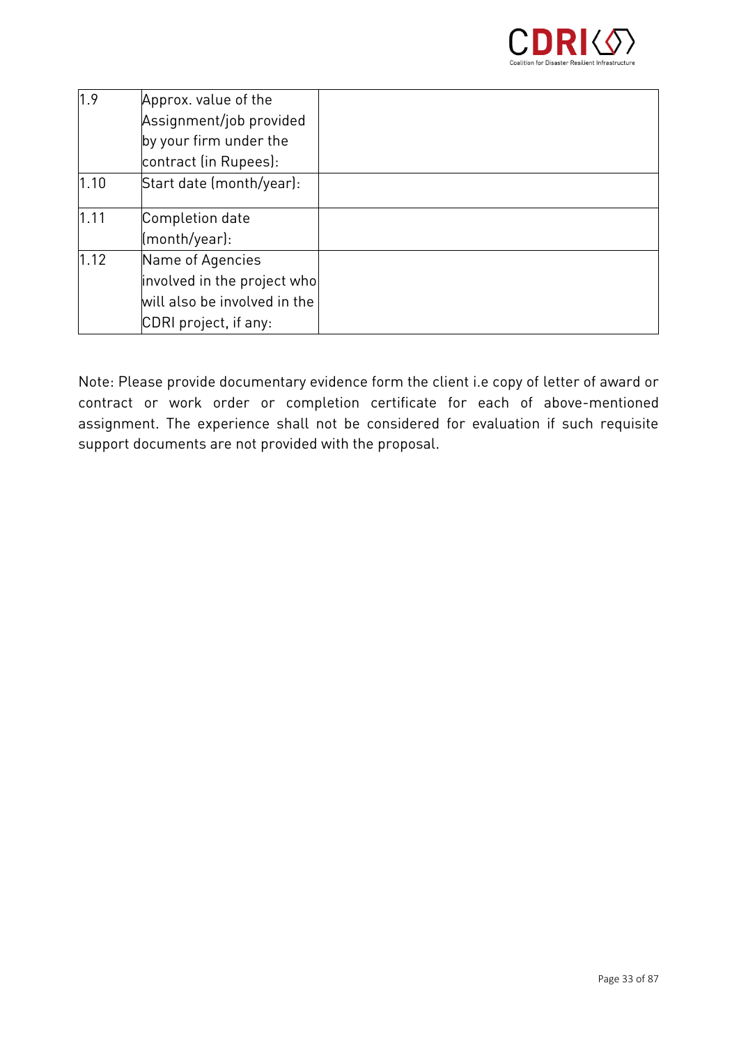| | | |
|---|---|---|
| 1.9 | Approx. value of the Assignment/job provided by your firm under the contract (in Rupees): | |
| 1.10 | Start date (month/year): | |
| 1.11 | Completion date (month/year): | |
| 1.12 | Name of Agencies involved in the project who will also be involved in the CDRI project, if any: | |

Note: Please provide documentary evidence form the client i.e copy of letter of award or contract or work order or completion certificate for each of above-mentioned assignment. The experience shall not be considered for evaluation if such requisite support documents are not provided with the proposal.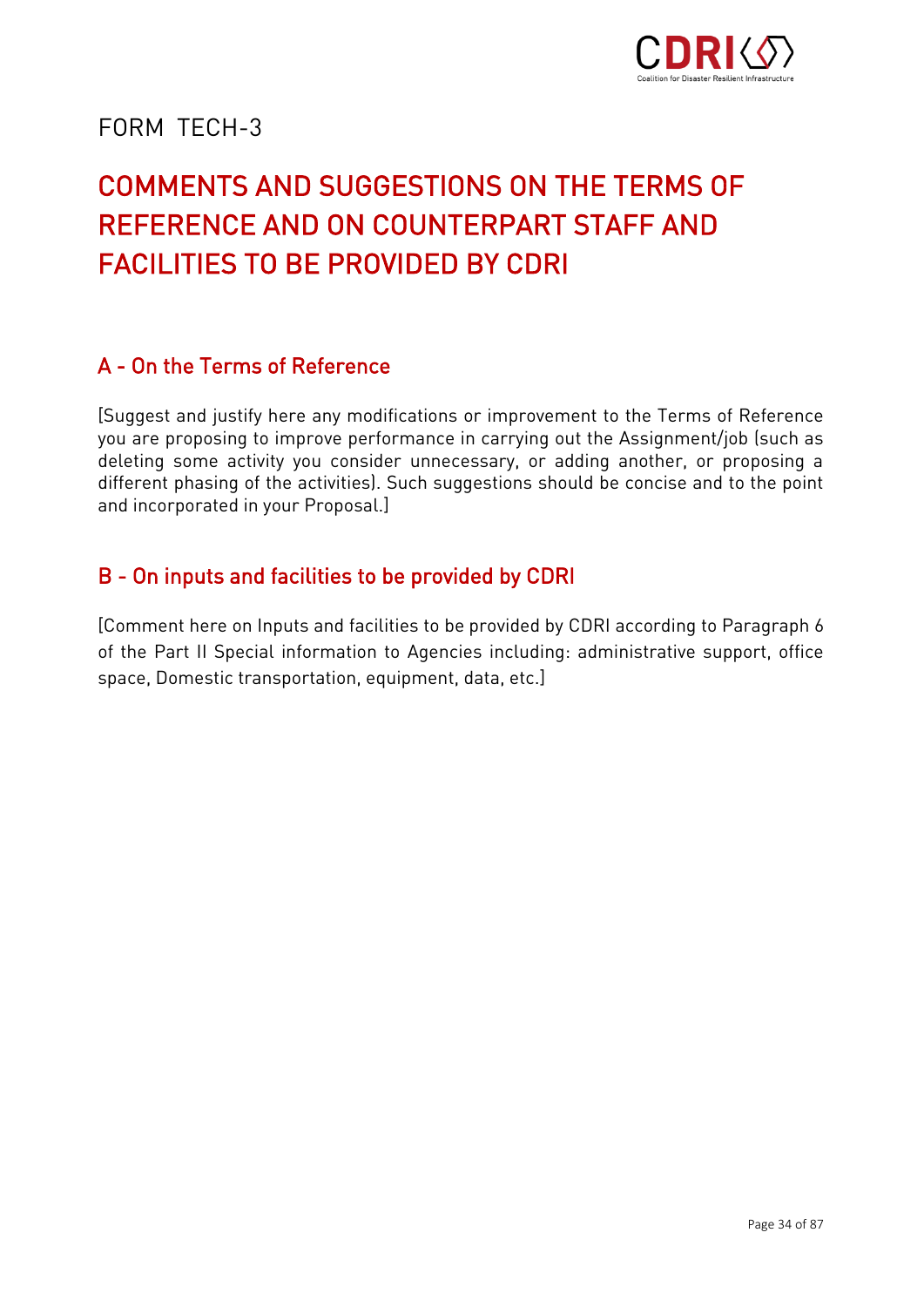FORM TECH-3

# COMMENTS AND SUGGESTIONS ON THE TERMS OF REFERENCE AND ON COUNTERPART STAFF AND FACILITIES TO BE PROVIDED BY CDRI

## A - On the Terms of Reference

[Suggest and justify here any modifications or improvement to the Terms of Reference you are proposing to improve performance in carrying out the Assignment/job (such as deleting some activity you consider unnecessary, or adding another, or proposing a different phasing of the activities). Such suggestions should be concise and to the point and incorporated in your Proposal.]

## B - On inputs and facilities to be provided by CDRI

[Comment here on Inputs and facilities to be provided by CDRI according to Paragraph 6 of the Part II Special information to Agencies including: administrative support, office space, Domestic transportation, equipment, data, etc.]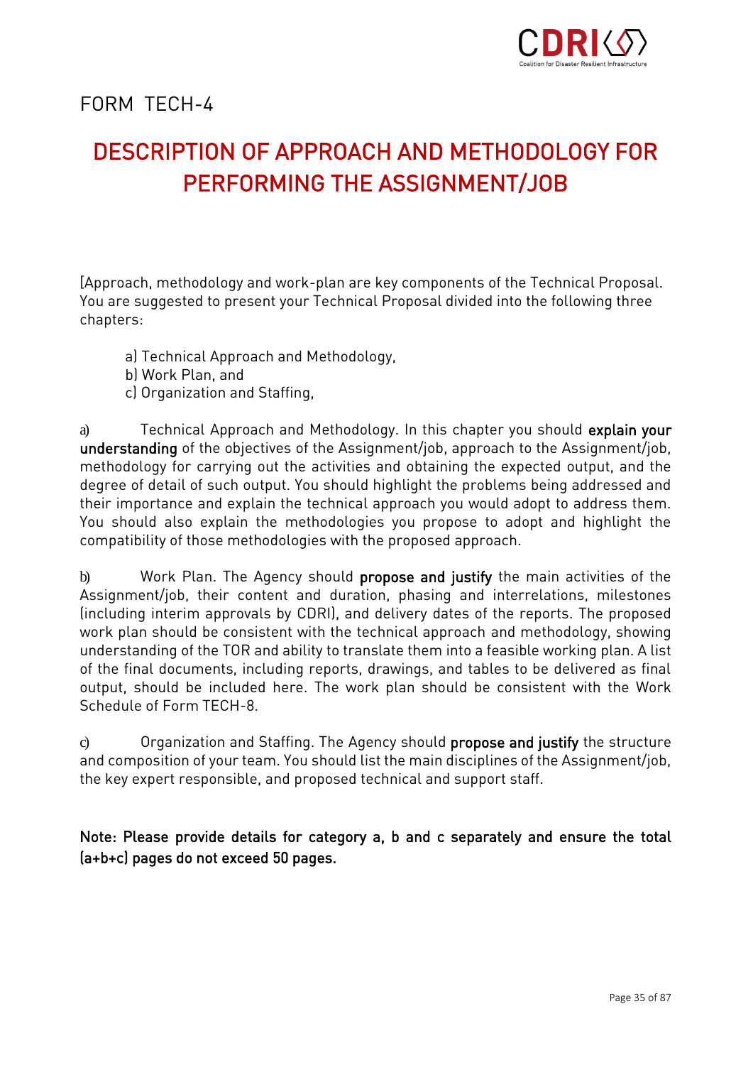FORM TECH-4

# DESCRIPTION OF APPROACH AND METHODOLOGY FOR PERFORMING THE ASSIGNMENT/JOB

[Approach, methodology and work-plan are key components of the Technical Proposal. You are suggested to present your Technical Proposal divided into the following three chapters:

a) Technical Approach and Methodology,
b) Work Plan, and
c) Organization and Staffing,

a) Technical Approach and Methodology. In this chapter you should **explain your understanding** of the objectives of the Assignment/job, approach to the Assignment/job, methodology for carrying out the activities and obtaining the expected output, and the degree of detail of such output. You should highlight the problems being addressed and their importance and explain the technical approach you would adopt to address them. You should also explain the methodologies you propose to adopt and highlight the compatibility of those methodologies with the proposed approach.

b) Work Plan. The Agency should **propose and justify** the main activities of the Assignment/job, their content and duration, phasing and interrelations, milestones (including interim approvals by CDRI), and delivery dates of the reports. The proposed work plan should be consistent with the technical approach and methodology, showing understanding of the TOR and ability to translate them into a feasible working plan. A list of the final documents, including reports, drawings, and tables to be delivered as final output, should be included here. The work plan should be consistent with the Work Schedule of Form TECH-8.

c) Organization and Staffing. The Agency should **propose and justify** the structure and composition of your team. You should list the main disciplines of the Assignment/job, the key expert responsible, and proposed technical and support staff.

**Note: Please provide details for category a, b and c separately and ensure the total (a+b+c) pages do not exceed 50 pages.**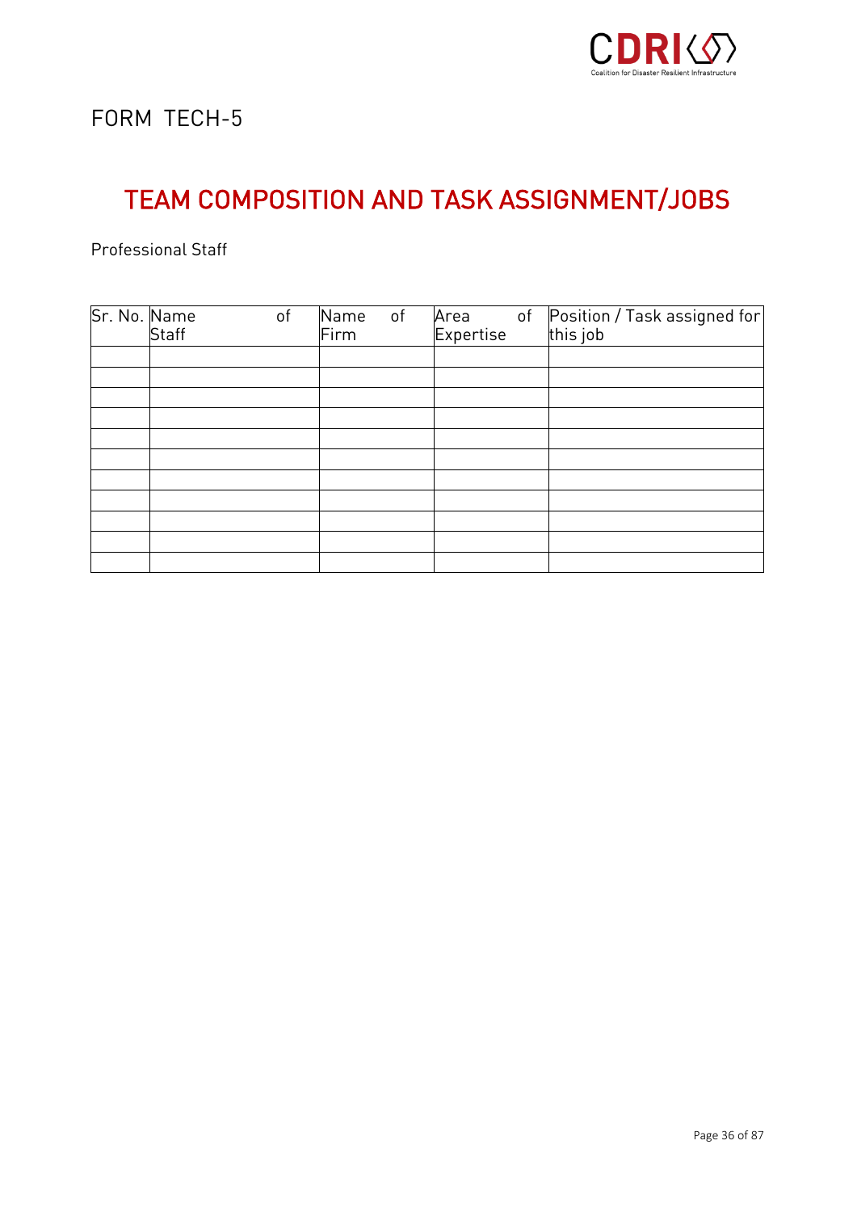FORM TECH-5

# TEAM COMPOSITION AND TASK ASSIGNMENT/JOBS

Professional Staff

| Sr. No. | Name of Staff | Name of Firm | Area of Expertise | Position / Task assigned for this job |
|---|---|---|---|---|
| | | | | |
| | | | | |
| | | | | |
| | | | | |
| | | | | |
| | | | | |
| | | | | |
| | | | | |
| | | | | |
| | | | | |
| | | | | |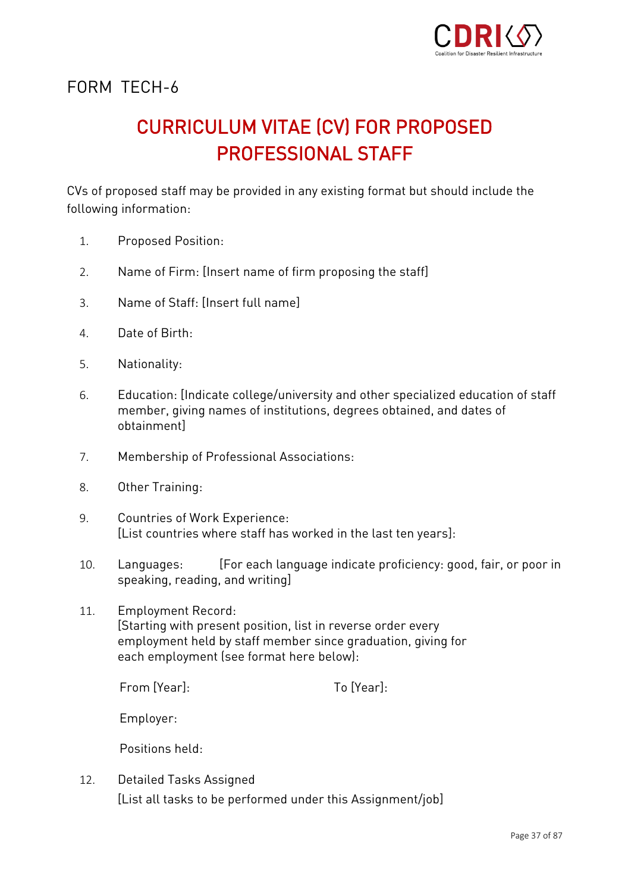FORM TECH-6

# CURRICULUM VITAE (CV) FOR PROPOSED PROFESSIONAL STAFF

CVs of proposed staff may be provided in any existing format but should include the following information:

1. Proposed Position:

2. Name of Firm: [Insert name of firm proposing the staff]

3. Name of Staff: [Insert full name]

4. Date of Birth:

5. Nationality:

6. Education: [Indicate college/university and other specialized education of staff member, giving names of institutions, degrees obtained, and dates of obtainment]

7. Membership of Professional Associations:

8. Other Training:

9. Countries of Work Experience:
   [List countries where staff has worked in the last ten years]:

10. Languages: [For each language indicate proficiency: good, fair, or poor in speaking, reading, and writing]

11. Employment Record:
    [Starting with present position, list in reverse order every employment held by staff member since graduation, giving for each employment (see format here below):

    From [Year]: To [Year]:

    Employer:

    Positions held:

12. Detailed Tasks Assigned
    [List all tasks to be performed under this Assignment/job]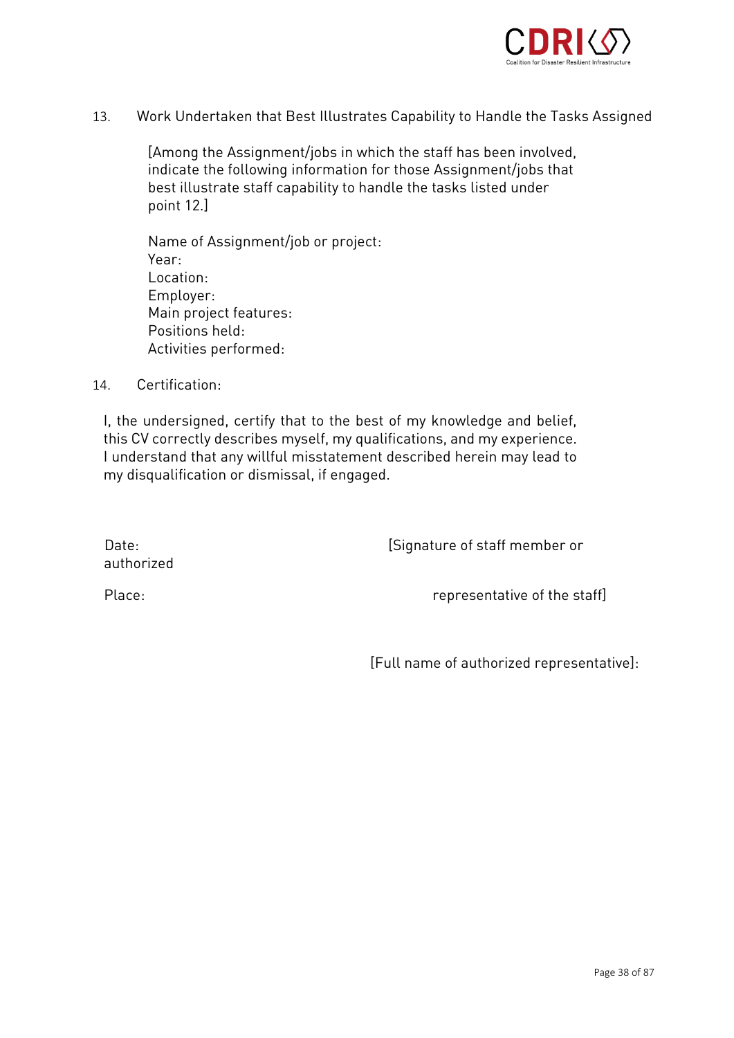13. Work Undertaken that Best Illustrates Capability to Handle the Tasks Assigned

[Among the Assignment/jobs in which the staff has been involved, indicate the following information for those Assignment/jobs that best illustrate staff capability to handle the tasks listed under point 12.]

Name of Assignment/job or project:
Year:
Location:
Employer:
Main project features:
Positions held:
Activities performed:

14. Certification:

I, the undersigned, certify that to the best of my knowledge and belief, this CV correctly describes myself, my qualifications, and my experience. I understand that any willful misstatement described herein may lead to my disqualification or dismissal, if engaged.

Date: [Signature of staff member or authorized representative of the staff]

Place:

[Full name of authorized representative]: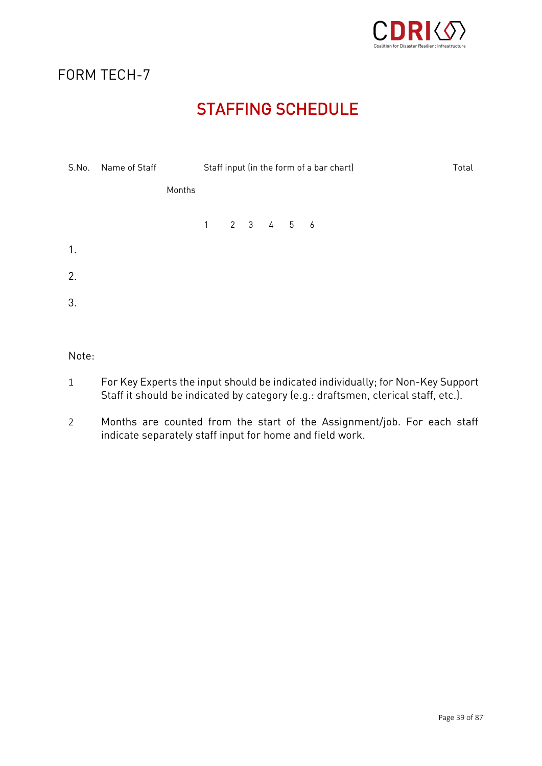FORM TECH-7

# STAFFING SCHEDULE

| S.No. | Name of Staff | Staff input (in the form of a bar chart) | | | | | | Total |
|---|---|---|---|---|---|---|---|---|
| | Months | 1 | 2 | 3 | 4 | 5 | 6 | |
| 1. | | | | | | | | |
| 2. | | | | | | | | |
| 3. | | | | | | | | |

Note:

1 For Key Experts the input should be indicated individually; for Non-Key Support Staff it should be indicated by category (e.g.: draftsmen, clerical staff, etc.).

2 Months are counted from the start of the Assignment/job. For each staff indicate separately staff input for home and field work.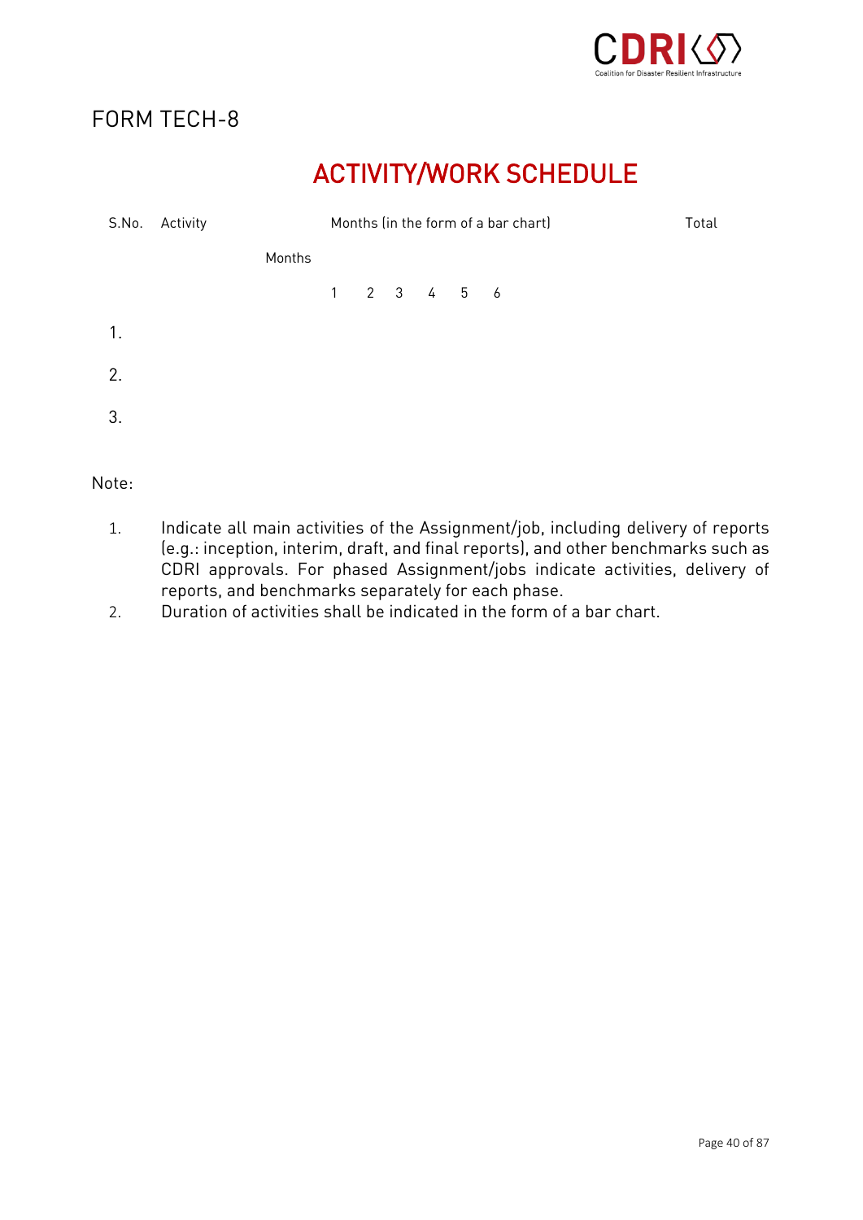FORM TECH-8

# ACTIVITY/WORK SCHEDULE

| S.No. | Activity | Months (in the form of a bar chart) | | | | | | Total |
|---|---|---|---|---|---|---|---|---|
| | Months | | | | | | | |
| | | 1 | 2 | 3 | 4 | 5 | 6 | |
| 1. | | | | | | | | |
| 2. | | | | | | | | |
| 3. | | | | | | | | |

Note:

1. Indicate all main activities of the Assignment/job, including delivery of reports (e.g.: inception, interim, draft, and final reports), and other benchmarks such as CDRI approvals. For phased Assignment/jobs indicate activities, delivery of reports, and benchmarks separately for each phase.
2. Duration of activities shall be indicated in the form of a bar chart.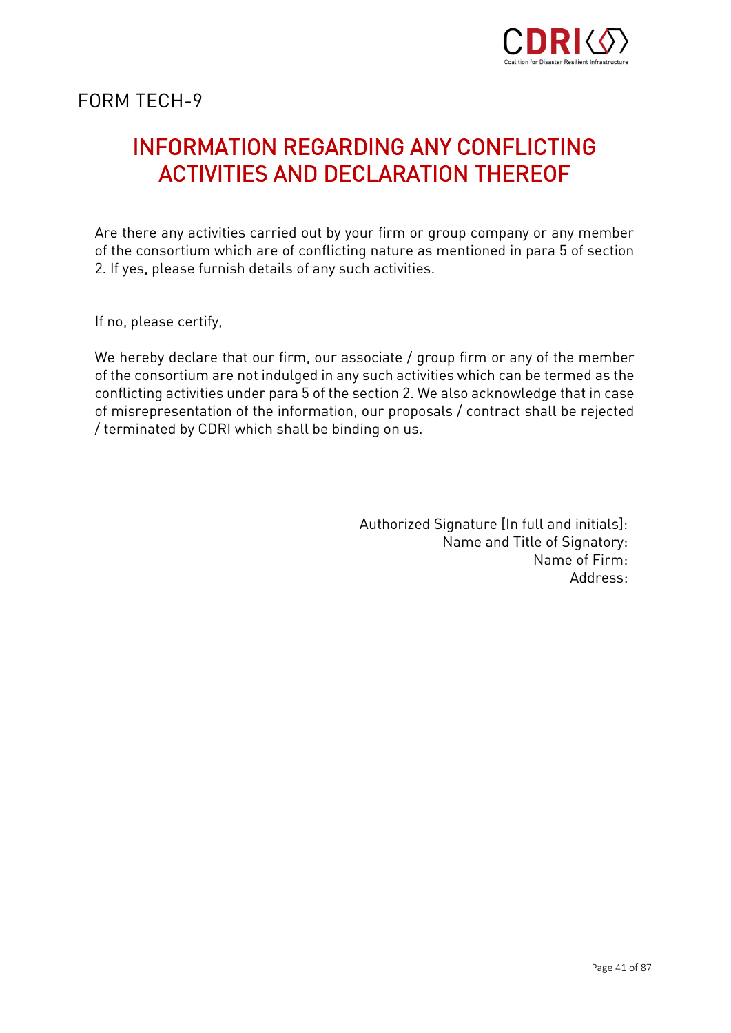FORM TECH-9

# INFORMATION REGARDING ANY CONFLICTING ACTIVITIES AND DECLARATION THEREOF

Are there any activities carried out by your firm or group company or any member of the consortium which are of conflicting nature as mentioned in para 5 of section 2. If yes, please furnish details of any such activities.

If no, please certify,

We hereby declare that our firm, our associate / group firm or any of the member of the consortium are not indulged in any such activities which can be termed as the conflicting activities under para 5 of the section 2. We also acknowledge that in case of misrepresentation of the information, our proposals / contract shall be rejected / terminated by CDRI which shall be binding on us.

Authorized Signature [In full and initials]:
Name and Title of Signatory:
Name of Firm:
Address: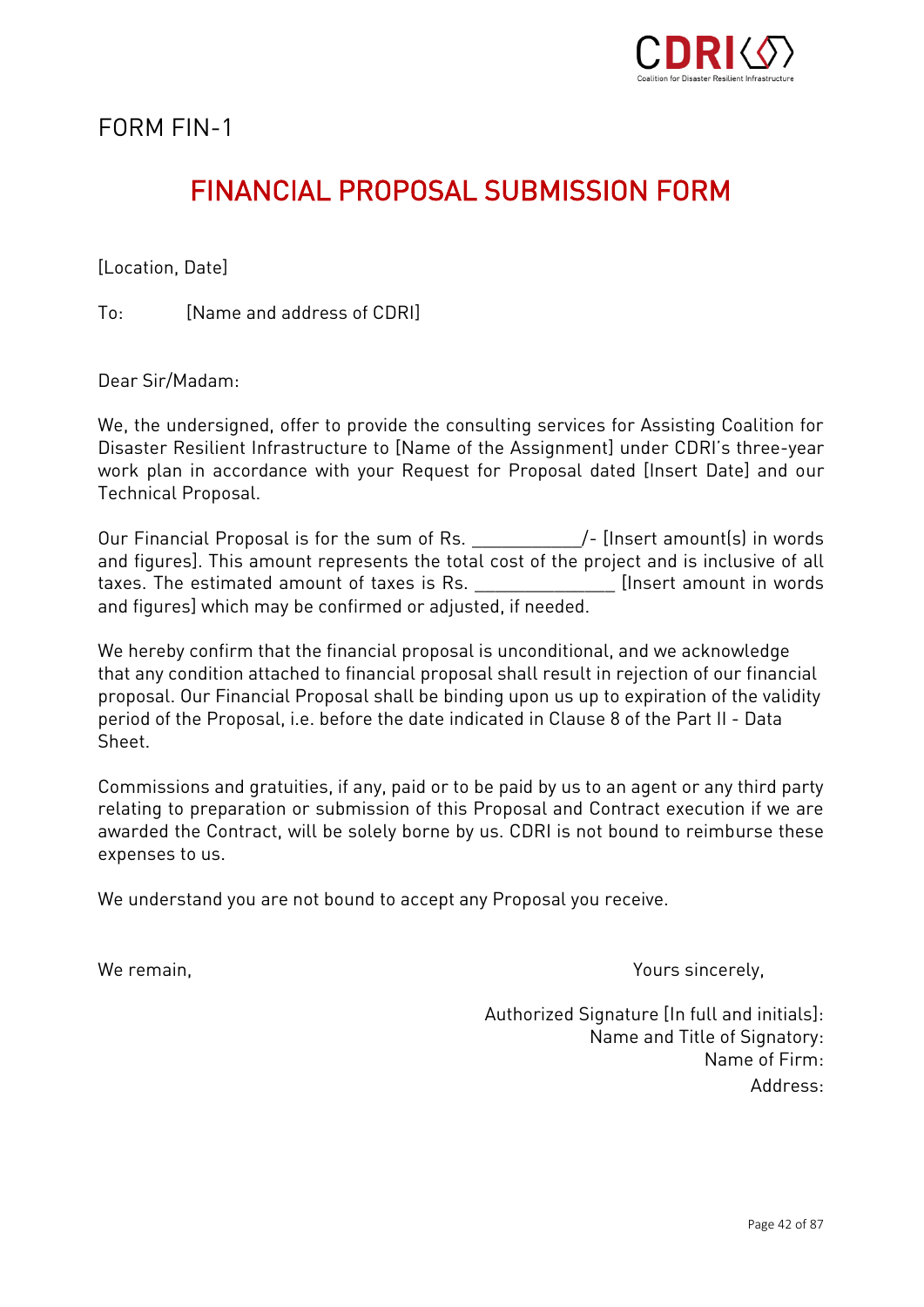FORM FIN-1

# FINANCIAL PROPOSAL SUBMISSION FORM

[Location, Date]

To: [Name and address of CDRI]

Dear Sir/Madam:

We, the undersigned, offer to provide the consulting services for Assisting Coalition for Disaster Resilient Infrastructure to [Name of the Assignment] under CDRI's three-year work plan in accordance with your Request for Proposal dated [Insert Date] and our Technical Proposal.

Our Financial Proposal is for the sum of Rs. ___________/- [Insert amount(s) in words and figures]. This amount represents the total cost of the project and is inclusive of all taxes. The estimated amount of taxes is Rs. ______________ [Insert amount in words and figures] which may be confirmed or adjusted, if needed.

We hereby confirm that the financial proposal is unconditional, and we acknowledge that any condition attached to financial proposal shall result in rejection of our financial proposal. Our Financial Proposal shall be binding upon us up to expiration of the validity period of the Proposal, i.e. before the date indicated in Clause 8 of the Part II - Data Sheet.

Commissions and gratuities, if any, paid or to be paid by us to an agent or any third party relating to preparation or submission of this Proposal and Contract execution if we are awarded the Contract, will be solely borne by us. CDRI is not bound to reimburse these expenses to us.

We understand you are not bound to accept any Proposal you receive.

We remain,

Yours sincerely,

Authorized Signature [In full and initials]:
Name and Title of Signatory:
Name of Firm:
Address: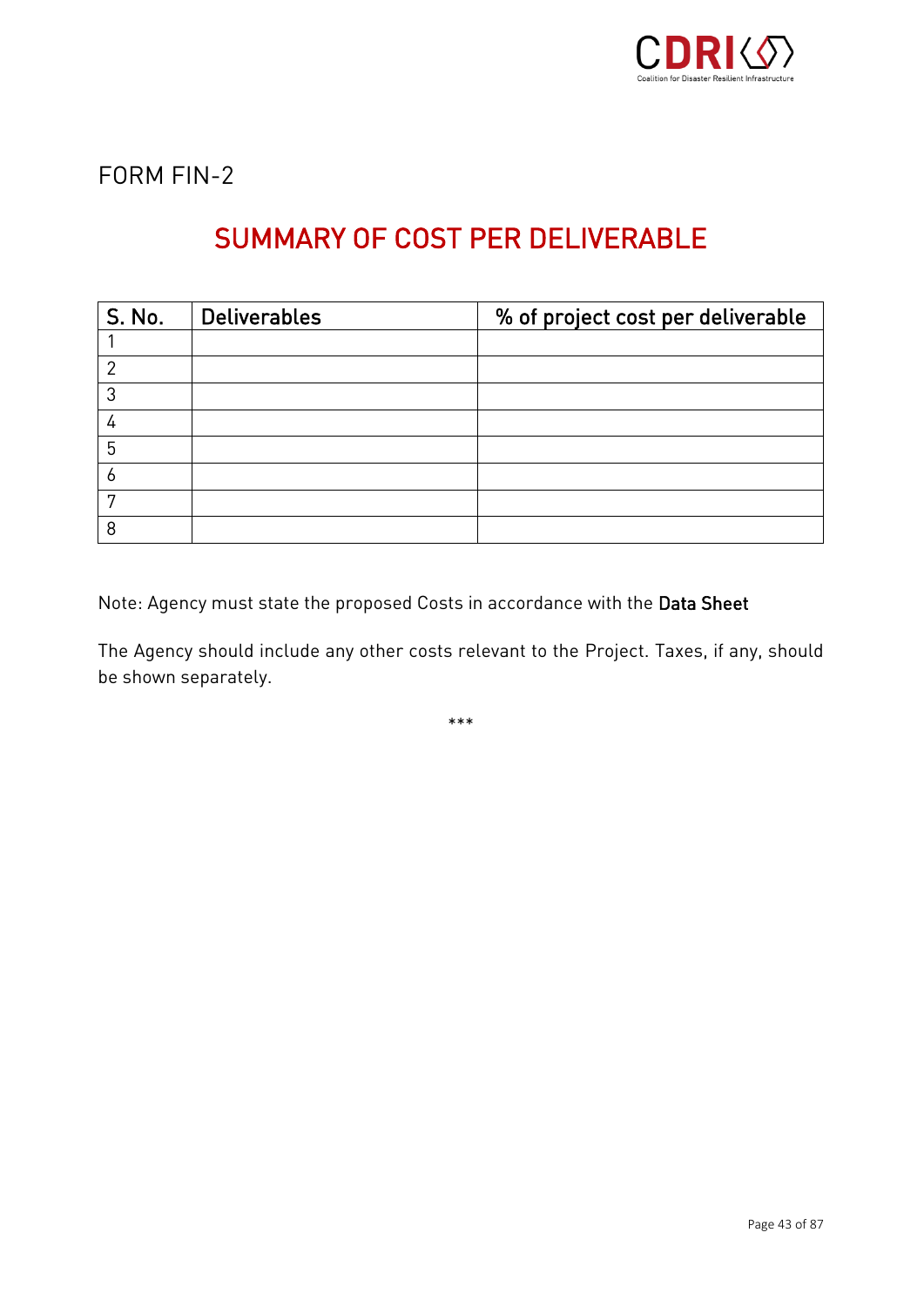FORM FIN-2

# SUMMARY OF COST PER DELIVERABLE

| S. No. | Deliverables | % of project cost per deliverable |
|---|---|---|
| 1 | | |
| 2 | | |
| 3 | | |
| 4 | | |
| 5 | | |
| 6 | | |
| 7 | | |
| 8 | | |

Note: Agency must state the proposed Costs in accordance with the **Data Sheet**

The Agency should include any other costs relevant to the Project. Taxes, if any, should be shown separately.

***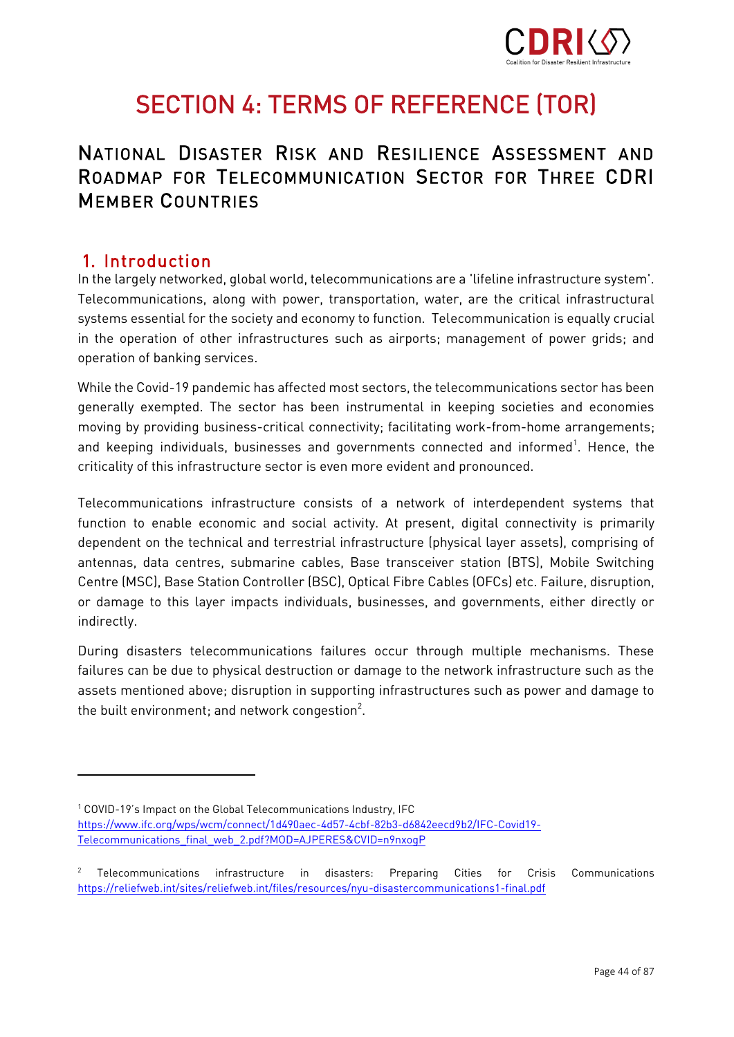# SECTION 4: TERMS OF REFERENCE (TOR)

## National Disaster Risk and Resilience Assessment and Roadmap for Telecommunication Sector for Three CDRI Member Countries

### 1. Introduction

In the largely networked, global world, telecommunications are a 'lifeline infrastructure system'. Telecommunications, along with power, transportation, water, are the critical infrastructural systems essential for the society and economy to function. Telecommunication is equally crucial in the operation of other infrastructures such as airports; management of power grids; and operation of banking services.

While the Covid-19 pandemic has affected most sectors, the telecommunications sector has been generally exempted. The sector has been instrumental in keeping societies and economies moving by providing business-critical connectivity; facilitating work-from-home arrangements; and keeping individuals, businesses and governments connected and informed[1]. Hence, the criticality of this infrastructure sector is even more evident and pronounced.

Telecommunications infrastructure consists of a network of interdependent systems that function to enable economic and social activity. At present, digital connectivity is primarily dependent on the technical and terrestrial infrastructure (physical layer assets), comprising of antennas, data centres, submarine cables, Base transceiver station (BTS), Mobile Switching Centre (MSC), Base Station Controller (BSC), Optical Fibre Cables (OFCs) etc. Failure, disruption, or damage to this layer impacts individuals, businesses, and governments, either directly or indirectly.

During disasters telecommunications failures occur through multiple mechanisms. These failures can be due to physical destruction or damage to the network infrastructure such as the assets mentioned above; disruption in supporting infrastructures such as power and damage to the built environment; and network congestion[2].

---

[1] COVID-19's Impact on the Global Telecommunications Industry, IFC https://www.ifc.org/wps/wcm/connect/1d490aec-4d57-4cbf-82b3-d6842eecd9b2/IFC-Covid19-Telecommunications_final_web_2.pdf?MOD=AJPERES&CVID=n9nxogP

[2] Telecommunications infrastructure in disasters: Preparing Cities for Crisis Communications https://reliefweb.int/sites/reliefweb.int/files/resources/nyu-disastercommunications1-final.pdf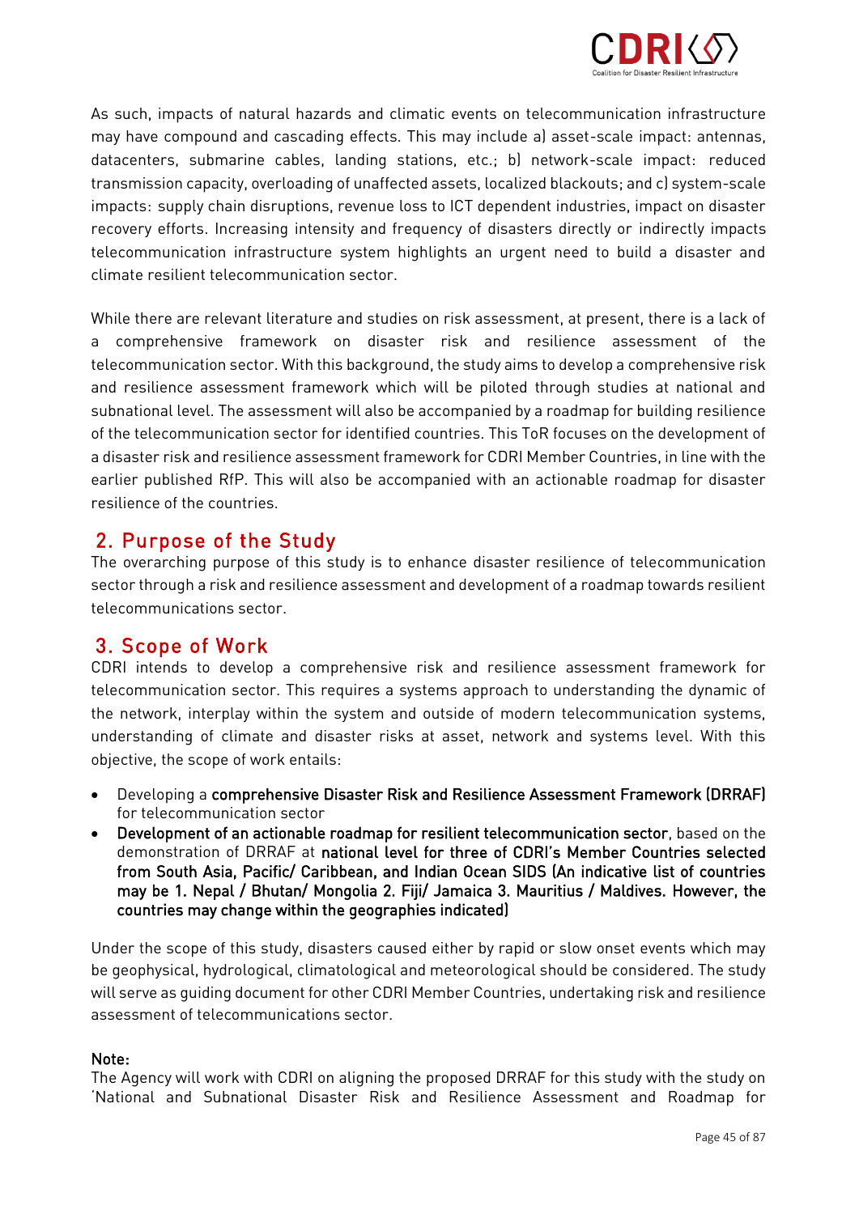As such, impacts of natural hazards and climatic events on telecommunication infrastructure may have compound and cascading effects. This may include a) asset-scale impact: antennas, datacenters, submarine cables, landing stations, etc.; b) network-scale impact: reduced transmission capacity, overloading of unaffected assets, localized blackouts; and c) system-scale impacts: supply chain disruptions, revenue loss to ICT dependent industries, impact on disaster recovery efforts. Increasing intensity and frequency of disasters directly or indirectly impacts telecommunication infrastructure system highlights an urgent need to build a disaster and climate resilient telecommunication sector.

While there are relevant literature and studies on risk assessment, at present, there is a lack of a comprehensive framework on disaster risk and resilience assessment of the telecommunication sector. With this background, the study aims to develop a comprehensive risk and resilience assessment framework which will be piloted through studies at national and subnational level. The assessment will also be accompanied by a roadmap for building resilience of the telecommunication sector for identified countries. This ToR focuses on the development of a disaster risk and resilience assessment framework for CDRI Member Countries, in line with the earlier published RfP. This will also be accompanied with an actionable roadmap for disaster resilience of the countries.

## 2. Purpose of the Study

The overarching purpose of this study is to enhance disaster resilience of telecommunication sector through a risk and resilience assessment and development of a roadmap towards resilient telecommunications sector.

## 3. Scope of Work

CDRI intends to develop a comprehensive risk and resilience assessment framework for telecommunication sector. This requires a systems approach to understanding the dynamic of the network, interplay within the system and outside of modern telecommunication systems, understanding of climate and disaster risks at asset, network and systems level. With this objective, the scope of work entails:

- Developing a **comprehensive Disaster Risk and Resilience Assessment Framework (DRRAF)** for telecommunication sector
- **Development of an actionable roadmap for resilient telecommunication sector**, based on the demonstration of DRRAF at **national level for three of CDRI's Member Countries selected from South Asia, Pacific/ Caribbean, and Indian Ocean SIDS (An indicative list of countries may be 1. Nepal / Bhutan/ Mongolia 2. Fiji/ Jamaica 3. Mauritius / Maldives. However, the countries may change within the geographies indicated)**

Under the scope of this study, disasters caused either by rapid or slow onset events which may be geophysical, hydrological, climatological and meteorological should be considered. The study will serve as guiding document for other CDRI Member Countries, undertaking risk and resilience assessment of telecommunications sector.

**Note:**

The Agency will work with CDRI on aligning the proposed DRRAF for this study with the study on 'National and Subnational Disaster Risk and Resilience Assessment and Roadmap for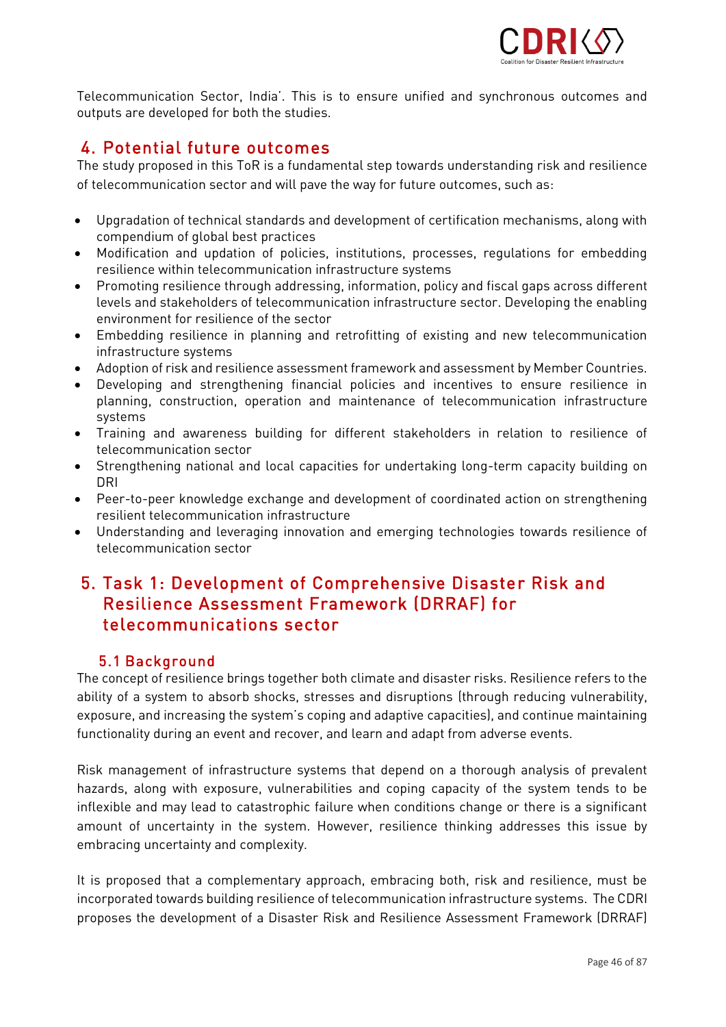Telecommunication Sector, India'. This is to ensure unified and synchronous outcomes and outputs are developed for both the studies.

## 4. Potential future outcomes

The study proposed in this ToR is a fundamental step towards understanding risk and resilience of telecommunication sector and will pave the way for future outcomes, such as:

- Upgradation of technical standards and development of certification mechanisms, along with compendium of global best practices
- Modification and updation of policies, institutions, processes, regulations for embedding resilience within telecommunication infrastructure systems
- Promoting resilience through addressing, information, policy and fiscal gaps across different levels and stakeholders of telecommunication infrastructure sector. Developing the enabling environment for resilience of the sector
- Embedding resilience in planning and retrofitting of existing and new telecommunication infrastructure systems
- Adoption of risk and resilience assessment framework and assessment by Member Countries.
- Developing and strengthening financial policies and incentives to ensure resilience in planning, construction, operation and maintenance of telecommunication infrastructure systems
- Training and awareness building for different stakeholders in relation to resilience of telecommunication sector
- Strengthening national and local capacities for undertaking long-term capacity building on DRI
- Peer-to-peer knowledge exchange and development of coordinated action on strengthening resilient telecommunication infrastructure
- Understanding and leveraging innovation and emerging technologies towards resilience of telecommunication sector

## 5. Task 1: Development of Comprehensive Disaster Risk and Resilience Assessment Framework (DRRAF) for telecommunications sector

### 5.1 Background

The concept of resilience brings together both climate and disaster risks. Resilience refers to the ability of a system to absorb shocks, stresses and disruptions (through reducing vulnerability, exposure, and increasing the system's coping and adaptive capacities), and continue maintaining functionality during an event and recover, and learn and adapt from adverse events.

Risk management of infrastructure systems that depend on a thorough analysis of prevalent hazards, along with exposure, vulnerabilities and coping capacity of the system tends to be inflexible and may lead to catastrophic failure when conditions change or there is a significant amount of uncertainty in the system. However, resilience thinking addresses this issue by embracing uncertainty and complexity.

It is proposed that a complementary approach, embracing both, risk and resilience, must be incorporated towards building resilience of telecommunication infrastructure systems. The CDRI proposes the development of a Disaster Risk and Resilience Assessment Framework (DRRAF)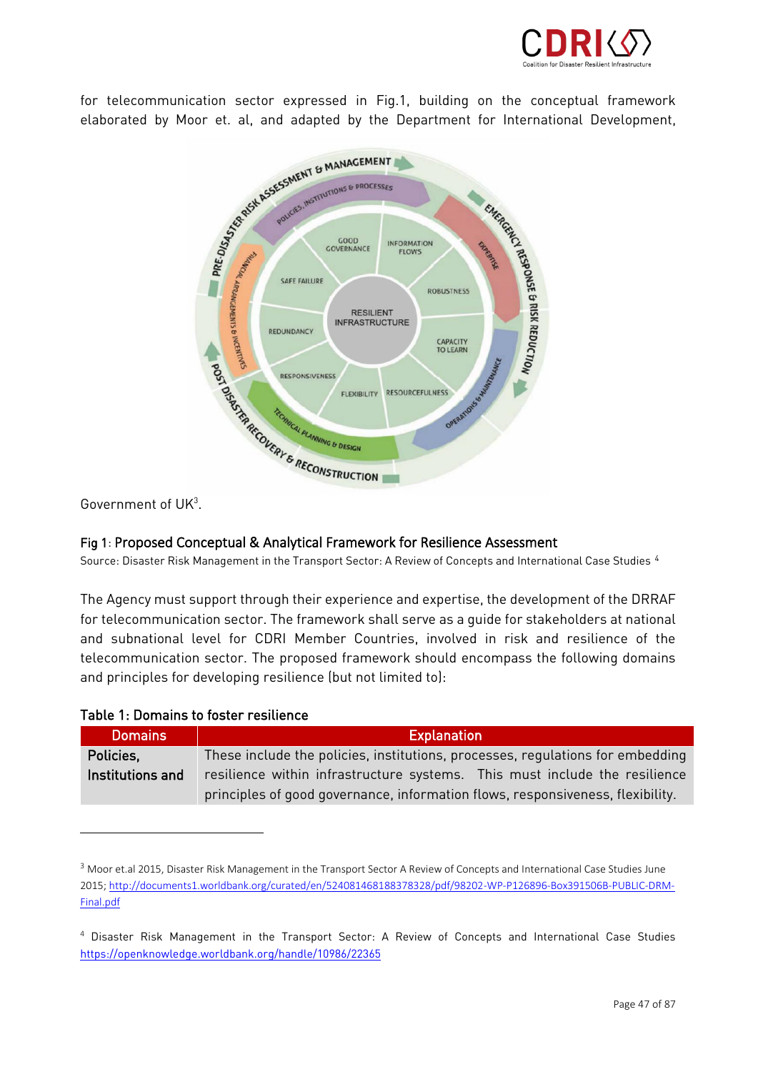for telecommunication sector expressed in Fig.1, building on the conceptual framework elaborated by Moor et. al, and adapted by the Department for International Development, Government of UK[3].

Fig 1: Proposed Conceptual & Analytical Framework for Resilience Assessment

Source: Disaster Risk Management in the Transport Sector: A Review of Concepts and International Case Studies [4]

The Agency must support through their experience and expertise, the development of the DRRAF for telecommunication sector. The framework shall serve as a guide for stakeholders at national and subnational level for CDRI Member Countries, involved in risk and resilience of the telecommunication sector. The proposed framework should encompass the following domains and principles for developing resilience (but not limited to):

### Table 1: Domains to foster resilience

| Domains | Explanation |
|---|---|
| **Policies, Institutions and** | These include the policies, institutions, processes, regulations for embedding resilience within infrastructure systems. This must include the resilience principles of good governance, information flows, responsiveness, flexibility. |

---

[3] Moor et.al 2015, Disaster Risk Management in the Transport Sector A Review of Concepts and International Case Studies June 2015; http://documents1.worldbank.org/curated/en/524081468188378328/pdf/98202-WP-P126896-Box391506B-PUBLIC-DRM-Final.pdf

[4] Disaster Risk Management in the Transport Sector: A Review of Concepts and International Case Studies https://openknowledge.worldbank.org/handle/10986/22365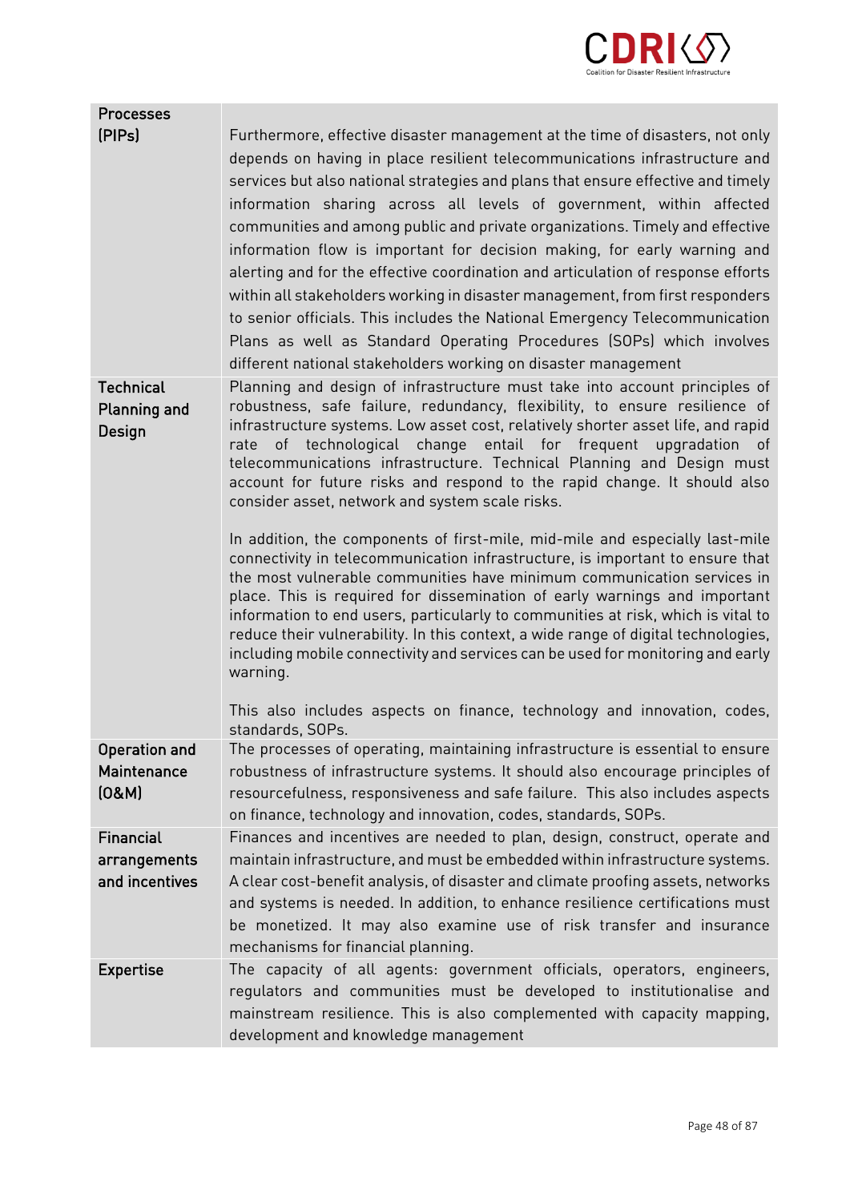| | |
|---|---|
| **Processes (PIPs)** | Furthermore, effective disaster management at the time of disasters, not only depends on having in place resilient telecommunications infrastructure and services but also national strategies and plans that ensure effective and timely information sharing across all levels of government, within affected communities and among public and private organizations. Timely and effective information flow is important for decision making, for early warning and alerting and for the effective coordination and articulation of response efforts within all stakeholders working in disaster management, from first responders to senior officials. This includes the National Emergency Telecommunication Plans as well as Standard Operating Procedures (SOPs) which involves different national stakeholders working on disaster management |
| **Technical Planning and Design** | Planning and design of infrastructure must take into account principles of robustness, safe failure, redundancy, flexibility, to ensure resilience of infrastructure systems. Low asset cost, relatively shorter asset life, and rapid rate of technological change entail for frequent upgradation of telecommunications infrastructure. Technical Planning and Design must account for future risks and respond to the rapid change. It should also consider asset, network and system scale risks.<br><br>In addition, the components of first-mile, mid-mile and especially last-mile connectivity in telecommunication infrastructure, is important to ensure that the most vulnerable communities have minimum communication services in place. This is required for dissemination of early warnings and important information to end users, particularly to communities at risk, which is vital to reduce their vulnerability. In this context, a wide range of digital technologies, including mobile connectivity and services can be used for monitoring and early warning.<br><br>This also includes aspects on finance, technology and innovation, codes, standards, SOPs. |
| **Operation and Maintenance (O&M)** | The processes of operating, maintaining infrastructure is essential to ensure robustness of infrastructure systems. It should also encourage principles of resourcefulness, responsiveness and safe failure. This also includes aspects on finance, technology and innovation, codes, standards, SOPs. |
| **Financial arrangements and incentives** | Finances and incentives are needed to plan, design, construct, operate and maintain infrastructure, and must be embedded within infrastructure systems. A clear cost-benefit analysis, of disaster and climate proofing assets, networks and systems is needed. In addition, to enhance resilience certifications must be monetized. It may also examine use of risk transfer and insurance mechanisms for financial planning. |
| **Expertise** | The capacity of all agents: government officials, operators, engineers, regulators and communities must be developed to institutionalise and mainstream resilience. This is also complemented with capacity mapping, development and knowledge management |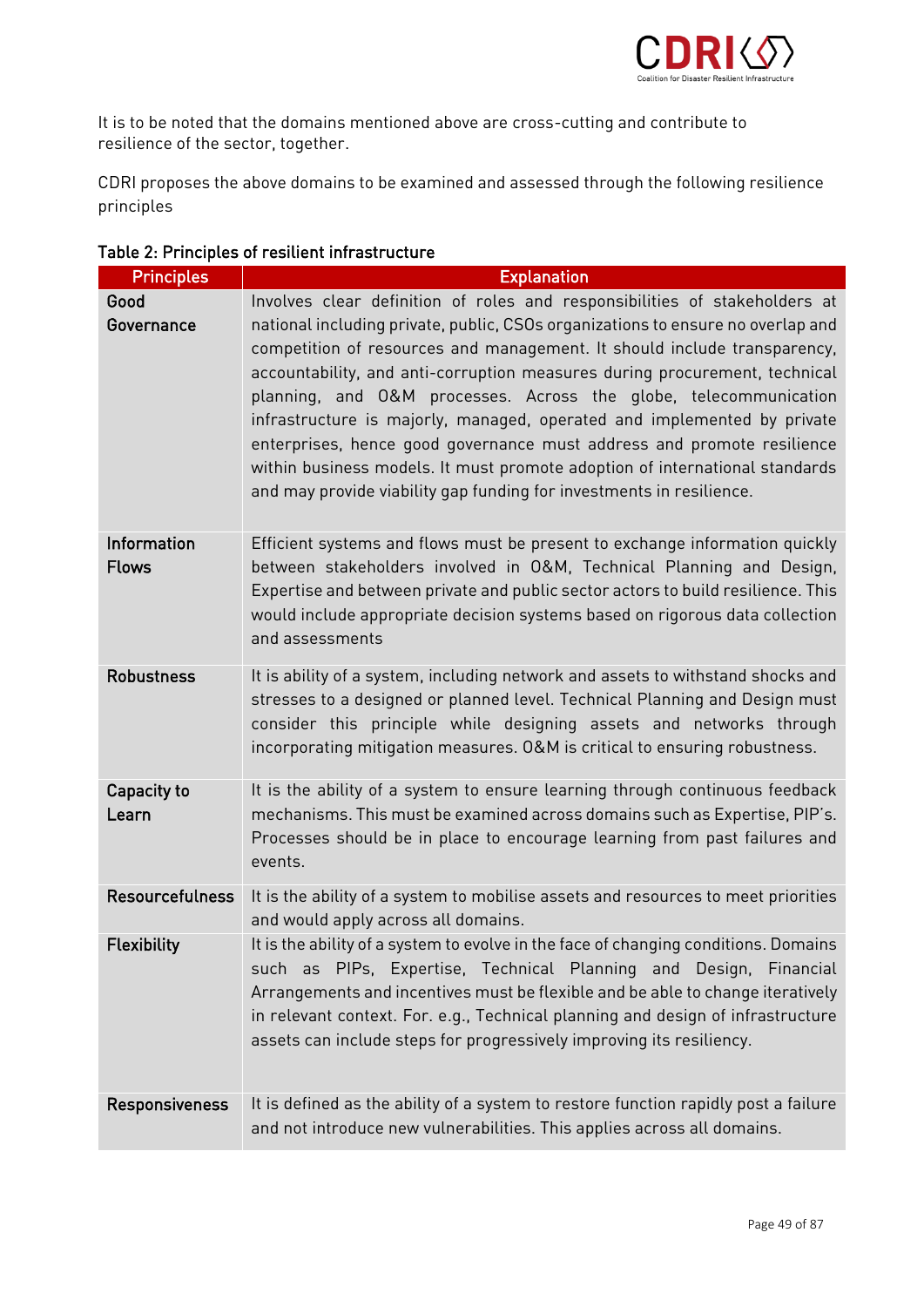It is to be noted that the domains mentioned above are cross-cutting and contribute to resilience of the sector, together.

CDRI proposes the above domains to be examined and assessed through the following resilience principles

**Table 2: Principles of resilient infrastructure**

| Principles | Explanation |
|---|---|
| **Good Governance** | Involves clear definition of roles and responsibilities of stakeholders at national including private, public, CSOs organizations to ensure no overlap and competition of resources and management. It should include transparency, accountability, and anti-corruption measures during procurement, technical planning, and O&M processes. Across the globe, telecommunication infrastructure is majorly, managed, operated and implemented by private enterprises, hence good governance must address and promote resilience within business models. It must promote adoption of international standards and may provide viability gap funding for investments in resilience. |
| **Information Flows** | Efficient systems and flows must be present to exchange information quickly between stakeholders involved in O&M, Technical Planning and Design, Expertise and between private and public sector actors to build resilience. This would include appropriate decision systems based on rigorous data collection and assessments |
| **Robustness** | It is ability of a system, including network and assets to withstand shocks and stresses to a designed or planned level. Technical Planning and Design must consider this principle while designing assets and networks through incorporating mitigation measures. O&M is critical to ensuring robustness. |
| **Capacity to Learn** | It is the ability of a system to ensure learning through continuous feedback mechanisms. This must be examined across domains such as Expertise, PIP's. Processes should be in place to encourage learning from past failures and events. |
| **Resourcefulness** | It is the ability of a system to mobilise assets and resources to meet priorities and would apply across all domains. |
| **Flexibility** | It is the ability of a system to evolve in the face of changing conditions. Domains such as PIPs, Expertise, Technical Planning and Design, Financial Arrangements and incentives must be flexible and be able to change iteratively in relevant context. For. e.g., Technical planning and design of infrastructure assets can include steps for progressively improving its resiliency. |
| **Responsiveness** | It is defined as the ability of a system to restore function rapidly post a failure and not introduce new vulnerabilities. This applies across all domains. |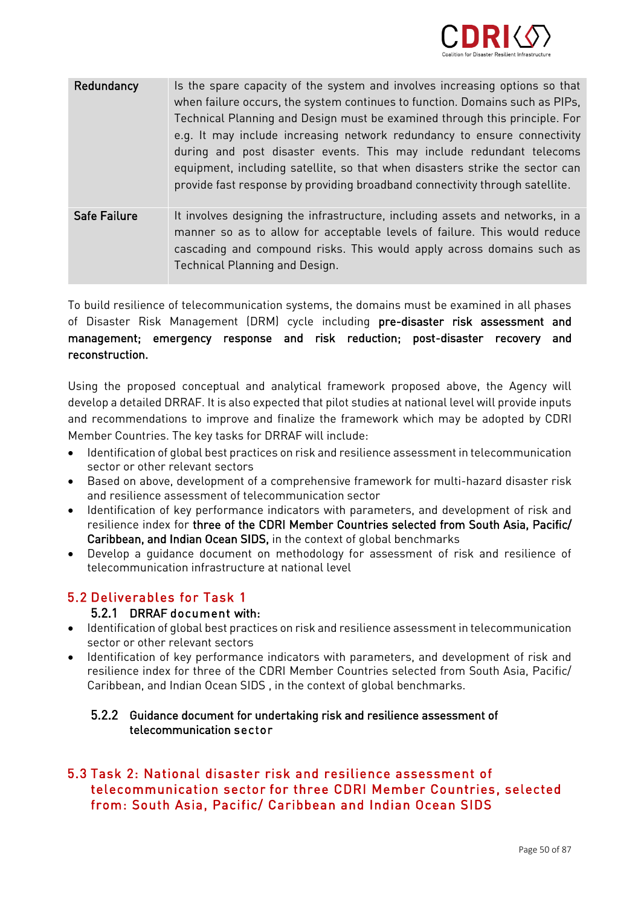| Redundancy | Is the spare capacity of the system and involves increasing options so that when failure occurs, the system continues to function. Domains such as PIPs, Technical Planning and Design must be examined through this principle. For e.g. It may include increasing network redundancy to ensure connectivity during and post disaster events. This may include redundant telecoms equipment, including satellite, so that when disasters strike the sector can provide fast response by providing broadband connectivity through satellite. |
|---|---|
| Safe Failure | It involves designing the infrastructure, including assets and networks, in a manner so as to allow for acceptable levels of failure. This would reduce cascading and compound risks. This would apply across domains such as Technical Planning and Design. |

To build resilience of telecommunication systems, the domains must be examined in all phases of Disaster Risk Management (DRM) cycle including **pre-disaster risk assessment and management; emergency response and risk reduction; post-disaster recovery and reconstruction.**

Using the proposed conceptual and analytical framework proposed above, the Agency will develop a detailed DRRAF. It is also expected that pilot studies at national level will provide inputs and recommendations to improve and finalize the framework which may be adopted by CDRI Member Countries. The key tasks for DRRAF will include:

- Identification of global best practices on risk and resilience assessment in telecommunication sector or other relevant sectors
- Based on above, development of a comprehensive framework for multi-hazard disaster risk and resilience assessment of telecommunication sector
- Identification of key performance indicators with parameters, and development of risk and resilience index for **three of the CDRI Member Countries selected from South Asia, Pacific/ Caribbean, and Indian Ocean SIDS,** in the context of global benchmarks
- Develop a guidance document on methodology for assessment of risk and resilience of telecommunication infrastructure at national level

## 5.2 Deliverables for Task 1

### 5.2.1 DRRAF document with:

- Identification of global best practices on risk and resilience assessment in telecommunication sector or other relevant sectors
- Identification of key performance indicators with parameters, and development of risk and resilience index for three of the CDRI Member Countries selected from South Asia, Pacific/ Caribbean, and Indian Ocean SIDS , in the context of global benchmarks.

### 5.2.2 Guidance document for undertaking risk and resilience assessment of telecommunication sector

## 5.3 Task 2: National disaster risk and resilience assessment of telecommunication sector for three CDRI Member Countries, selected from: South Asia, Pacific/ Caribbean and Indian Ocean SIDS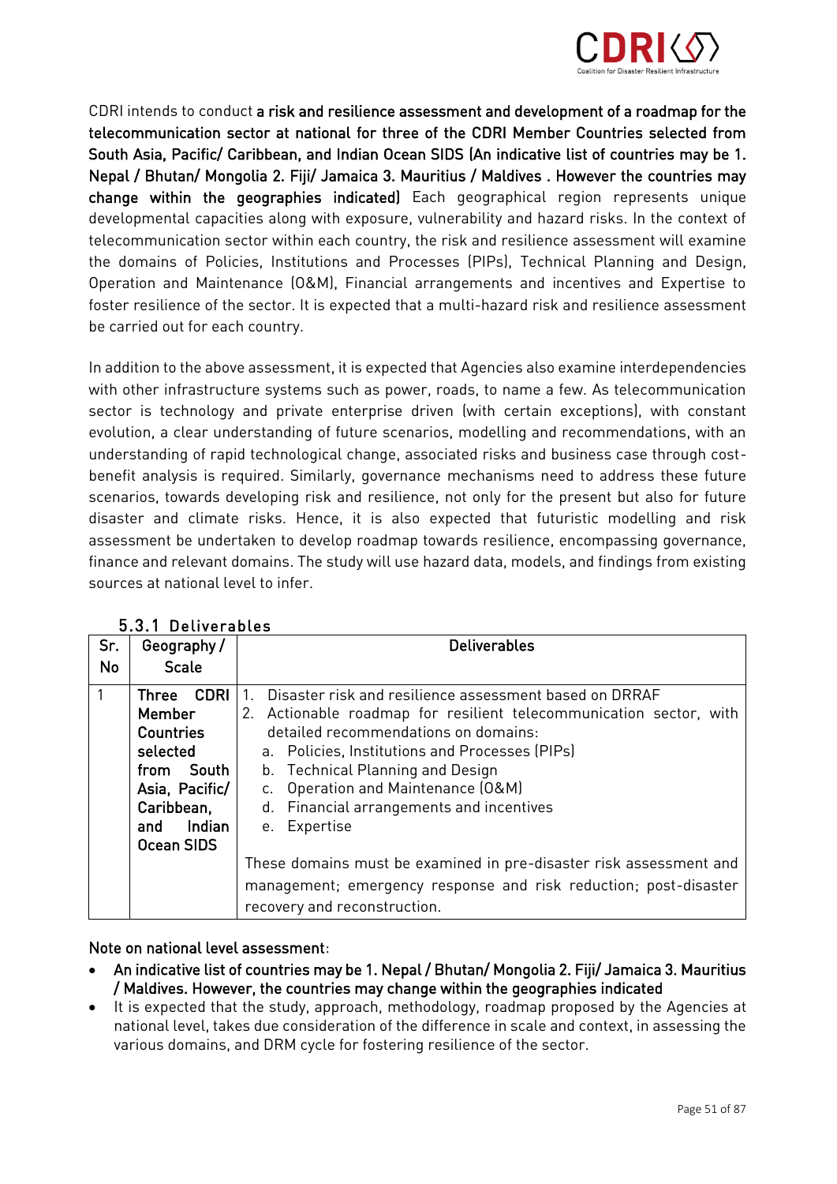CDRI intends to conduct **a risk and resilience assessment and development of a roadmap for the telecommunication sector at national for three of the CDRI Member Countries selected from South Asia, Pacific/ Caribbean, and Indian Ocean SIDS (An indicative list of countries may be 1. Nepal / Bhutan/ Mongolia 2. Fiji/ Jamaica 3. Mauritius / Maldives . However the countries may change within the geographies indicated)** Each geographical region represents unique developmental capacities along with exposure, vulnerability and hazard risks. In the context of telecommunication sector within each country, the risk and resilience assessment will examine the domains of Policies, Institutions and Processes (PIPs), Technical Planning and Design, Operation and Maintenance (O&M), Financial arrangements and incentives and Expertise to foster resilience of the sector. It is expected that a multi-hazard risk and resilience assessment be carried out for each country.

In addition to the above assessment, it is expected that Agencies also examine interdependencies with other infrastructure systems such as power, roads, to name a few. As telecommunication sector is technology and private enterprise driven (with certain exceptions), with constant evolution, a clear understanding of future scenarios, modelling and recommendations, with an understanding of rapid technological change, associated risks and business case through cost-benefit analysis is required. Similarly, governance mechanisms need to address these future scenarios, towards developing risk and resilience, not only for the present but also for future disaster and climate risks. Hence, it is also expected that futuristic modelling and risk assessment be undertaken to develop roadmap towards resilience, encompassing governance, finance and relevant domains. The study will use hazard data, models, and findings from existing sources at national level to infer.

### 5.3.1 Deliverables

| Sr. No | Geography / Scale | Deliverables |
|---|---|---|
| 1 | **Three CDRI Member Countries selected from South Asia, Pacific/ Caribbean, and Indian Ocean SIDS** | 1. Disaster risk and resilience assessment based on DRRAF<br>2. Actionable roadmap for resilient telecommunication sector, with detailed recommendations on domains:<br>a. Policies, Institutions and Processes (PIPs)<br>b. Technical Planning and Design<br>c. Operation and Maintenance (O&M)<br>d. Financial arrangements and incentives<br>e. Expertise<br><br>These domains must be examined in pre-disaster risk assessment and management; emergency response and risk reduction; post-disaster recovery and reconstruction. |

**Note on national level assessment**:

- **An indicative list of countries may be 1. Nepal / Bhutan/ Mongolia 2. Fiji/ Jamaica 3. Mauritius / Maldives. However, the countries may change within the geographies indicated**
- It is expected that the study, approach, methodology, roadmap proposed by the Agencies at national level, takes due consideration of the difference in scale and context, in assessing the various domains, and DRM cycle for fostering resilience of the sector.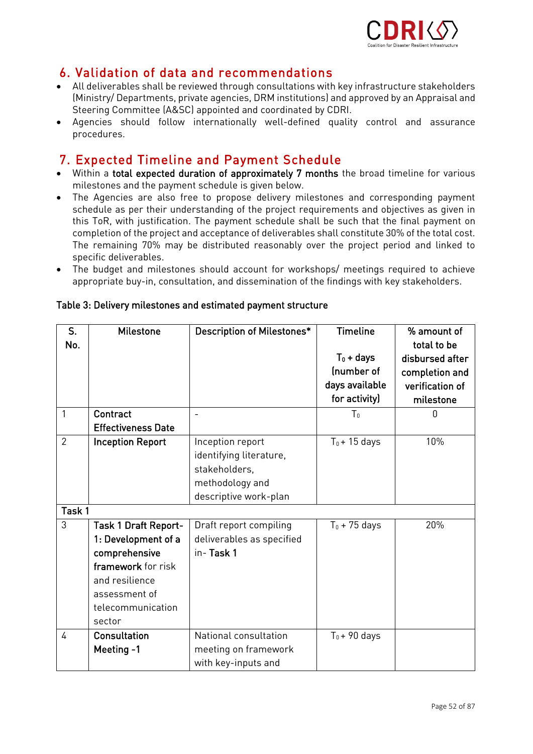## 6. Validation of data and recommendations

- All deliverables shall be reviewed through consultations with key infrastructure stakeholders (Ministry/ Departments, private agencies, DRM institutions) and approved by an Appraisal and Steering Committee (A&SC) appointed and coordinated by CDRI.
- Agencies should follow internationally well-defined quality control and assurance procedures.

## 7. Expected Timeline and Payment Schedule

- Within a **total expected duration of approximately 7 months** the broad timeline for various milestones and the payment schedule is given below.
- The Agencies are also free to propose delivery milestones and corresponding payment schedule as per their understanding of the project requirements and objectives as given in this ToR, with justification. The payment schedule shall be such that the final payment on completion of the project and acceptance of deliverables shall constitute 30% of the total cost. The remaining 70% may be distributed reasonably over the project period and linked to specific deliverables.
- The budget and milestones should account for workshops/ meetings required to achieve appropriate buy-in, consultation, and dissemination of the findings with key stakeholders.

**Table 3: Delivery milestones and estimated payment structure**

| S. No. | Milestone | Description of Milestones* | Timeline<br><br>$T_0$ + days (number of days available for activity) | % amount of total to be disbursed after completion and verification of milestone |
|---|---|---|---|---|
| 1 | **Contract Effectiveness Date** | - | $T_0$ | 0 |
| 2 | **Inception Report** | Inception report identifying literature, stakeholders, methodology and descriptive work-plan | $T_0$ + 15 days | 10% |
| **Task 1** | | | | |
| 3 | **Task 1 Draft Report-1: Development of a comprehensive framework** for risk and resilience assessment of telecommunication sector | Draft report compiling deliverables as specified in- **Task 1** | $T_0$ + 75 days | 20% |
| 4 | **Consultation Meeting -1** | National consultation meeting on framework with key-inputs and | $T_0$ + 90 days | |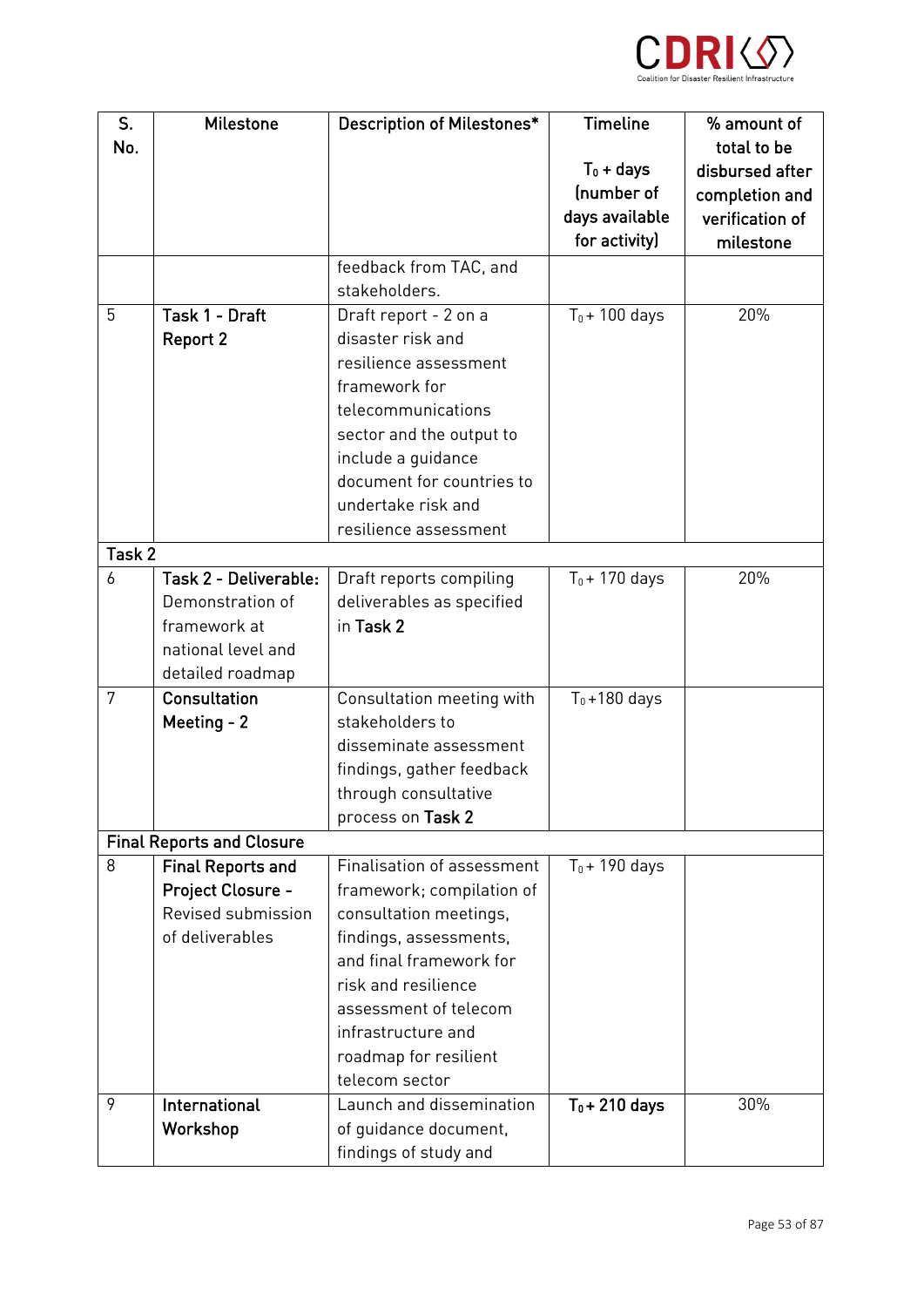| S. No. | Milestone | Description of Milestones* | Timeline<br><br>$T_0$ + days (number of days available for activity) | % amount of total to be disbursed after completion and verification of milestone |
|---|---|---|---|---|
| | | feedback from TAC, and stakeholders. | | |
| 5 | **Task 1 - Draft Report 2** | Draft report - 2 on a disaster risk and resilience assessment framework for telecommunications sector and the output to include a guidance document for countries to undertake risk and resilience assessment | $T_0$ + 100 days | 20% |
| **Task 2** | | | | |
| 6 | **Task 2 - Deliverable:** Demonstration of framework at national level and detailed roadmap | Draft reports compiling deliverables as specified in **Task 2** | $T_0$ + 170 days | 20% |
| 7 | **Consultation Meeting - 2** | Consultation meeting with stakeholders to disseminate assessment findings, gather feedback through consultative process on **Task 2** | $T_0$ +180 days | |
| **Final Reports and Closure** | | | | |
| 8 | **Final Reports and Project Closure -** Revised submission of deliverables | Finalisation of assessment framework; compilation of consultation meetings, findings, assessments, and final framework for risk and resilience assessment of telecom infrastructure and roadmap for resilient telecom sector | $T_0$ + 190 days | |
| 9 | **International Workshop** | Launch and dissemination of guidance document, findings of study and | **$T_0$ + 210 days** | 30% |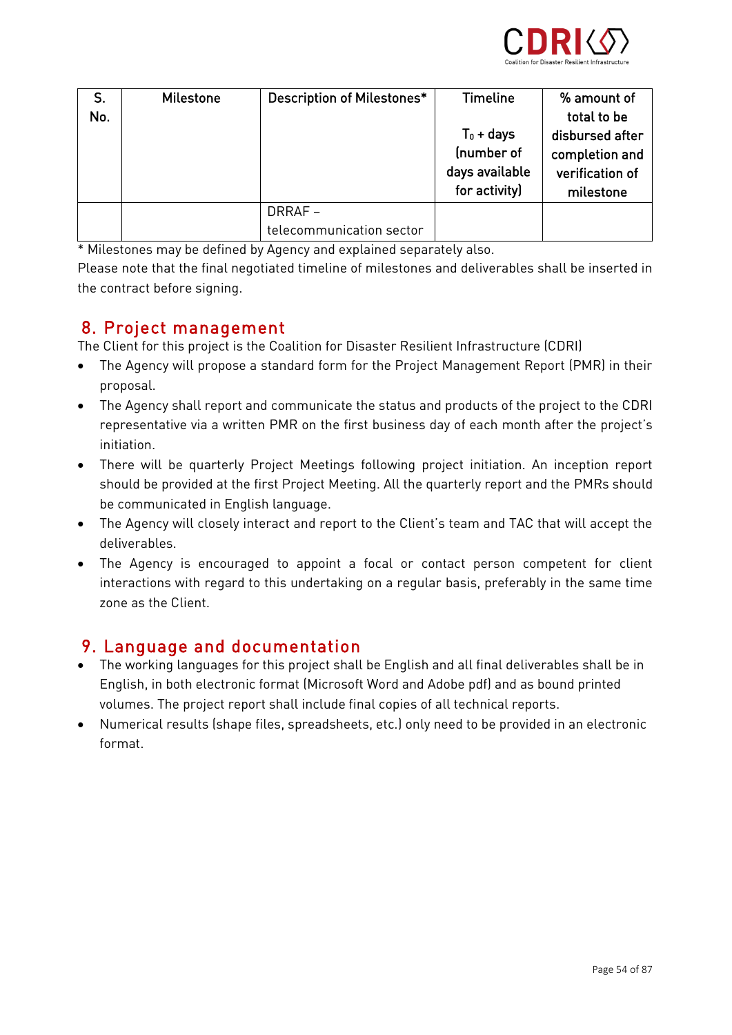| S. No. | Milestone | Description of Milestones* | Timeline<br><br>$T_0$ + days (number of days available for activity) | % amount of total to be disbursed after completion and verification of milestone |
|---|---|---|---|---|
| | | DRRAF – telecommunication sector | | |

* Milestones may be defined by Agency and explained separately also.

Please note that the final negotiated timeline of milestones and deliverables shall be inserted in the contract before signing.

## 8. Project management

The Client for this project is the Coalition for Disaster Resilient Infrastructure (CDRI)

- The Agency will propose a standard form for the Project Management Report (PMR) in their proposal.
- The Agency shall report and communicate the status and products of the project to the CDRI representative via a written PMR on the first business day of each month after the project's initiation.
- There will be quarterly Project Meetings following project initiation. An inception report should be provided at the first Project Meeting. All the quarterly report and the PMRs should be communicated in English language.
- The Agency will closely interact and report to the Client's team and TAC that will accept the deliverables.
- The Agency is encouraged to appoint a focal or contact person competent for client interactions with regard to this undertaking on a regular basis, preferably in the same time zone as the Client.

## 9. Language and documentation

- The working languages for this project shall be English and all final deliverables shall be in English, in both electronic format (Microsoft Word and Adobe pdf) and as bound printed volumes. The project report shall include final copies of all technical reports.
- Numerical results (shape files, spreadsheets, etc.) only need to be provided in an electronic format.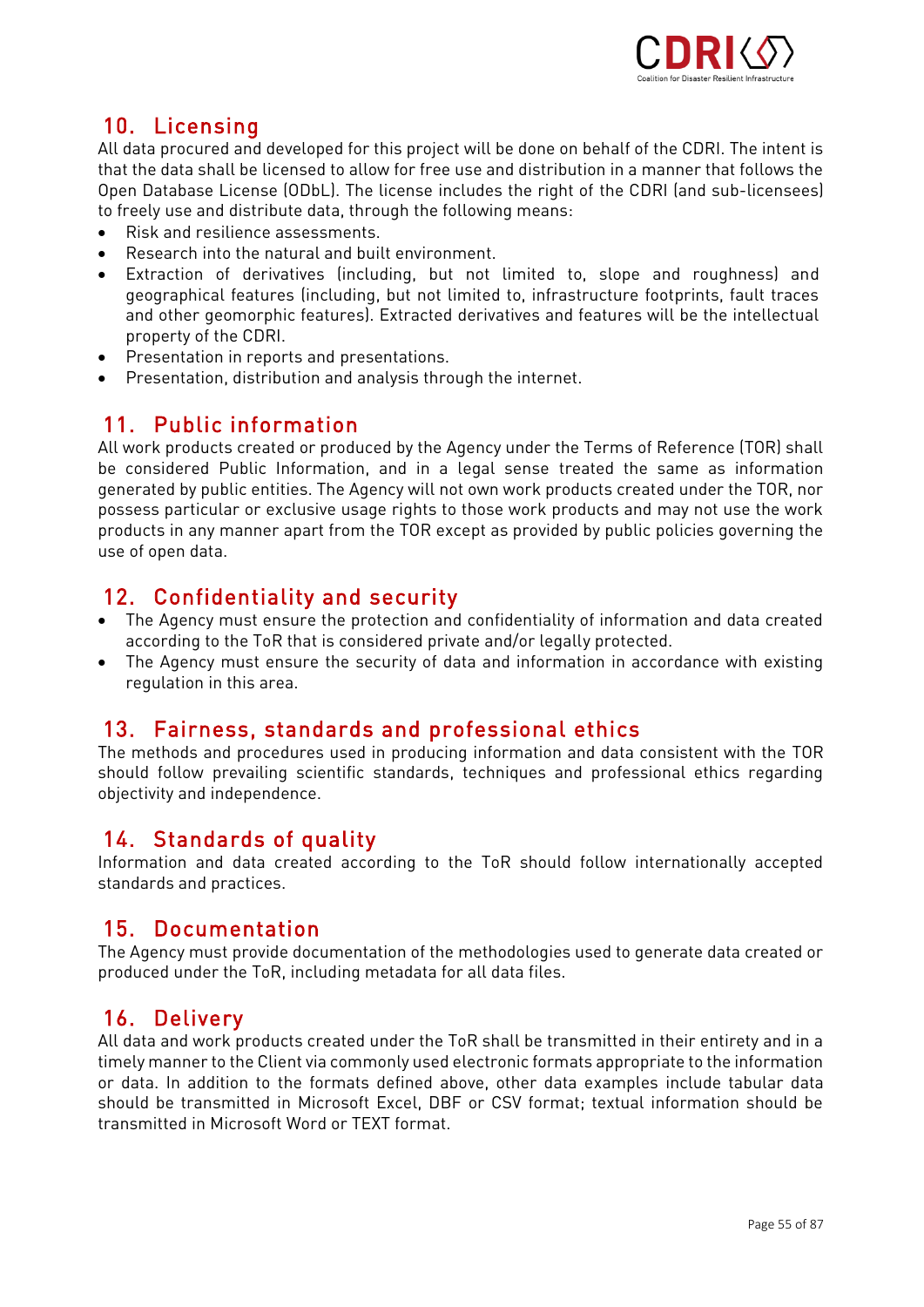## 10. Licensing

All data procured and developed for this project will be done on behalf of the CDRI. The intent is that the data shall be licensed to allow for free use and distribution in a manner that follows the Open Database License (ODbL). The license includes the right of the CDRI (and sub-licensees) to freely use and distribute data, through the following means:

- Risk and resilience assessments.
- Research into the natural and built environment.
- Extraction of derivatives (including, but not limited to, slope and roughness) and geographical features (including, but not limited to, infrastructure footprints, fault traces and other geomorphic features). Extracted derivatives and features will be the intellectual property of the CDRI.
- Presentation in reports and presentations.
- Presentation, distribution and analysis through the internet.

## 11. Public information

All work products created or produced by the Agency under the Terms of Reference (TOR) shall be considered Public Information, and in a legal sense treated the same as information generated by public entities. The Agency will not own work products created under the TOR, nor possess particular or exclusive usage rights to those work products and may not use the work products in any manner apart from the TOR except as provided by public policies governing the use of open data.

## 12. Confidentiality and security

- The Agency must ensure the protection and confidentiality of information and data created according to the ToR that is considered private and/or legally protected.
- The Agency must ensure the security of data and information in accordance with existing regulation in this area.

## 13. Fairness, standards and professional ethics

The methods and procedures used in producing information and data consistent with the TOR should follow prevailing scientific standards, techniques and professional ethics regarding objectivity and independence.

## 14. Standards of quality

Information and data created according to the ToR should follow internationally accepted standards and practices.

## 15. Documentation

The Agency must provide documentation of the methodologies used to generate data created or produced under the ToR, including metadata for all data files.

## 16. Delivery

All data and work products created under the ToR shall be transmitted in their entirety and in a timely manner to the Client via commonly used electronic formats appropriate to the information or data. In addition to the formats defined above, other data examples include tabular data should be transmitted in Microsoft Excel, DBF or CSV format; textual information should be transmitted in Microsoft Word or TEXT format.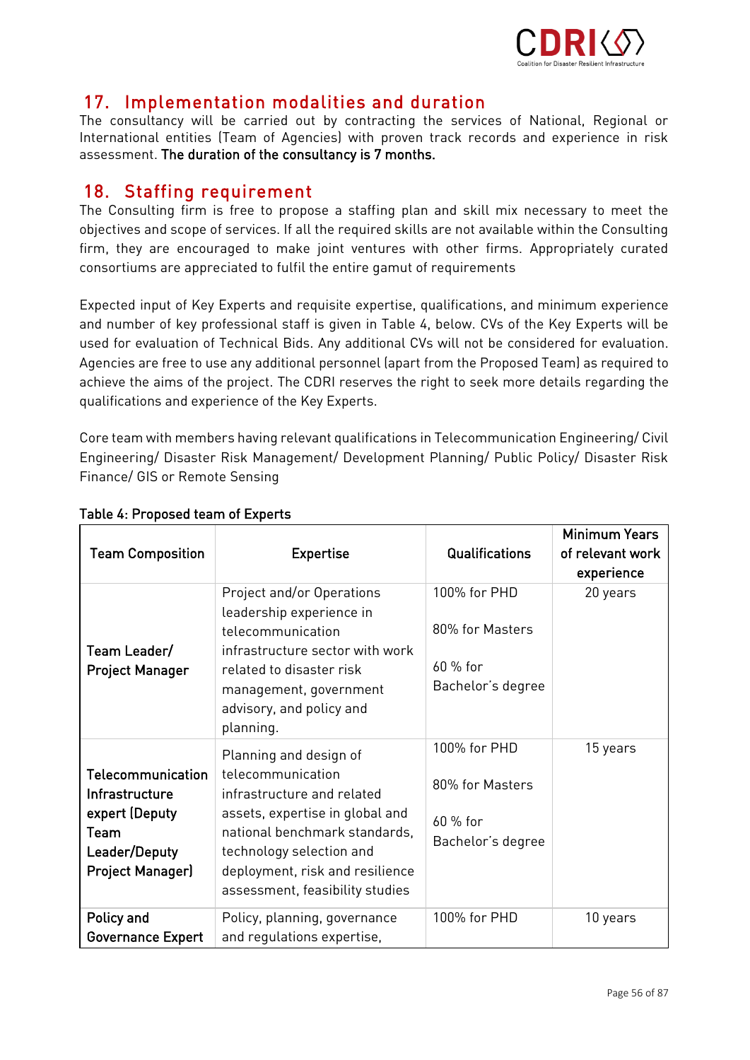## 17. Implementation modalities and duration

The consultancy will be carried out by contracting the services of National, Regional or International entities (Team of Agencies) with proven track records and experience in risk assessment. **The duration of the consultancy is 7 months.**

## 18. Staffing requirement

The Consulting firm is free to propose a staffing plan and skill mix necessary to meet the objectives and scope of services. If all the required skills are not available within the Consulting firm, they are encouraged to make joint ventures with other firms. Appropriately curated consortiums are appreciated to fulfil the entire gamut of requirements

Expected input of Key Experts and requisite expertise, qualifications, and minimum experience and number of key professional staff is given in Table 4, below. CVs of the Key Experts will be used for evaluation of Technical Bids. Any additional CVs will not be considered for evaluation. Agencies are free to use any additional personnel (apart from the Proposed Team) as required to achieve the aims of the project. The CDRI reserves the right to seek more details regarding the qualifications and experience of the Key Experts.

Core team with members having relevant qualifications in Telecommunication Engineering/ Civil Engineering/ Disaster Risk Management/ Development Planning/ Public Policy/ Disaster Risk Finance/ GIS or Remote Sensing

**Table 4: Proposed team of Experts**

| Team Composition | Expertise | Qualifications | Minimum Years of relevant work experience |
|---|---|---|---|
| **Team Leader/ Project Manager** | Project and/or Operations leadership experience in telecommunication infrastructure sector with work related to disaster risk management, government advisory, and policy and planning. | 100% for PHD<br><br>80% for Masters<br><br>60 % for Bachelor's degree | 20 years |
| **Telecommunication Infrastructure expert (Deputy Team Leader/Deputy Project Manager)** | Planning and design of telecommunication infrastructure and related assets, expertise in global and national benchmark standards, technology selection and deployment, risk and resilience assessment, feasibility studies | 100% for PHD<br><br>80% for Masters<br><br>60 % for Bachelor's degree | 15 years |
| **Policy and Governance Expert** | Policy, planning, governance and regulations expertise, | 100% for PHD | 10 years |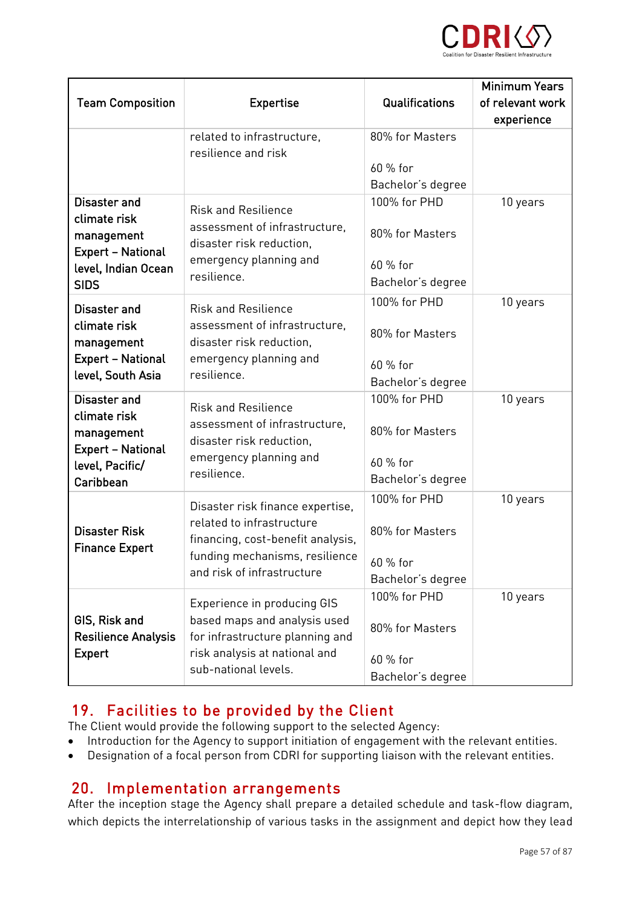| Team Composition | Expertise | Qualifications | Minimum Years of relevant work experience |
|---|---|---|---|
| | related to infrastructure, resilience and risk | 80% for Masters<br><br>60 % for Bachelor's degree | |
| **Disaster and climate risk management Expert – National level, Indian Ocean SIDS** | Risk and Resilience assessment of infrastructure, disaster risk reduction, emergency planning and resilience. | 100% for PHD<br><br>80% for Masters<br><br>60 % for Bachelor's degree | 10 years |
| **Disaster and climate risk management Expert – National level, South Asia** | Risk and Resilience assessment of infrastructure, disaster risk reduction, emergency planning and resilience. | 100% for PHD<br><br>80% for Masters<br><br>60 % for Bachelor's degree | 10 years |
| **Disaster and climate risk management Expert – National level, Pacific/ Caribbean** | Risk and Resilience assessment of infrastructure, disaster risk reduction, emergency planning and resilience. | 100% for PHD<br><br>80% for Masters<br><br>60 % for Bachelor's degree | 10 years |
| **Disaster Risk Finance Expert** | Disaster risk finance expertise, related to infrastructure financing, cost-benefit analysis, funding mechanisms, resilience and risk of infrastructure | 100% for PHD<br><br>80% for Masters<br><br>60 % for Bachelor's degree | 10 years |
| **GIS, Risk and Resilience Analysis Expert** | Experience in producing GIS based maps and analysis used for infrastructure planning and risk analysis at national and sub-national levels. | 100% for PHD<br><br>80% for Masters<br><br>60 % for Bachelor's degree | 10 years |

## 19. Facilities to be provided by the Client

The Client would provide the following support to the selected Agency:

- Introduction for the Agency to support initiation of engagement with the relevant entities.
- Designation of a focal person from CDRI for supporting liaison with the relevant entities.

## 20. Implementation arrangements

After the inception stage the Agency shall prepare a detailed schedule and task-flow diagram, which depicts the interrelationship of various tasks in the assignment and depict how they lead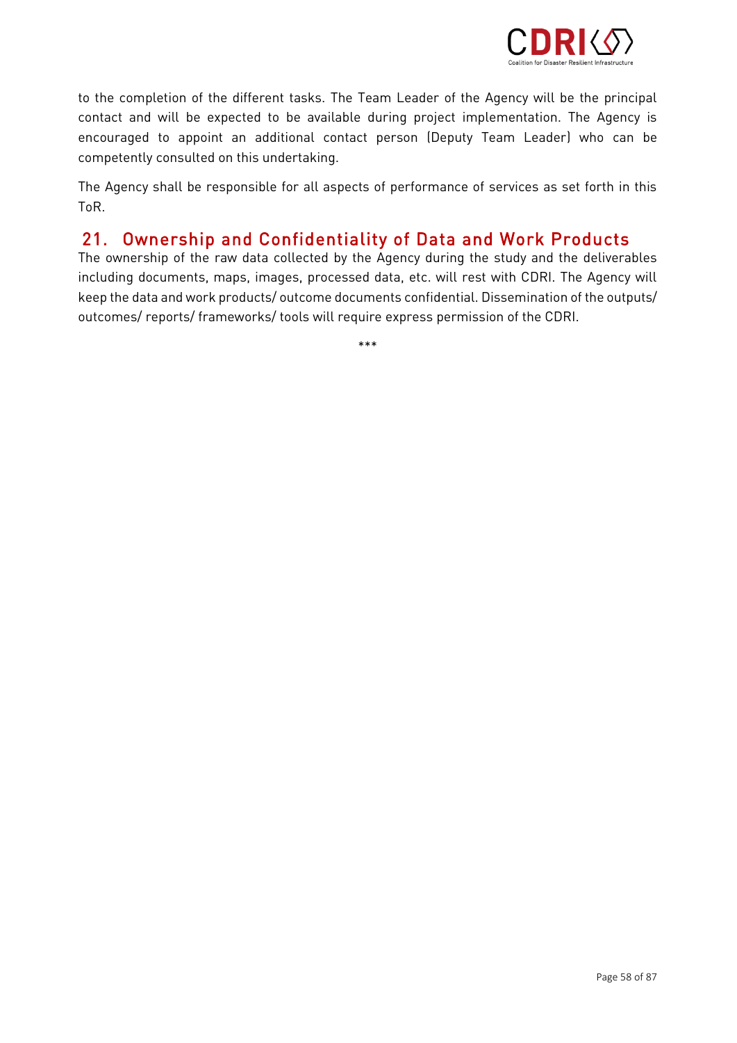to the completion of the different tasks. The Team Leader of the Agency will be the principal contact and will be expected to be available during project implementation. The Agency is encouraged to appoint an additional contact person (Deputy Team Leader) who can be competently consulted on this undertaking.

The Agency shall be responsible for all aspects of performance of services as set forth in this ToR.

## 21. Ownership and Confidentiality of Data and Work Products

The ownership of the raw data collected by the Agency during the study and the deliverables including documents, maps, images, processed data, etc. will rest with CDRI. The Agency will keep the data and work products/ outcome documents confidential. Dissemination of the outputs/ outcomes/ reports/ frameworks/ tools will require express permission of the CDRI.

***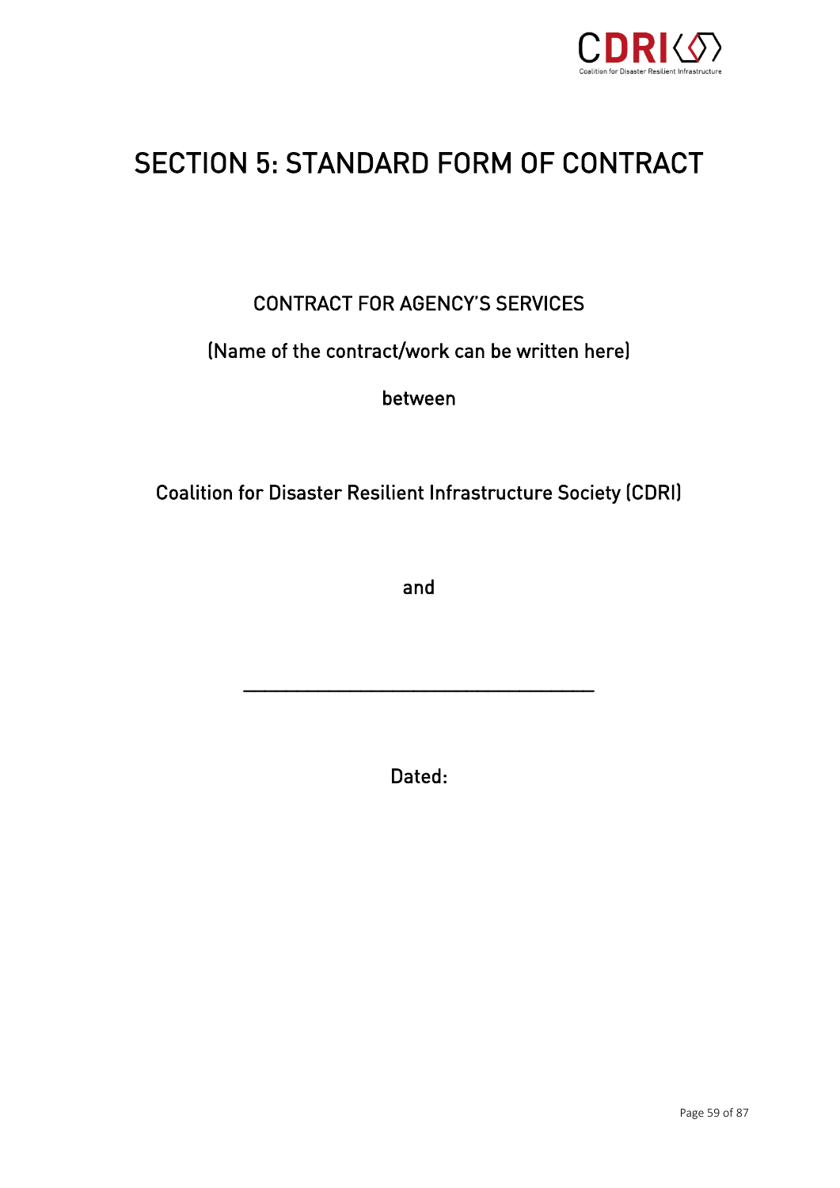# SECTION 5: STANDARD FORM OF CONTRACT

CONTRACT FOR AGENCY'S SERVICES

(Name of the contract/work can be written here)

between

Coalition for Disaster Resilient Infrastructure Society (CDRI)

and

\_\_\_\_\_\_\_\_\_\_\_\_\_\_\_\_\_\_\_\_\_\_\_\_\_\_\_\_\_\_\_\_\_\_\_\_\_\_\_\_

Dated: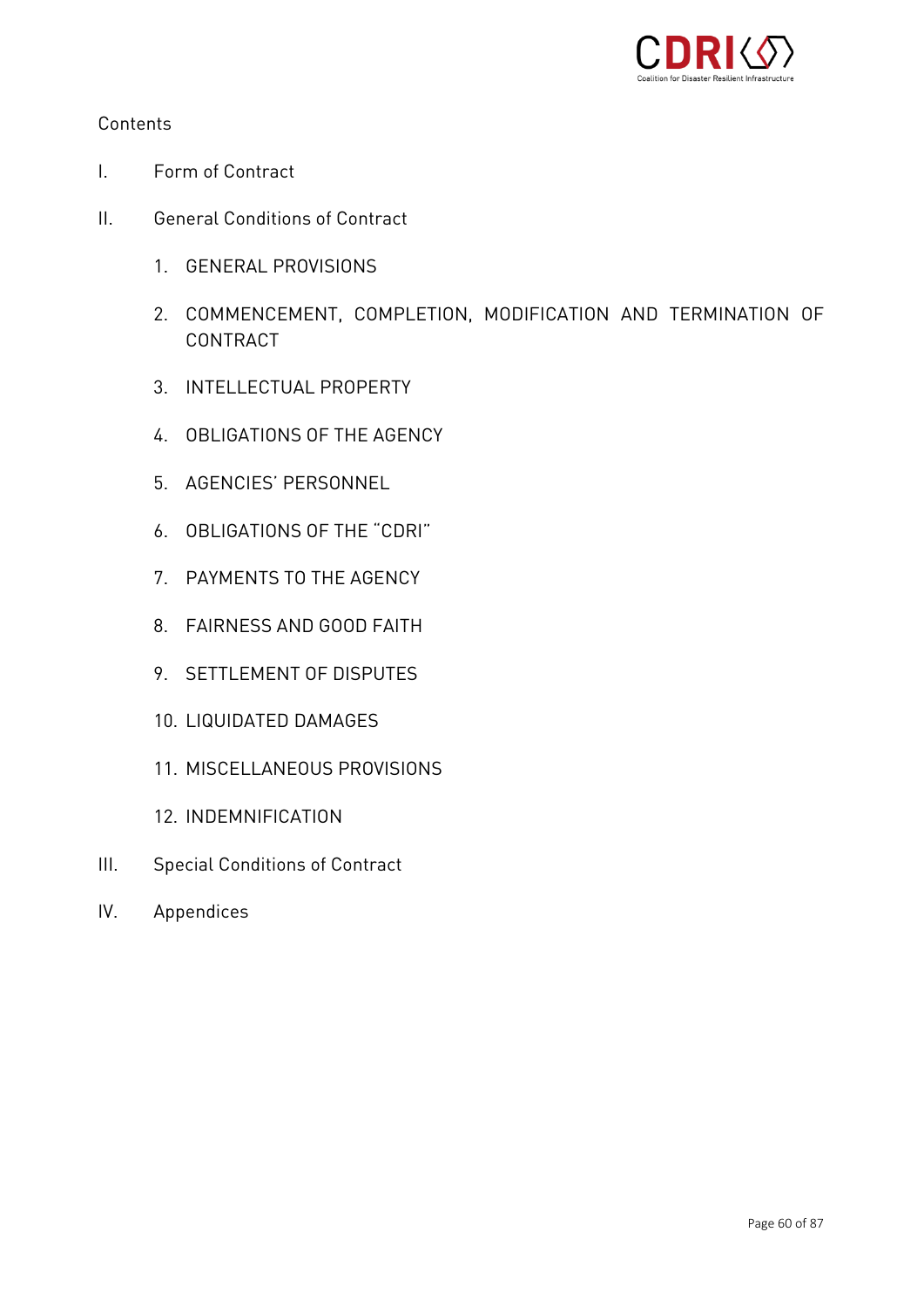Contents

I. Form of Contract

II. General Conditions of Contract

1. GENERAL PROVISIONS
2. COMMENCEMENT, COMPLETION, MODIFICATION AND TERMINATION OF CONTRACT
3. INTELLECTUAL PROPERTY
4. OBLIGATIONS OF THE AGENCY
5. AGENCIES' PERSONNEL
6. OBLIGATIONS OF THE "CDRI"
7. PAYMENTS TO THE AGENCY
8. FAIRNESS AND GOOD FAITH
9. SETTLEMENT OF DISPUTES
10. LIQUIDATED DAMAGES
11. MISCELLANEOUS PROVISIONS
12. INDEMNIFICATION

III. Special Conditions of Contract

IV. Appendices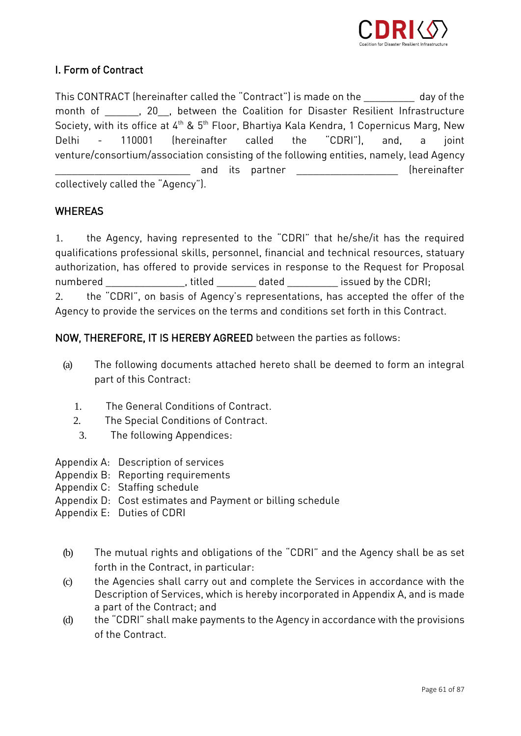## I. Form of Contract

This CONTRACT (hereinafter called the "Contract") is made on the _________ day of the month of ______, 20__, between the Coalition for Disaster Resilient Infrastructure Society, with its office at 4th & 5th Floor, Bhartiya Kala Kendra, 1 Copernicus Marg, New Delhi - 110001 (hereinafter called the "CDRI"), and, a joint venture/consortium/association consisting of the following entities, namely, lead Agency _________________________ and its partner ___________________ (hereinafter collectively called the "Agency").

**WHEREAS**

1. the Agency, having represented to the "CDRI" that he/she/it has the required qualifications professional skills, personnel, financial and technical resources, statuary authorization, has offered to provide services in response to the Request for Proposal numbered ______________, titled _______ dated _________ issued by the CDRI;
2. the "CDRI", on basis of Agency's representations, has accepted the offer of the Agency to provide the services on the terms and conditions set forth in this Contract.

**NOW, THEREFORE, IT IS HEREBY AGREED** between the parties as follows:

(a) The following documents attached hereto shall be deemed to form an integral part of this Contract:

1. The General Conditions of Contract.
2. The Special Conditions of Contract.
3. The following Appendices:

Appendix A: Description of services
Appendix B: Reporting requirements
Appendix C: Staffing schedule
Appendix D: Cost estimates and Payment or billing schedule
Appendix E: Duties of CDRI

(b) The mutual rights and obligations of the "CDRI" and the Agency shall be as set forth in the Contract, in particular:

(c) the Agencies shall carry out and complete the Services in accordance with the Description of Services, which is hereby incorporated in Appendix A, and is made a part of the Contract; and

(d) the "CDRI" shall make payments to the Agency in accordance with the provisions of the Contract.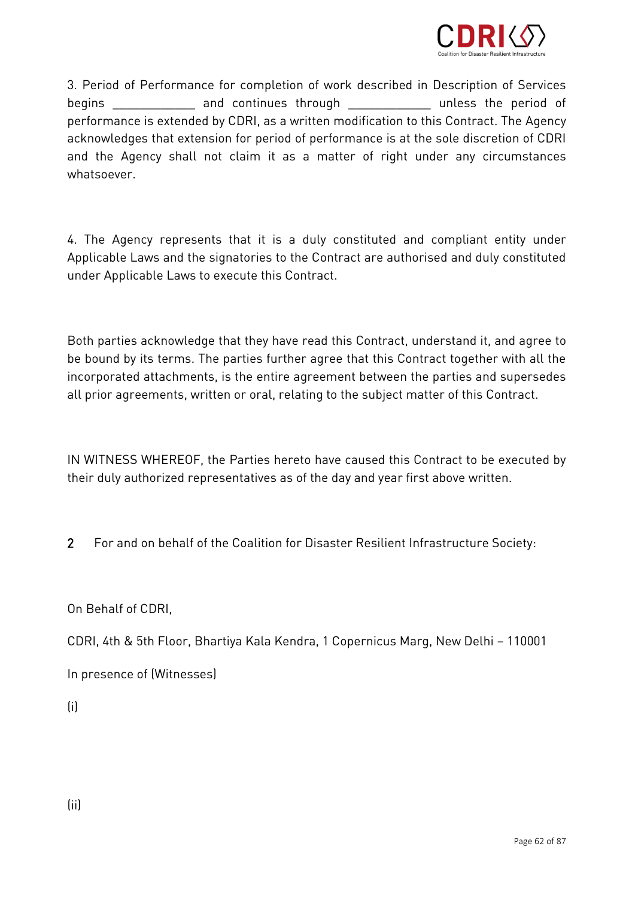3. Period of Performance for completion of work described in Description of Services begins ____________ and continues through ____________ unless the period of performance is extended by CDRI, as a written modification to this Contract. The Agency acknowledges that extension for period of performance is at the sole discretion of CDRI and the Agency shall not claim it as a matter of right under any circumstances whatsoever.

4. The Agency represents that it is a duly constituted and compliant entity under Applicable Laws and the signatories to the Contract are authorised and duly constituted under Applicable Laws to execute this Contract.

Both parties acknowledge that they have read this Contract, understand it, and agree to be bound by its terms. The parties further agree that this Contract together with all the incorporated attachments, is the entire agreement between the parties and supersedes all prior agreements, written or oral, relating to the subject matter of this Contract.

IN WITNESS WHEREOF, the Parties hereto have caused this Contract to be executed by their duly authorized representatives as of the day and year first above written.

2 For and on behalf of the Coalition for Disaster Resilient Infrastructure Society:

On Behalf of CDRI,

CDRI, 4th & 5th Floor, Bhartiya Kala Kendra, 1 Copernicus Marg, New Delhi – 110001

In presence of (Witnesses)

(i)

(ii)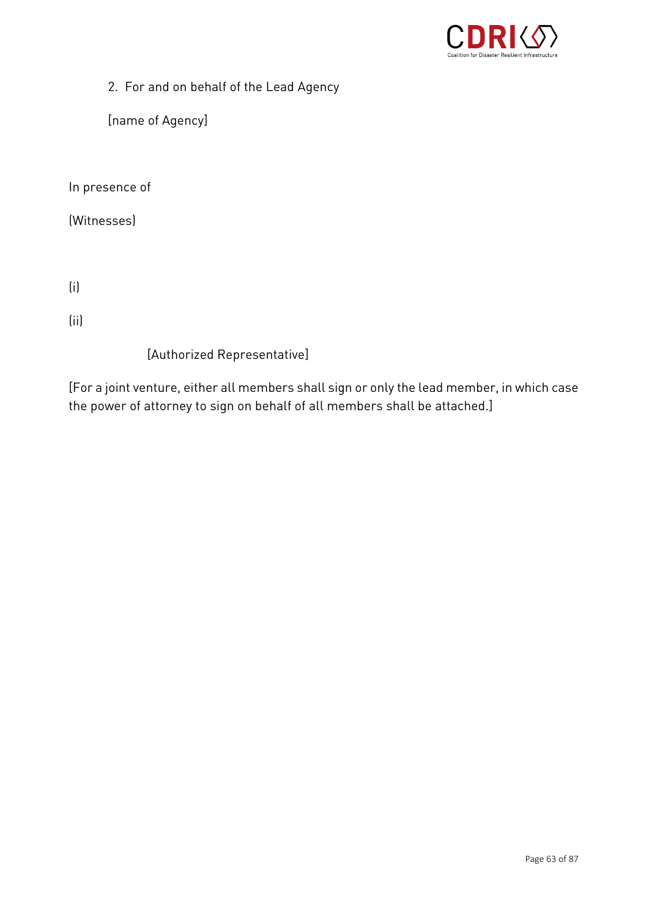2. For and on behalf of the Lead Agency

   [name of Agency]

In presence of

(Witnesses)

(i)

(ii)

[Authorized Representative]

[For a joint venture, either all members shall sign or only the lead member, in which case the power of attorney to sign on behalf of all members shall be attached.]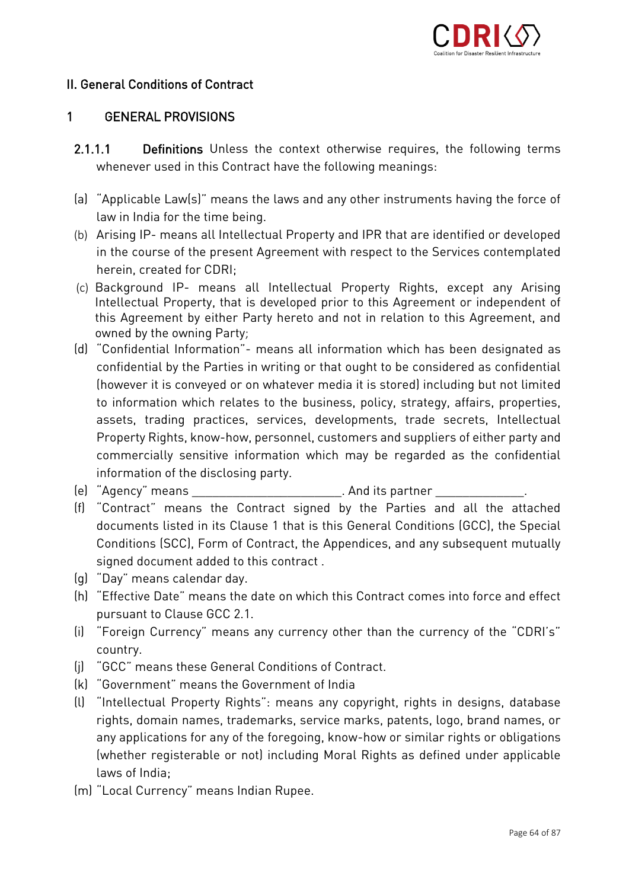## II. General Conditions of Contract

### 1 GENERAL PROVISIONS

**2.1.1.1 Definitions** Unless the context otherwise requires, the following terms whenever used in this Contract have the following meanings:

(a) "Applicable Law(s)" means the laws and any other instruments having the force of law in India for the time being.

(b) Arising IP- means all Intellectual Property and IPR that are identified or developed in the course of the present Agreement with respect to the Services contemplated herein, created for CDRI;

(c) Background IP- means all Intellectual Property Rights, except any Arising Intellectual Property, that is developed prior to this Agreement or independent of this Agreement by either Party hereto and not in relation to this Agreement, and owned by the owning Party;

(d) "Confidential Information"- means all information which has been designated as confidential by the Parties in writing or that ought to be considered as confidential (however it is conveyed or on whatever media it is stored) including but not limited to information which relates to the business, policy, strategy, affairs, properties, assets, trading practices, services, developments, trade secrets, Intellectual Property Rights, know-how, personnel, customers and suppliers of either party and commercially sensitive information which may be regarded as the confidential information of the disclosing party.

(e) "Agency" means ________________________. And its partner ______________.

(f) "Contract" means the Contract signed by the Parties and all the attached documents listed in its Clause 1 that is this General Conditions (GCC), the Special Conditions (SCC), Form of Contract, the Appendices, and any subsequent mutually signed document added to this contract .

(g) "Day" means calendar day.

(h) "Effective Date" means the date on which this Contract comes into force and effect pursuant to Clause GCC 2.1.

(i) "Foreign Currency" means any currency other than the currency of the "CDRI's" country.

(j) "GCC" means these General Conditions of Contract.

(k) "Government" means the Government of India

(l) "Intellectual Property Rights": means any copyright, rights in designs, database rights, domain names, trademarks, service marks, patents, logo, brand names, or any applications for any of the foregoing, know-how or similar rights or obligations (whether registerable or not) including Moral Rights as defined under applicable laws of India;

(m) "Local Currency" means Indian Rupee.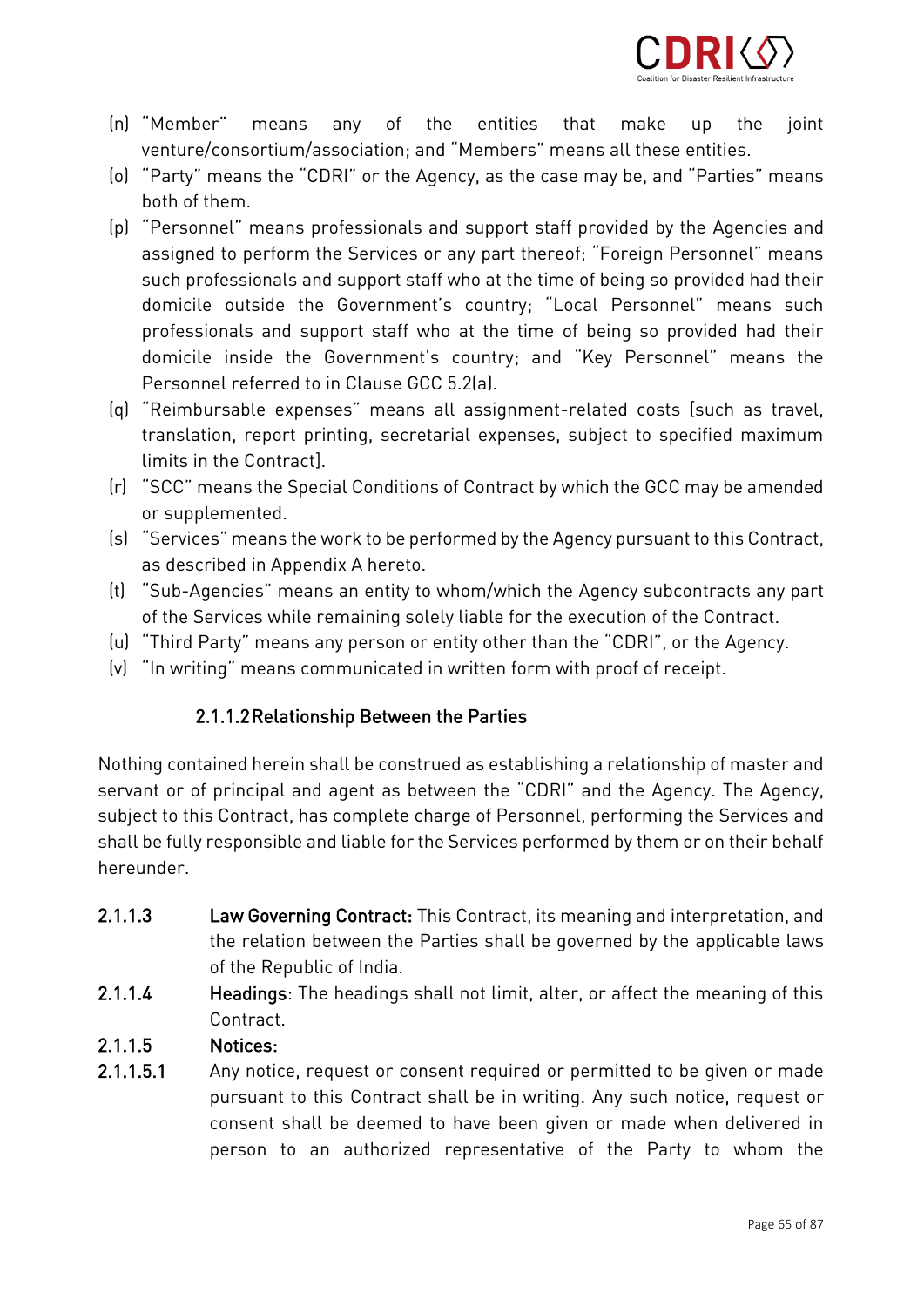(n) "Member" means any of the entities that make up the joint venture/consortium/association; and "Members" means all these entities.

(o) "Party" means the "CDRI" or the Agency, as the case may be, and "Parties" means both of them.

(p) "Personnel" means professionals and support staff provided by the Agencies and assigned to perform the Services or any part thereof; "Foreign Personnel" means such professionals and support staff who at the time of being so provided had their domicile outside the Government's country; "Local Personnel" means such professionals and support staff who at the time of being so provided had their domicile inside the Government's country; and "Key Personnel" means the Personnel referred to in Clause GCC 5.2(a).

(q) "Reimbursable expenses" means all assignment-related costs [such as travel, translation, report printing, secretarial expenses, subject to specified maximum limits in the Contract].

(r) "SCC" means the Special Conditions of Contract by which the GCC may be amended or supplemented.

(s) "Services" means the work to be performed by the Agency pursuant to this Contract, as described in Appendix A hereto.

(t) "Sub-Agencies" means an entity to whom/which the Agency subcontracts any part of the Services while remaining solely liable for the execution of the Contract.

(u) "Third Party" means any person or entity other than the "CDRI", or the Agency.

(v) "In writing" means communicated in written form with proof of receipt.

#### 2.1.1.2 Relationship Between the Parties

Nothing contained herein shall be construed as establishing a relationship of master and servant or of principal and agent as between the "CDRI" and the Agency. The Agency, subject to this Contract, has complete charge of Personnel, performing the Services and shall be fully responsible and liable for the Services performed by them or on their behalf hereunder.

**2.1.1.3** **Law Governing Contract:** This Contract, its meaning and interpretation, and the relation between the Parties shall be governed by the applicable laws of the Republic of India.

**2.1.1.4** **Headings**: The headings shall not limit, alter, or affect the meaning of this Contract.

**2.1.1.5** **Notices:**

**2.1.1.5.1** Any notice, request or consent required or permitted to be given or made pursuant to this Contract shall be in writing. Any such notice, request or consent shall be deemed to have been given or made when delivered in person to an authorized representative of the Party to whom the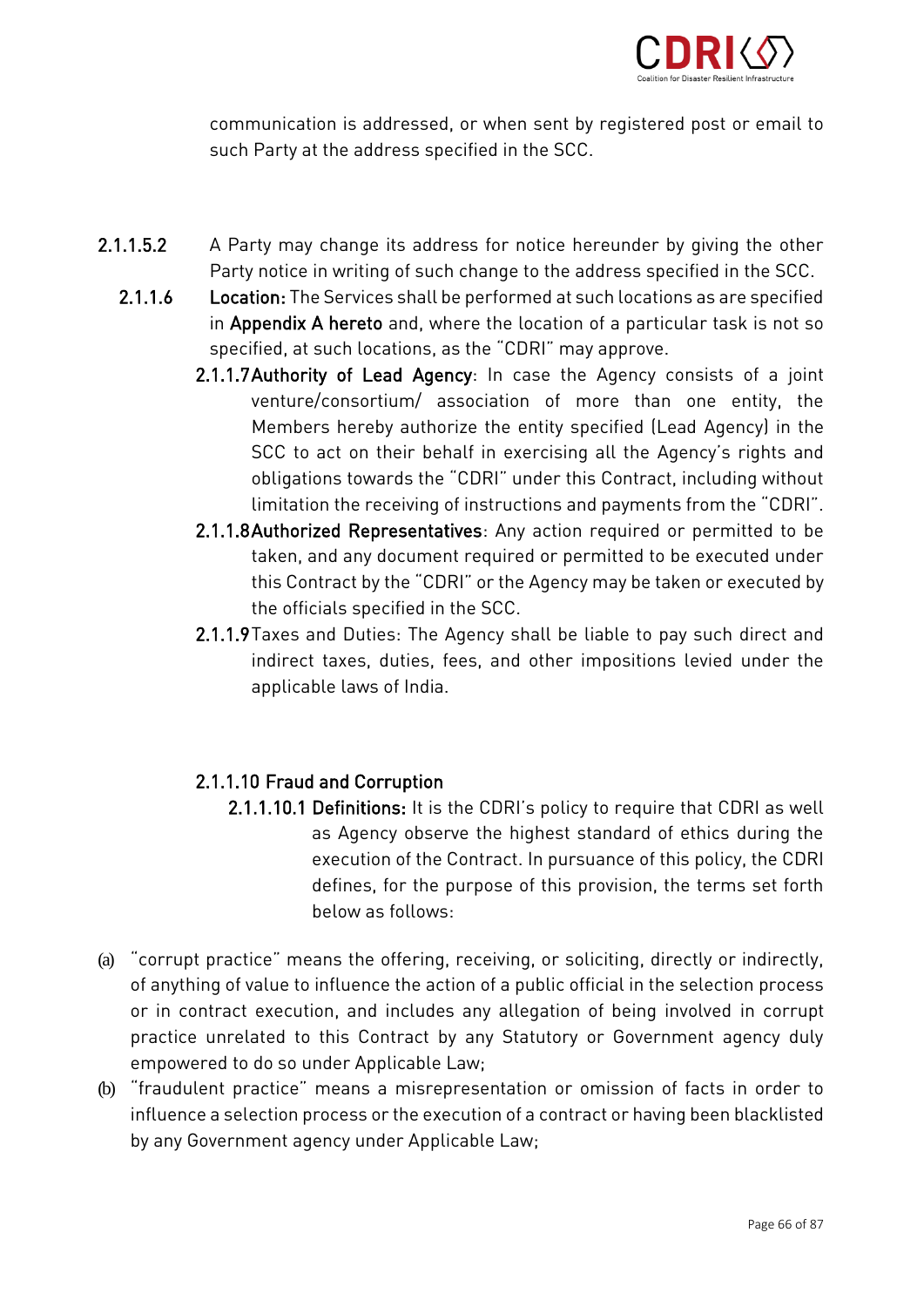communication is addressed, or when sent by registered post or email to such Party at the address specified in the SCC.

**2.1.1.5.2** A Party may change its address for notice hereunder by giving the other Party notice in writing of such change to the address specified in the SCC.

**2.1.1.6** **Location:** The Services shall be performed at such locations as are specified in **Appendix A hereto** and, where the location of a particular task is not so specified, at such locations, as the "CDRI" may approve.

**2.1.1.7** **Authority of Lead Agency**: In case the Agency consists of a joint venture/consortium/ association of more than one entity, the Members hereby authorize the entity specified (Lead Agency) in the SCC to act on their behalf in exercising all the Agency's rights and obligations towards the "CDRI" under this Contract, including without limitation the receiving of instructions and payments from the "CDRI".

**2.1.1.8** **Authorized Representatives**: Any action required or permitted to be taken, and any document required or permitted to be executed under this Contract by the "CDRI" or the Agency may be taken or executed by the officials specified in the SCC.

**2.1.1.9** Taxes and Duties: The Agency shall be liable to pay such direct and indirect taxes, duties, fees, and other impositions levied under the applicable laws of India.

**2.1.1.10 Fraud and Corruption**

**2.1.1.10.1 Definitions:** It is the CDRI's policy to require that CDRI as well as Agency observe the highest standard of ethics during the execution of the Contract. In pursuance of this policy, the CDRI defines, for the purpose of this provision, the terms set forth below as follows:

(a) "corrupt practice" means the offering, receiving, or soliciting, directly or indirectly, of anything of value to influence the action of a public official in the selection process or in contract execution, and includes any allegation of being involved in corrupt practice unrelated to this Contract by any Statutory or Government agency duly empowered to do so under Applicable Law;

(b) "fraudulent practice" means a misrepresentation or omission of facts in order to influence a selection process or the execution of a contract or having been blacklisted by any Government agency under Applicable Law;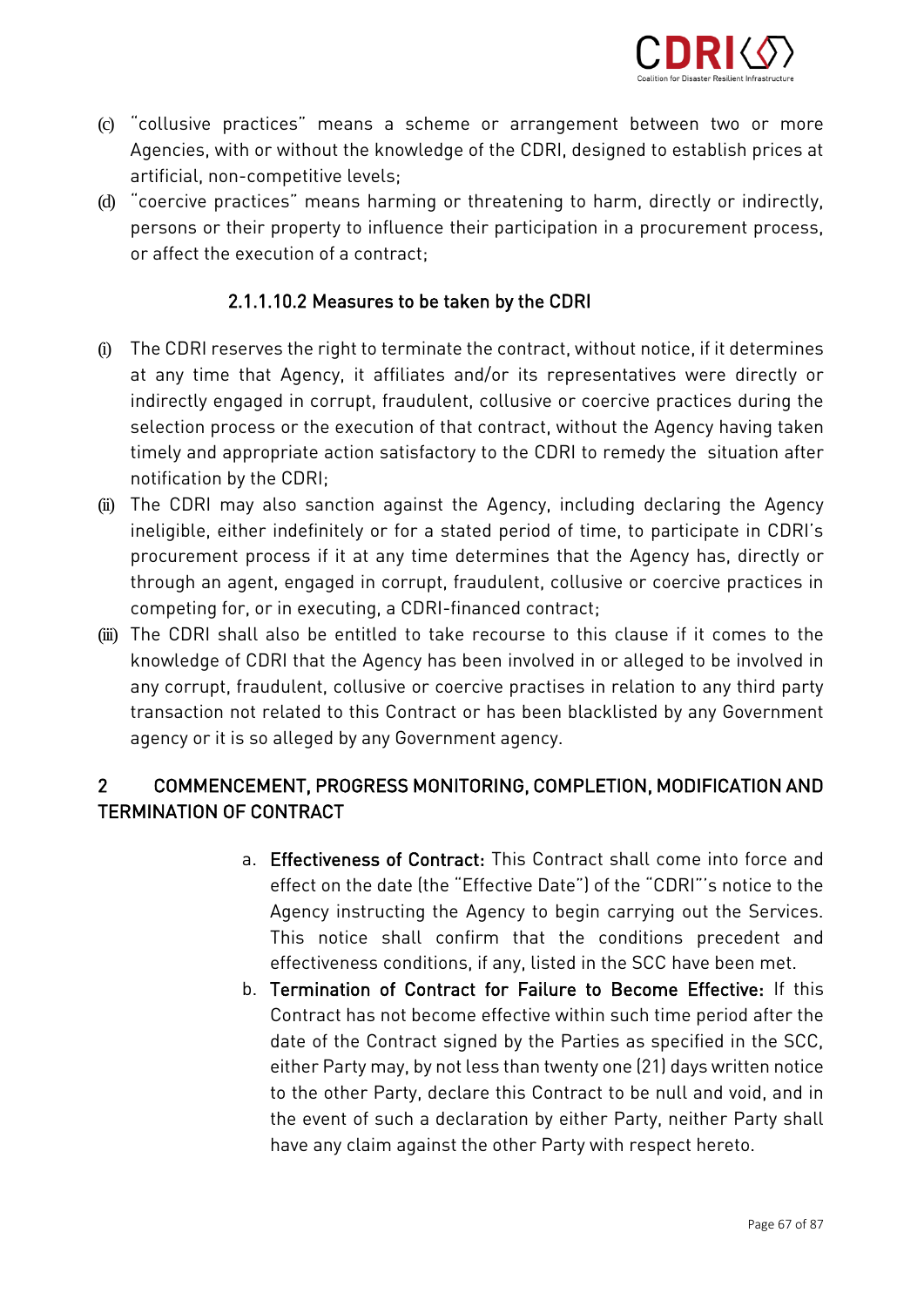(c) "collusive practices" means a scheme or arrangement between two or more Agencies, with or without the knowledge of the CDRI, designed to establish prices at artificial, non-competitive levels;

(d) "coercive practices" means harming or threatening to harm, directly or indirectly, persons or their property to influence their participation in a procurement process, or affect the execution of a contract;

#### 2.1.1.10.2 Measures to be taken by the CDRI

(i) The CDRI reserves the right to terminate the contract, without notice, if it determines at any time that Agency, it affiliates and/or its representatives were directly or indirectly engaged in corrupt, fraudulent, collusive or coercive practices during the selection process or the execution of that contract, without the Agency having taken timely and appropriate action satisfactory to the CDRI to remedy the situation after notification by the CDRI;

(ii) The CDRI may also sanction against the Agency, including declaring the Agency ineligible, either indefinitely or for a stated period of time, to participate in CDRI's procurement process if it at any time determines that the Agency has, directly or through an agent, engaged in corrupt, fraudulent, collusive or coercive practices in competing for, or in executing, a CDRI-financed contract;

(iii) The CDRI shall also be entitled to take recourse to this clause if it comes to the knowledge of CDRI that the Agency has been involved in or alleged to be involved in any corrupt, fraudulent, collusive or coercive practises in relation to any third party transaction not related to this Contract or has been blacklisted by any Government agency or it is so alleged by any Government agency.

## 2 COMMENCEMENT, PROGRESS MONITORING, COMPLETION, MODIFICATION AND TERMINATION OF CONTRACT

a. **Effectiveness of Contract:** This Contract shall come into force and effect on the date (the "Effective Date") of the "CDRI"'s notice to the Agency instructing the Agency to begin carrying out the Services. This notice shall confirm that the conditions precedent and effectiveness conditions, if any, listed in the SCC have been met.

b. **Termination of Contract for Failure to Become Effective:** If this Contract has not become effective within such time period after the date of the Contract signed by the Parties as specified in the SCC, either Party may, by not less than twenty one (21) days written notice to the other Party, declare this Contract to be null and void, and in the event of such a declaration by either Party, neither Party shall have any claim against the other Party with respect hereto.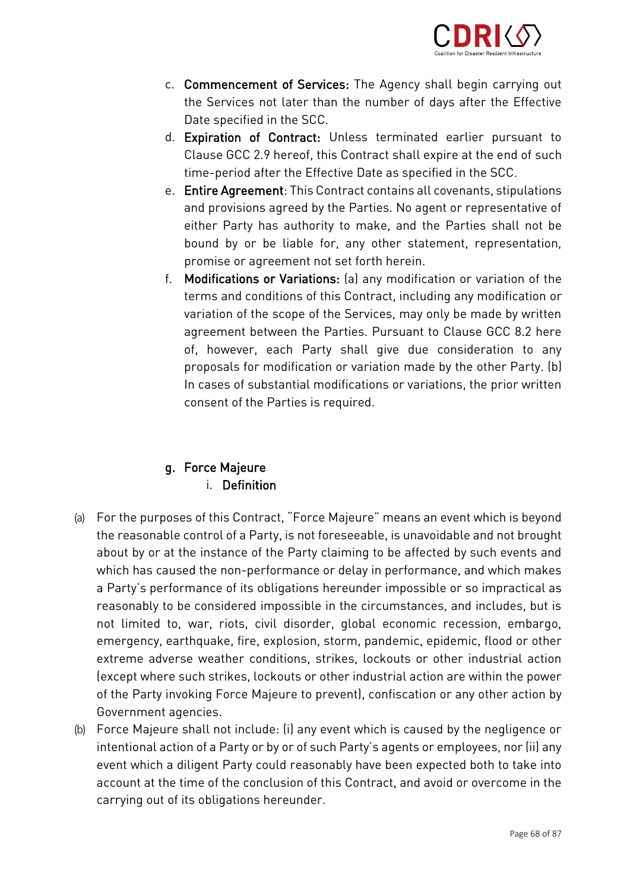c. **Commencement of Services:** The Agency shall begin carrying out the Services not later than the number of days after the Effective Date specified in the SCC.

d. **Expiration of Contract:** Unless terminated earlier pursuant to Clause GCC 2.9 hereof, this Contract shall expire at the end of such time-period after the Effective Date as specified in the SCC.

e. **Entire Agreement**: This Contract contains all covenants, stipulations and provisions agreed by the Parties. No agent or representative of either Party has authority to make, and the Parties shall not be bound by or be liable for, any other statement, representation, promise or agreement not set forth herein.

f. **Modifications or Variations:** (a) any modification or variation of the terms and conditions of this Contract, including any modification or variation of the scope of the Services, may only be made by written agreement between the Parties. Pursuant to Clause GCC 8.2 here of, however, each Party shall give due consideration to any proposals for modification or variation made by the other Party. (b) In cases of substantial modifications or variations, the prior written consent of the Parties is required.

g. **Force Majeure**

i. **Definition**

(a) For the purposes of this Contract, "Force Majeure" means an event which is beyond the reasonable control of a Party, is not foreseeable, is unavoidable and not brought about by or at the instance of the Party claiming to be affected by such events and which has caused the non-performance or delay in performance, and which makes a Party's performance of its obligations hereunder impossible or so impractical as reasonably to be considered impossible in the circumstances, and includes, but is not limited to, war, riots, civil disorder, global economic recession, embargo, emergency, earthquake, fire, explosion, storm, pandemic, epidemic, flood or other extreme adverse weather conditions, strikes, lockouts or other industrial action (except where such strikes, lockouts or other industrial action are within the power of the Party invoking Force Majeure to prevent), confiscation or any other action by Government agencies.

(b) Force Majeure shall not include: (i) any event which is caused by the negligence or intentional action of a Party or by or of such Party's agents or employees, nor (ii) any event which a diligent Party could reasonably have been expected both to take into account at the time of the conclusion of this Contract, and avoid or overcome in the carrying out of its obligations hereunder.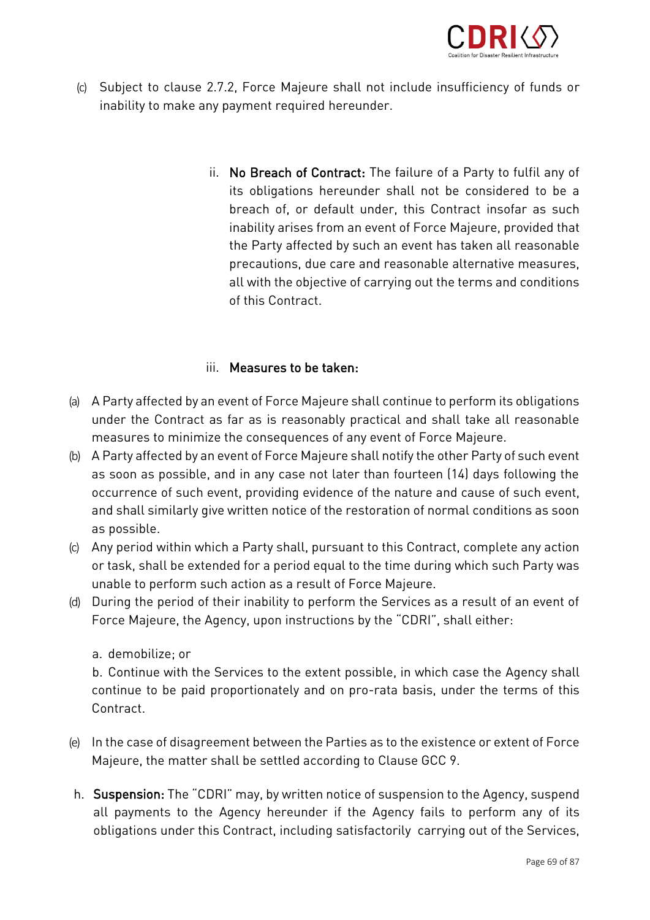(c) Subject to clause 2.7.2, Force Majeure shall not include insufficiency of funds or inability to make any payment required hereunder.

ii. **No Breach of Contract:** The failure of a Party to fulfil any of its obligations hereunder shall not be considered to be a breach of, or default under, this Contract insofar as such inability arises from an event of Force Majeure, provided that the Party affected by such an event has taken all reasonable precautions, due care and reasonable alternative measures, all with the objective of carrying out the terms and conditions of this Contract.

iii. **Measures to be taken:**

(a) A Party affected by an event of Force Majeure shall continue to perform its obligations under the Contract as far as is reasonably practical and shall take all reasonable measures to minimize the consequences of any event of Force Majeure.

(b) A Party affected by an event of Force Majeure shall notify the other Party of such event as soon as possible, and in any case not later than fourteen (14) days following the occurrence of such event, providing evidence of the nature and cause of such event, and shall similarly give written notice of the restoration of normal conditions as soon as possible.

(c) Any period within which a Party shall, pursuant to this Contract, complete any action or task, shall be extended for a period equal to the time during which such Party was unable to perform such action as a result of Force Majeure.

(d) During the period of their inability to perform the Services as a result of an event of Force Majeure, the Agency, upon instructions by the "CDRI", shall either:

a. demobilize; or

b. Continue with the Services to the extent possible, in which case the Agency shall continue to be paid proportionately and on pro-rata basis, under the terms of this Contract.

(e) In the case of disagreement between the Parties as to the existence or extent of Force Majeure, the matter shall be settled according to Clause GCC 9.

h. **Suspension:** The "CDRI" may, by written notice of suspension to the Agency, suspend all payments to the Agency hereunder if the Agency fails to perform any of its obligations under this Contract, including satisfactorily carrying out of the Services,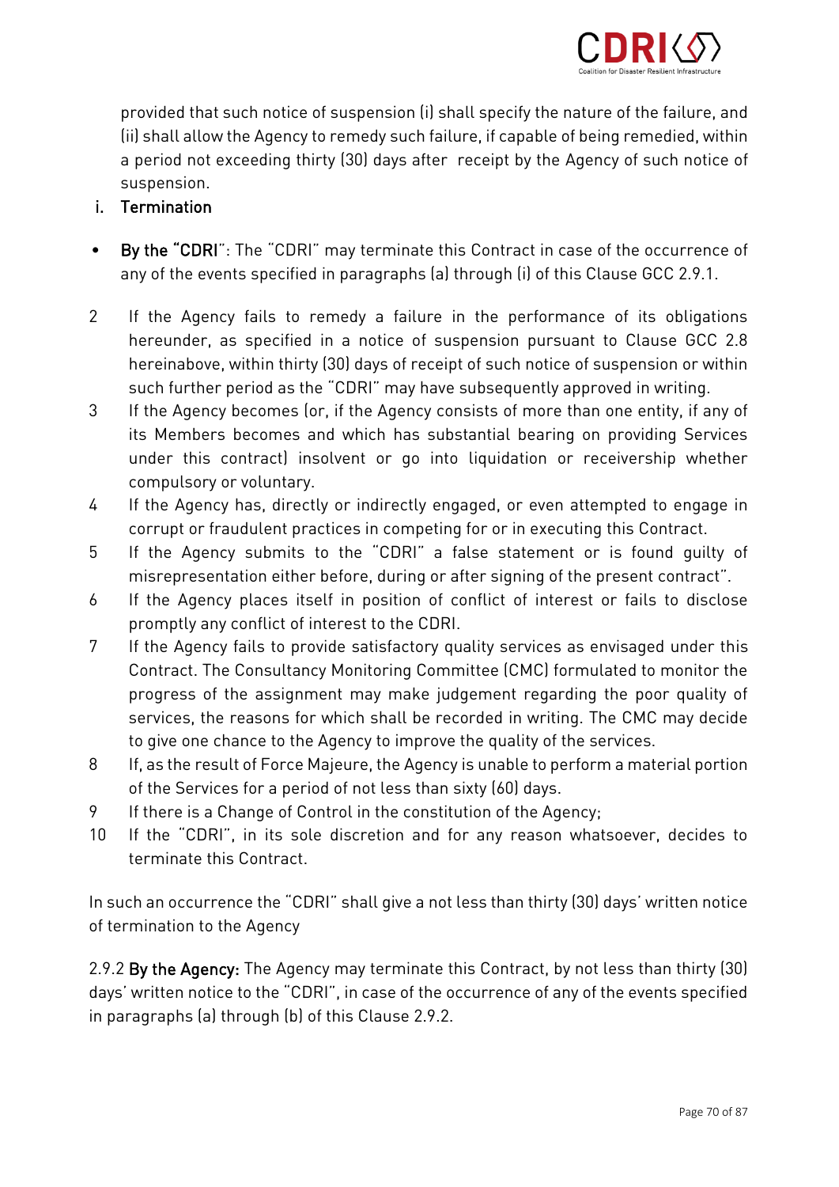provided that such notice of suspension (i) shall specify the nature of the failure, and (ii) shall allow the Agency to remedy such failure, if capable of being remedied, within a period not exceeding thirty (30) days after receipt by the Agency of such notice of suspension.

i. **Termination**

- **By the "CDRI"**: The "CDRI" may terminate this Contract in case of the occurrence of any of the events specified in paragraphs (a) through (i) of this Clause GCC 2.9.1.

2 If the Agency fails to remedy a failure in the performance of its obligations hereunder, as specified in a notice of suspension pursuant to Clause GCC 2.8 hereinabove, within thirty (30) days of receipt of such notice of suspension or within such further period as the "CDRI" may have subsequently approved in writing.

3 If the Agency becomes (or, if the Agency consists of more than one entity, if any of its Members becomes and which has substantial bearing on providing Services under this contract) insolvent or go into liquidation or receivership whether compulsory or voluntary.

4 If the Agency has, directly or indirectly engaged, or even attempted to engage in corrupt or fraudulent practices in competing for or in executing this Contract.

5 If the Agency submits to the "CDRI" a false statement or is found guilty of misrepresentation either before, during or after signing of the present contract".

6 If the Agency places itself in position of conflict of interest or fails to disclose promptly any conflict of interest to the CDRI.

7 If the Agency fails to provide satisfactory quality services as envisaged under this Contract. The Consultancy Monitoring Committee (CMC) formulated to monitor the progress of the assignment may make judgement regarding the poor quality of services, the reasons for which shall be recorded in writing. The CMC may decide to give one chance to the Agency to improve the quality of the services.

8 If, as the result of Force Majeure, the Agency is unable to perform a material portion of the Services for a period of not less than sixty (60) days.

9 If there is a Change of Control in the constitution of the Agency;

10 If the "CDRI", in its sole discretion and for any reason whatsoever, decides to terminate this Contract.

In such an occurrence the "CDRI" shall give a not less than thirty (30) days' written notice of termination to the Agency

2.9.2 **By the Agency:** The Agency may terminate this Contract, by not less than thirty (30) days' written notice to the "CDRI", in case of the occurrence of any of the events specified in paragraphs (a) through (b) of this Clause 2.9.2.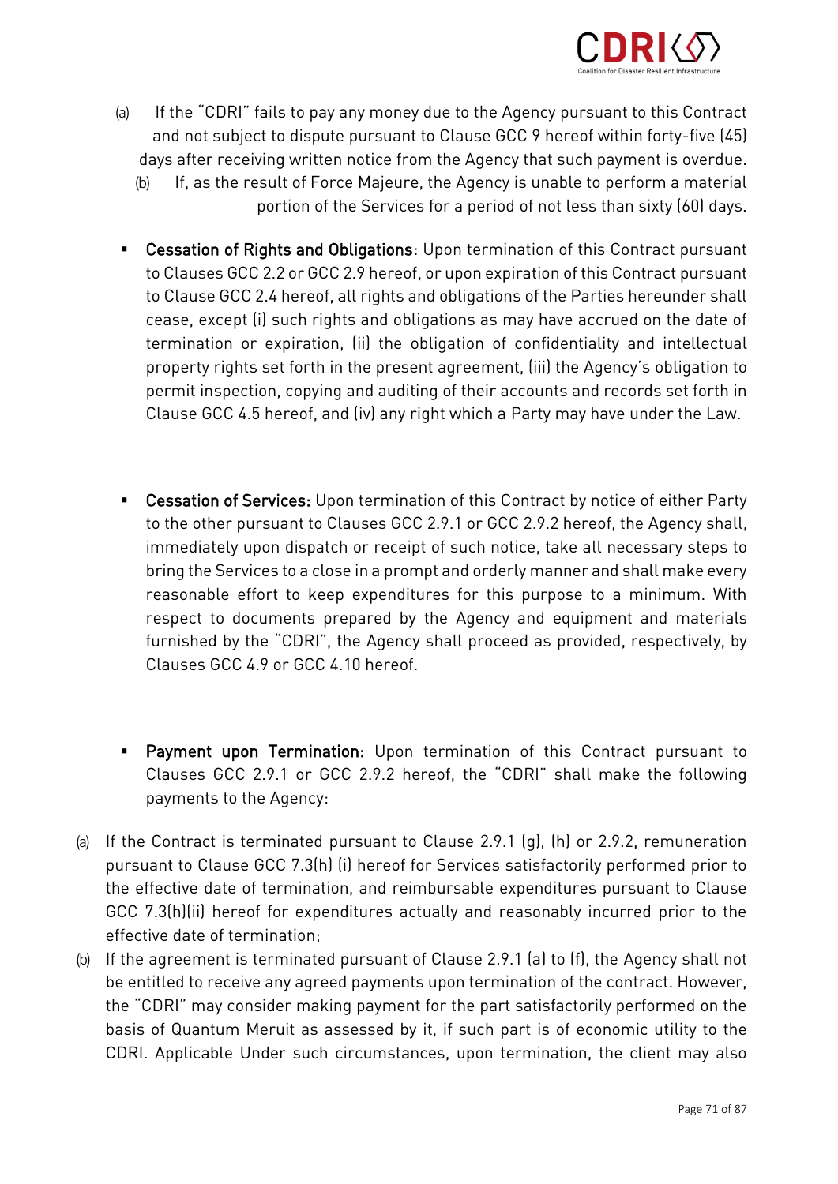(a) If the "CDRI" fails to pay any money due to the Agency pursuant to this Contract and not subject to dispute pursuant to Clause GCC 9 hereof within forty-five (45) days after receiving written notice from the Agency that such payment is overdue.

(b) If, as the result of Force Majeure, the Agency is unable to perform a material portion of the Services for a period of not less than sixty (60) days.

- **Cessation of Rights and Obligations**: Upon termination of this Contract pursuant to Clauses GCC 2.2 or GCC 2.9 hereof, or upon expiration of this Contract pursuant to Clause GCC 2.4 hereof, all rights and obligations of the Parties hereunder shall cease, except (i) such rights and obligations as may have accrued on the date of termination or expiration, (ii) the obligation of confidentiality and intellectual property rights set forth in the present agreement, (iii) the Agency's obligation to permit inspection, copying and auditing of their accounts and records set forth in Clause GCC 4.5 hereof, and (iv) any right which a Party may have under the Law.

- **Cessation of Services:** Upon termination of this Contract by notice of either Party to the other pursuant to Clauses GCC 2.9.1 or GCC 2.9.2 hereof, the Agency shall, immediately upon dispatch or receipt of such notice, take all necessary steps to bring the Services to a close in a prompt and orderly manner and shall make every reasonable effort to keep expenditures for this purpose to a minimum. With respect to documents prepared by the Agency and equipment and materials furnished by the "CDRI", the Agency shall proceed as provided, respectively, by Clauses GCC 4.9 or GCC 4.10 hereof.

- **Payment upon Termination:** Upon termination of this Contract pursuant to Clauses GCC 2.9.1 or GCC 2.9.2 hereof, the "CDRI" shall make the following payments to the Agency:

(a) If the Contract is terminated pursuant to Clause 2.9.1 (g), (h) or 2.9.2, remuneration pursuant to Clause GCC 7.3(h) (i) hereof for Services satisfactorily performed prior to the effective date of termination, and reimbursable expenditures pursuant to Clause GCC 7.3(h)(ii) hereof for expenditures actually and reasonably incurred prior to the effective date of termination;

(b) If the agreement is terminated pursuant of Clause 2.9.1 (a) to (f), the Agency shall not be entitled to receive any agreed payments upon termination of the contract. However, the "CDRI" may consider making payment for the part satisfactorily performed on the basis of Quantum Meruit as assessed by it, if such part is of economic utility to the CDRI. Applicable Under such circumstances, upon termination, the client may also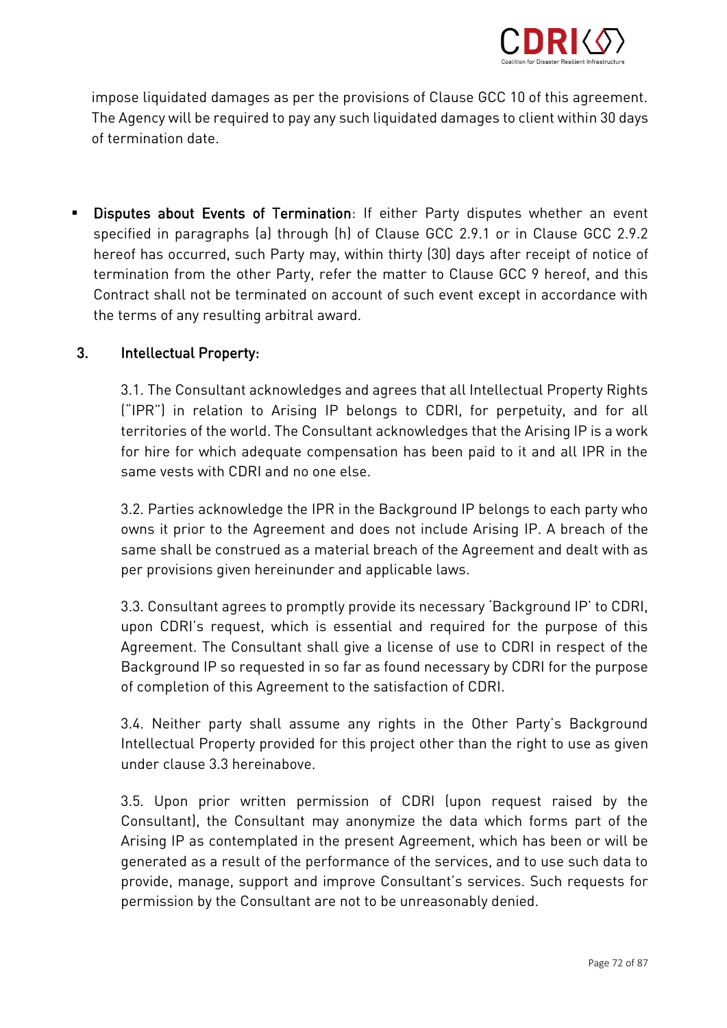impose liquidated damages as per the provisions of Clause GCC 10 of this agreement. The Agency will be required to pay any such liquidated damages to client within 30 days of termination date.

- **Disputes about Events of Termination**: If either Party disputes whether an event specified in paragraphs (a) through (h) of Clause GCC 2.9.1 or in Clause GCC 2.9.2 hereof has occurred, such Party may, within thirty (30) days after receipt of notice of termination from the other Party, refer the matter to Clause GCC 9 hereof, and this Contract shall not be terminated on account of such event except in accordance with the terms of any resulting arbitral award.

## 3. Intellectual Property:

3.1. The Consultant acknowledges and agrees that all Intellectual Property Rights ("IPR") in relation to Arising IP belongs to CDRI, for perpetuity, and for all territories of the world. The Consultant acknowledges that the Arising IP is a work for hire for which adequate compensation has been paid to it and all IPR in the same vests with CDRI and no one else.

3.2. Parties acknowledge the IPR in the Background IP belongs to each party who owns it prior to the Agreement and does not include Arising IP. A breach of the same shall be construed as a material breach of the Agreement and dealt with as per provisions given hereinunder and applicable laws.

3.3. Consultant agrees to promptly provide its necessary 'Background IP' to CDRI, upon CDRI's request, which is essential and required for the purpose of this Agreement. The Consultant shall give a license of use to CDRI in respect of the Background IP so requested in so far as found necessary by CDRI for the purpose of completion of this Agreement to the satisfaction of CDRI.

3.4. Neither party shall assume any rights in the Other Party's Background Intellectual Property provided for this project other than the right to use as given under clause 3.3 hereinabove.

3.5. Upon prior written permission of CDRI (upon request raised by the Consultant), the Consultant may anonymize the data which forms part of the Arising IP as contemplated in the present Agreement, which has been or will be generated as a result of the performance of the services, and to use such data to provide, manage, support and improve Consultant's services. Such requests for permission by the Consultant are not to be unreasonably denied.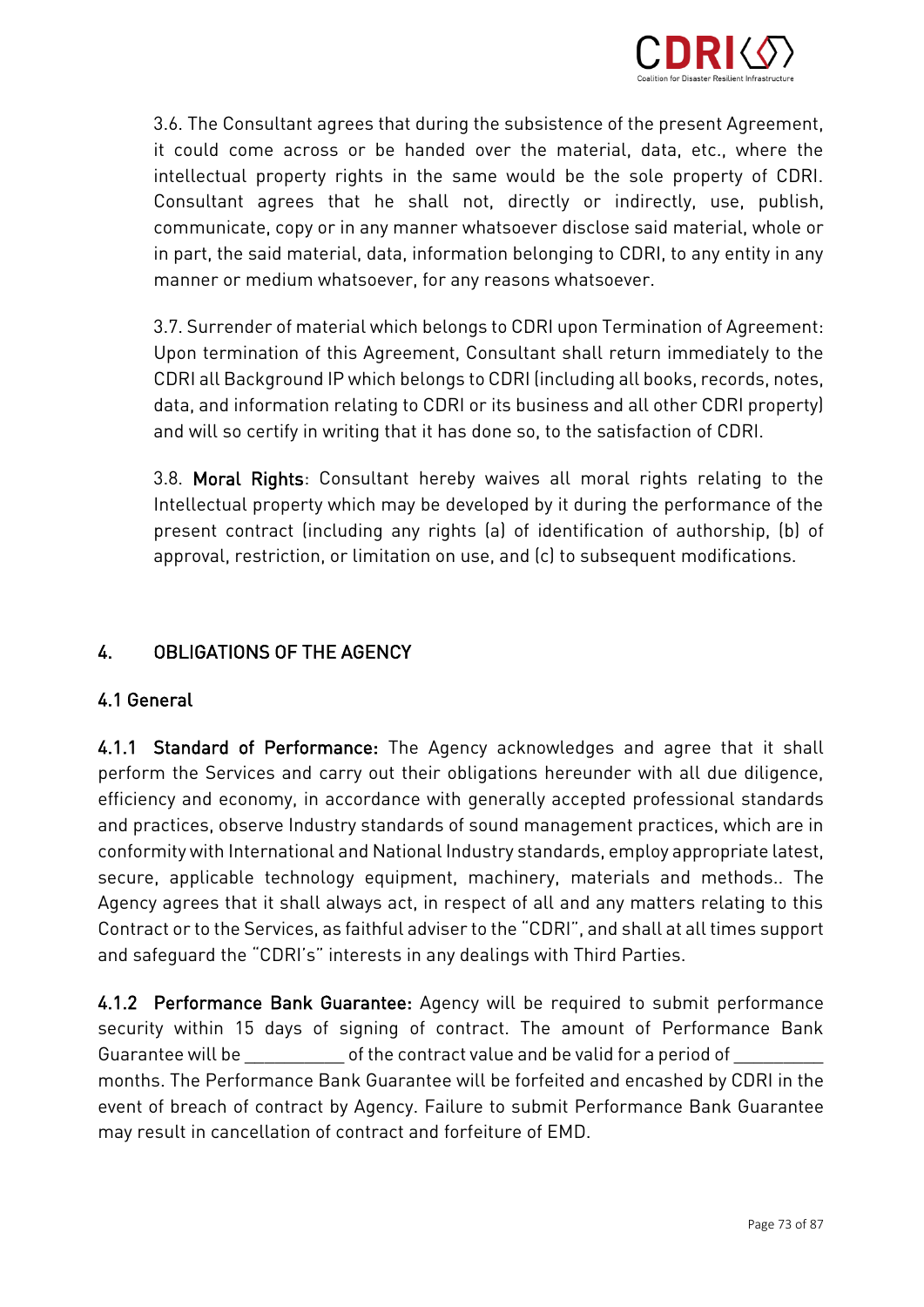3.6. The Consultant agrees that during the subsistence of the present Agreement, it could come across or be handed over the material, data, etc., where the intellectual property rights in the same would be the sole property of CDRI. Consultant agrees that he shall not, directly or indirectly, use, publish, communicate, copy or in any manner whatsoever disclose said material, whole or in part, the said material, data, information belonging to CDRI, to any entity in any manner or medium whatsoever, for any reasons whatsoever.

3.7. Surrender of material which belongs to CDRI upon Termination of Agreement: Upon termination of this Agreement, Consultant shall return immediately to the CDRI all Background IP which belongs to CDRI (including all books, records, notes, data, and information relating to CDRI or its business and all other CDRI property) and will so certify in writing that it has done so, to the satisfaction of CDRI.

3.8. **Moral Rights**: Consultant hereby waives all moral rights relating to the Intellectual property which may be developed by it during the performance of the present contract (including any rights (a) of identification of authorship, (b) of approval, restriction, or limitation on use, and (c) to subsequent modifications.

## 4. OBLIGATIONS OF THE AGENCY

### 4.1 General

**4.1.1 Standard of Performance:** The Agency acknowledges and agree that it shall perform the Services and carry out their obligations hereunder with all due diligence, efficiency and economy, in accordance with generally accepted professional standards and practices, observe Industry standards of sound management practices, which are in conformity with International and National Industry standards, employ appropriate latest, secure, applicable technology equipment, machinery, materials and methods.. The Agency agrees that it shall always act, in respect of all and any matters relating to this Contract or to the Services, as faithful adviser to the "CDRI", and shall at all times support and safeguard the "CDRI's" interests in any dealings with Third Parties.

**4.1.2 Performance Bank Guarantee:** Agency will be required to submit performance security within 15 days of signing of contract. The amount of Performance Bank Guarantee will be __________ of the contract value and be valid for a period of _________ months. The Performance Bank Guarantee will be forfeited and encashed by CDRI in the event of breach of contract by Agency. Failure to submit Performance Bank Guarantee may result in cancellation of contract and forfeiture of EMD.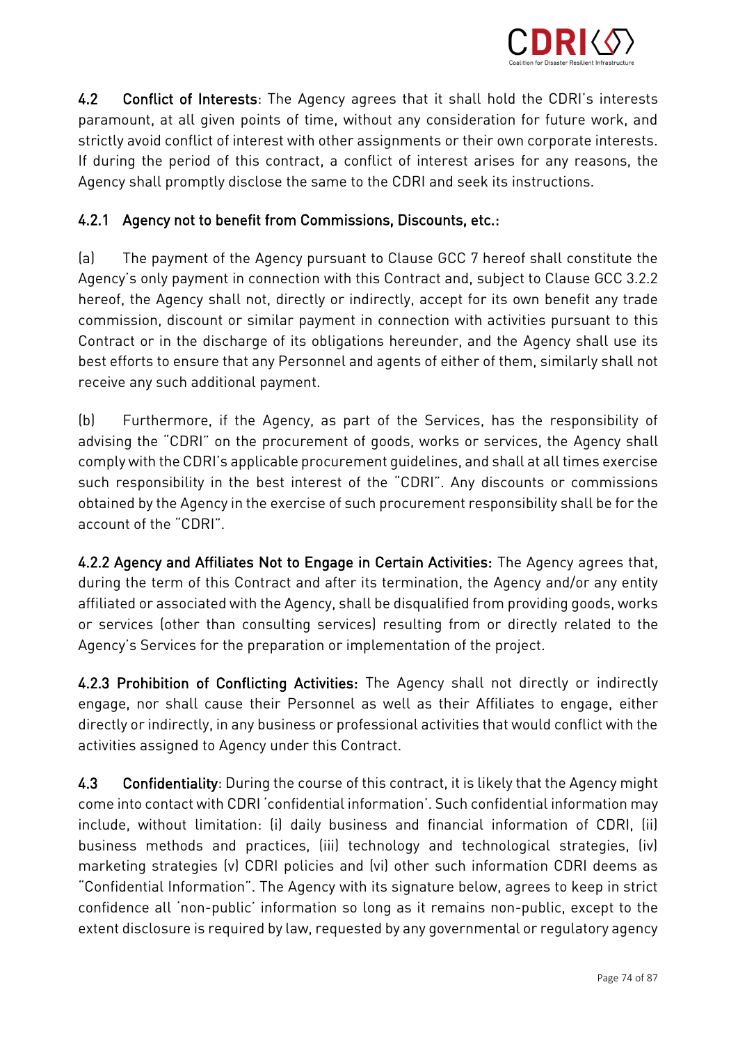**4.2 Conflict of Interests**: The Agency agrees that it shall hold the CDRI's interests paramount, at all given points of time, without any consideration for future work, and strictly avoid conflict of interest with other assignments or their own corporate interests. If during the period of this contract, a conflict of interest arises for any reasons, the Agency shall promptly disclose the same to the CDRI and seek its instructions.

**4.2.1 Agency not to benefit from Commissions, Discounts, etc.:**

(a) The payment of the Agency pursuant to Clause GCC 7 hereof shall constitute the Agency's only payment in connection with this Contract and, subject to Clause GCC 3.2.2 hereof, the Agency shall not, directly or indirectly, accept for its own benefit any trade commission, discount or similar payment in connection with activities pursuant to this Contract or in the discharge of its obligations hereunder, and the Agency shall use its best efforts to ensure that any Personnel and agents of either of them, similarly shall not receive any such additional payment.

(b) Furthermore, if the Agency, as part of the Services, has the responsibility of advising the "CDRI" on the procurement of goods, works or services, the Agency shall comply with the CDRI's applicable procurement guidelines, and shall at all times exercise such responsibility in the best interest of the "CDRI". Any discounts or commissions obtained by the Agency in the exercise of such procurement responsibility shall be for the account of the "CDRI".

**4.2.2 Agency and Affiliates Not to Engage in Certain Activities:** The Agency agrees that, during the term of this Contract and after its termination, the Agency and/or any entity affiliated or associated with the Agency, shall be disqualified from providing goods, works or services (other than consulting services) resulting from or directly related to the Agency's Services for the preparation or implementation of the project.

**4.2.3 Prohibition of Conflicting Activities:** The Agency shall not directly or indirectly engage, nor shall cause their Personnel as well as their Affiliates to engage, either directly or indirectly, in any business or professional activities that would conflict with the activities assigned to Agency under this Contract.

**4.3 Confidentiality**: During the course of this contract, it is likely that the Agency might come into contact with CDRI 'confidential information'. Such confidential information may include, without limitation: (i) daily business and financial information of CDRI, (ii) business methods and practices, (iii) technology and technological strategies, (iv) marketing strategies (v) CDRI policies and (vi) other such information CDRI deems as "Confidential Information". The Agency with its signature below, agrees to keep in strict confidence all 'non-public' information so long as it remains non-public, except to the extent disclosure is required by law, requested by any governmental or regulatory agency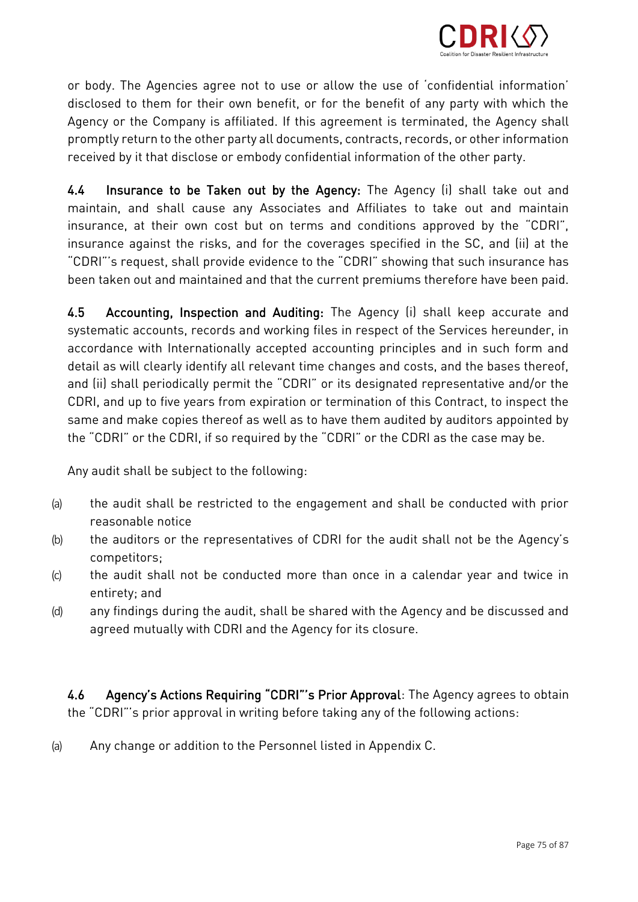or body. The Agencies agree not to use or allow the use of 'confidential information' disclosed to them for their own benefit, or for the benefit of any party with which the Agency or the Company is affiliated. If this agreement is terminated, the Agency shall promptly return to the other party all documents, contracts, records, or other information received by it that disclose or embody confidential information of the other party.

**4.4 Insurance to be Taken out by the Agency:** The Agency (i) shall take out and maintain, and shall cause any Associates and Affiliates to take out and maintain insurance, at their own cost but on terms and conditions approved by the "CDRI", insurance against the risks, and for the coverages specified in the SC, and (ii) at the "CDRI"'s request, shall provide evidence to the "CDRI" showing that such insurance has been taken out and maintained and that the current premiums therefore have been paid.

**4.5 Accounting, Inspection and Auditing:** The Agency (i) shall keep accurate and systematic accounts, records and working files in respect of the Services hereunder, in accordance with Internationally accepted accounting principles and in such form and detail as will clearly identify all relevant time changes and costs, and the bases thereof, and (ii) shall periodically permit the "CDRI" or its designated representative and/or the CDRI, and up to five years from expiration or termination of this Contract, to inspect the same and make copies thereof as well as to have them audited by auditors appointed by the "CDRI" or the CDRI, if so required by the "CDRI" or the CDRI as the case may be.

Any audit shall be subject to the following:

(a) the audit shall be restricted to the engagement and shall be conducted with prior reasonable notice

(b) the auditors or the representatives of CDRI for the audit shall not be the Agency's competitors;

(c) the audit shall not be conducted more than once in a calendar year and twice in entirety; and

(d) any findings during the audit, shall be shared with the Agency and be discussed and agreed mutually with CDRI and the Agency for its closure.

**4.6 Agency's Actions Requiring "CDRI"'s Prior Approval**: The Agency agrees to obtain the "CDRI"'s prior approval in writing before taking any of the following actions:

(a) Any change or addition to the Personnel listed in Appendix C.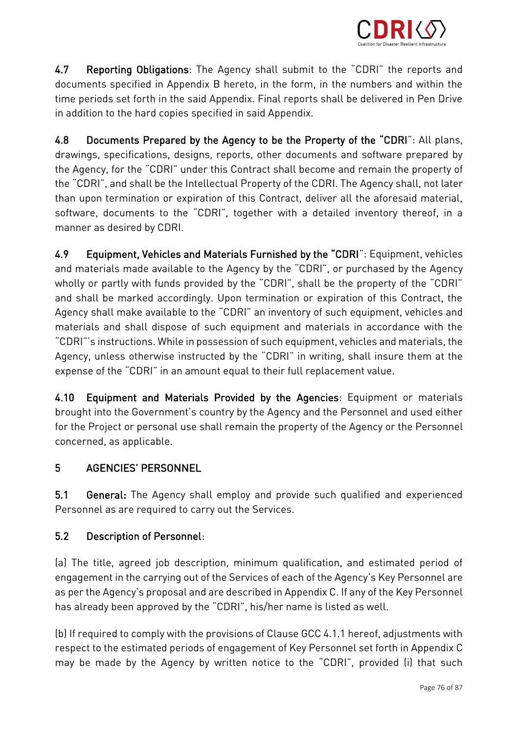**4.7 Reporting Obligations**: The Agency shall submit to the "CDRI" the reports and documents specified in Appendix B hereto, in the form, in the numbers and within the time periods set forth in the said Appendix. Final reports shall be delivered in Pen Drive in addition to the hard copies specified in said Appendix.

**4.8 Documents Prepared by the Agency to be the Property of the "CDRI"**: All plans, drawings, specifications, designs, reports, other documents and software prepared by the Agency, for the "CDRI" under this Contract shall become and remain the property of the "CDRI", and shall be the Intellectual Property of the CDRI. The Agency shall, not later than upon termination or expiration of this Contract, deliver all the aforesaid material, software, documents to the "CDRI", together with a detailed inventory thereof, in a manner as desired by CDRI.

**4.9 Equipment, Vehicles and Materials Furnished by the "CDRI"**: Equipment, vehicles and materials made available to the Agency by the "CDRI", or purchased by the Agency wholly or partly with funds provided by the "CDRI", shall be the property of the "CDRI" and shall be marked accordingly. Upon termination or expiration of this Contract, the Agency shall make available to the "CDRI" an inventory of such equipment, vehicles and materials and shall dispose of such equipment and materials in accordance with the "CDRI"'s instructions. While in possession of such equipment, vehicles and materials, the Agency, unless otherwise instructed by the "CDRI" in writing, shall insure them at the expense of the "CDRI" in an amount equal to their full replacement value.

**4.10 Equipment and Materials Provided by the Agencies**: Equipment or materials brought into the Government's country by the Agency and the Personnel and used either for the Project or personal use shall remain the property of the Agency or the Personnel concerned, as applicable.

## 5 AGENCIES' PERSONNEL

**5.1 General:** The Agency shall employ and provide such qualified and experienced Personnel as are required to carry out the Services.

**5.2 Description of Personnel**:

(a) The title, agreed job description, minimum qualification, and estimated period of engagement in the carrying out of the Services of each of the Agency's Key Personnel are as per the Agency's proposal and are described in Appendix C. If any of the Key Personnel has already been approved by the "CDRI", his/her name is listed as well.

(b) If required to comply with the provisions of Clause GCC 4.1.1 hereof, adjustments with respect to the estimated periods of engagement of Key Personnel set forth in Appendix C may be made by the Agency by written notice to the "CDRI", provided (i) that such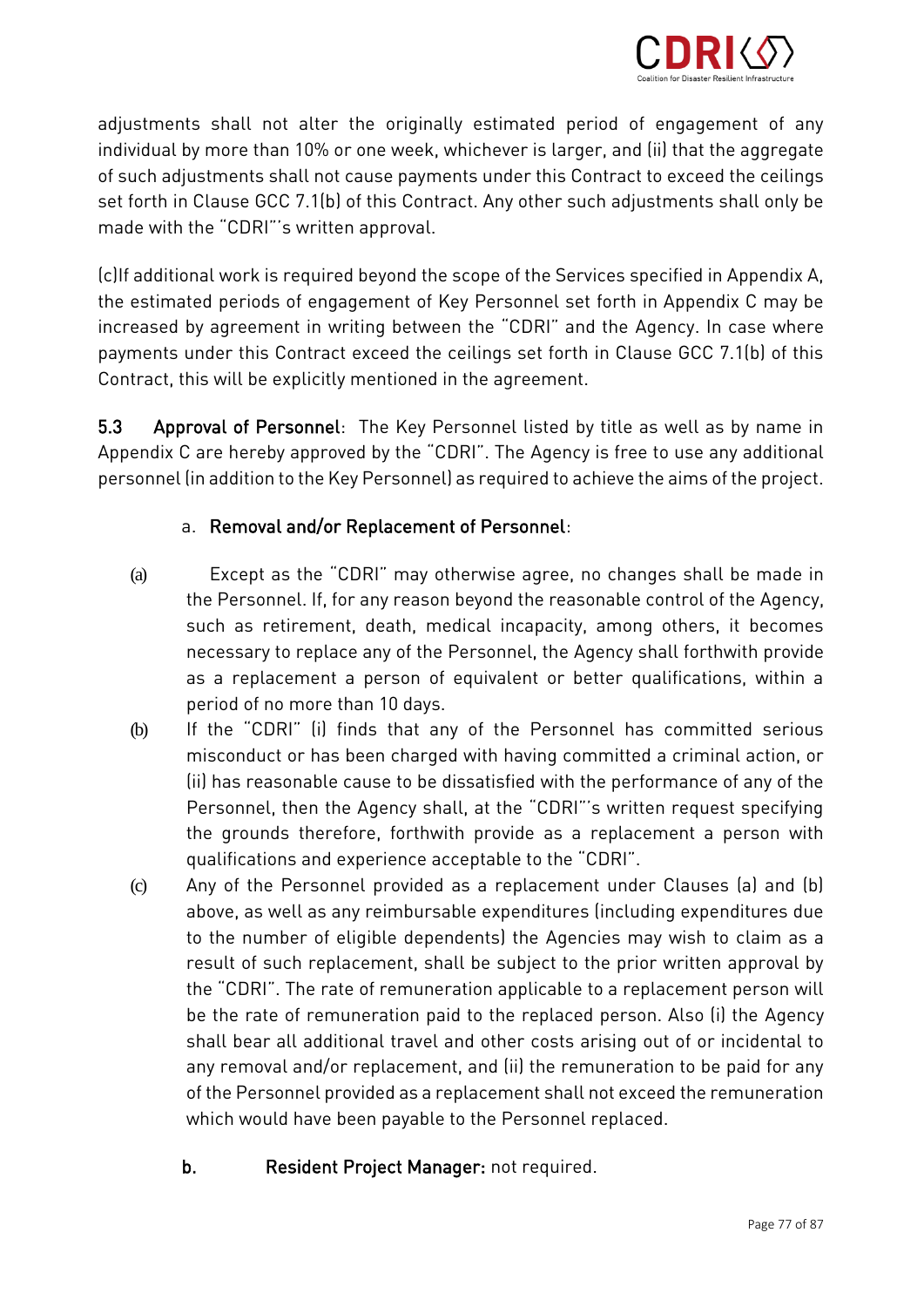adjustments shall not alter the originally estimated period of engagement of any individual by more than 10% or one week, whichever is larger, and (ii) that the aggregate of such adjustments shall not cause payments under this Contract to exceed the ceilings set forth in Clause GCC 7.1(b) of this Contract. Any other such adjustments shall only be made with the "CDRI"'s written approval.

(c)If additional work is required beyond the scope of the Services specified in Appendix A, the estimated periods of engagement of Key Personnel set forth in Appendix C may be increased by agreement in writing between the "CDRI" and the Agency. In case where payments under this Contract exceed the ceilings set forth in Clause GCC 7.1(b) of this Contract, this will be explicitly mentioned in the agreement.

**5.3 Approval of Personnel**: The Key Personnel listed by title as well as by name in Appendix C are hereby approved by the "CDRI". The Agency is free to use any additional personnel (in addition to the Key Personnel) as required to achieve the aims of the project.

a. **Removal and/or Replacement of Personnel**:

(a) Except as the "CDRI" may otherwise agree, no changes shall be made in the Personnel. If, for any reason beyond the reasonable control of the Agency, such as retirement, death, medical incapacity, among others, it becomes necessary to replace any of the Personnel, the Agency shall forthwith provide as a replacement a person of equivalent or better qualifications, within a period of no more than 10 days.

(b) If the "CDRI" (i) finds that any of the Personnel has committed serious misconduct or has been charged with having committed a criminal action, or (ii) has reasonable cause to be dissatisfied with the performance of any of the Personnel, then the Agency shall, at the "CDRI"'s written request specifying the grounds therefore, forthwith provide as a replacement a person with qualifications and experience acceptable to the "CDRI".

(c) Any of the Personnel provided as a replacement under Clauses (a) and (b) above, as well as any reimbursable expenditures (including expenditures due to the number of eligible dependents) the Agencies may wish to claim as a result of such replacement, shall be subject to the prior written approval by the "CDRI". The rate of remuneration applicable to a replacement person will be the rate of remuneration paid to the replaced person. Also (i) the Agency shall bear all additional travel and other costs arising out of or incidental to any removal and/or replacement, and (ii) the remuneration to be paid for any of the Personnel provided as a replacement shall not exceed the remuneration which would have been payable to the Personnel replaced.

**b. Resident Project Manager:** not required.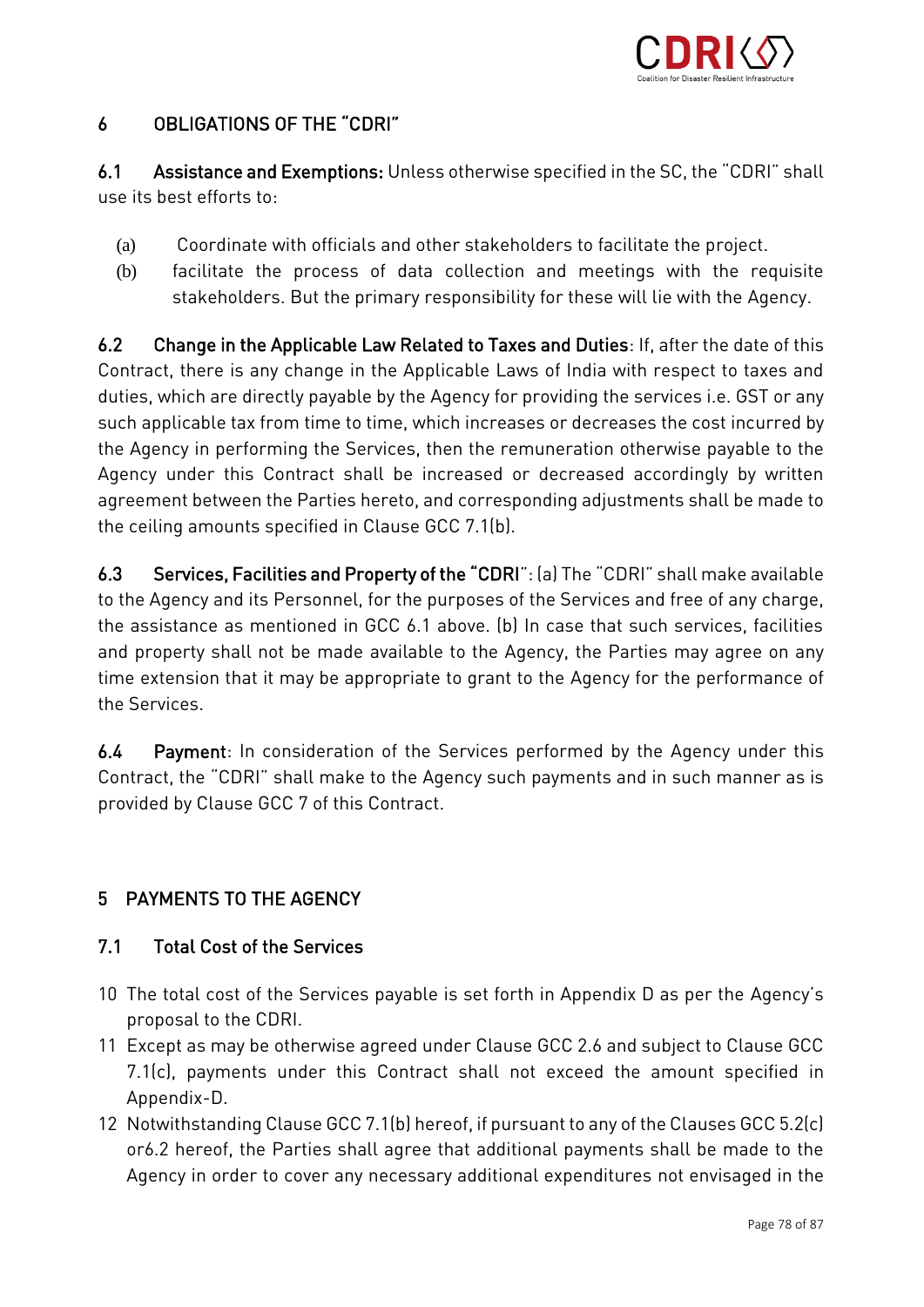## 6 OBLIGATIONS OF THE "CDRI"

**6.1 Assistance and Exemptions:** Unless otherwise specified in the SC, the "CDRI" shall use its best efforts to:

(a) Coordinate with officials and other stakeholders to facilitate the project.

(b) facilitate the process of data collection and meetings with the requisite stakeholders. But the primary responsibility for these will lie with the Agency.

**6.2 Change in the Applicable Law Related to Taxes and Duties**: If, after the date of this Contract, there is any change in the Applicable Laws of India with respect to taxes and duties, which are directly payable by the Agency for providing the services i.e. GST or any such applicable tax from time to time, which increases or decreases the cost incurred by the Agency in performing the Services, then the remuneration otherwise payable to the Agency under this Contract shall be increased or decreased accordingly by written agreement between the Parties hereto, and corresponding adjustments shall be made to the ceiling amounts specified in Clause GCC 7.1(b).

**6.3 Services, Facilities and Property of the "CDRI"**: (a) The "CDRI" shall make available to the Agency and its Personnel, for the purposes of the Services and free of any charge, the assistance as mentioned in GCC 6.1 above. (b) In case that such services, facilities and property shall not be made available to the Agency, the Parties may agree on any time extension that it may be appropriate to grant to the Agency for the performance of the Services.

**6.4 Payment**: In consideration of the Services performed by the Agency under this Contract, the "CDRI" shall make to the Agency such payments and in such manner as is provided by Clause GCC 7 of this Contract.

## 5 PAYMENTS TO THE AGENCY

### 7.1 Total Cost of the Services

10 The total cost of the Services payable is set forth in Appendix D as per the Agency's proposal to the CDRI.

11 Except as may be otherwise agreed under Clause GCC 2.6 and subject to Clause GCC 7.1(c), payments under this Contract shall not exceed the amount specified in Appendix-D.

12 Notwithstanding Clause GCC 7.1(b) hereof, if pursuant to any of the Clauses GCC 5.2(c) or6.2 hereof, the Parties shall agree that additional payments shall be made to the Agency in order to cover any necessary additional expenditures not envisaged in the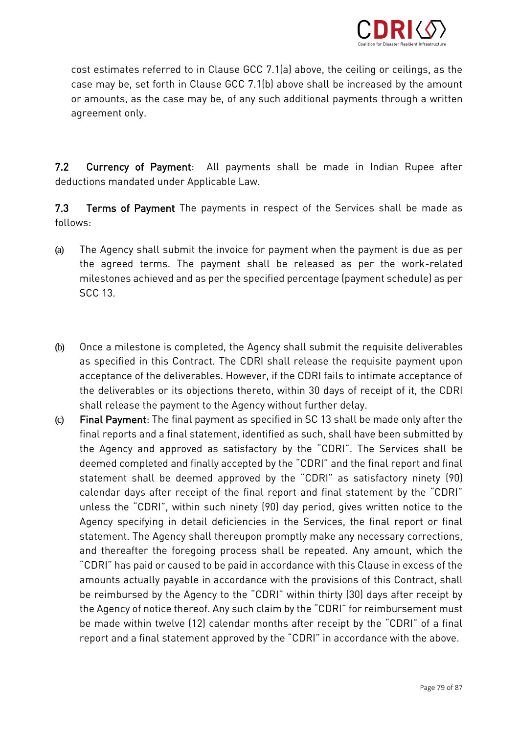cost estimates referred to in Clause GCC 7.1(a) above, the ceiling or ceilings, as the case may be, set forth in Clause GCC 7.1(b) above shall be increased by the amount or amounts, as the case may be, of any such additional payments through a written agreement only.

**7.2 Currency of Payment**: All payments shall be made in Indian Rupee after deductions mandated under Applicable Law.

**7.3 Terms of Payment** The payments in respect of the Services shall be made as follows:

(a) The Agency shall submit the invoice for payment when the payment is due as per the agreed terms. The payment shall be released as per the work-related milestones achieved and as per the specified percentage (payment schedule) as per SCC 13.

(b) Once a milestone is completed, the Agency shall submit the requisite deliverables as specified in this Contract. The CDRI shall release the requisite payment upon acceptance of the deliverables. However, if the CDRI fails to intimate acceptance of the deliverables or its objections thereto, within 30 days of receipt of it, the CDRI shall release the payment to the Agency without further delay.

(c) **Final Payment**: The final payment as specified in SC 13 shall be made only after the final reports and a final statement, identified as such, shall have been submitted by the Agency and approved as satisfactory by the "CDRI". The Services shall be deemed completed and finally accepted by the "CDRI" and the final report and final statement shall be deemed approved by the "CDRI" as satisfactory ninety (90) calendar days after receipt of the final report and final statement by the "CDRI" unless the "CDRI", within such ninety (90) day period, gives written notice to the Agency specifying in detail deficiencies in the Services, the final report or final statement. The Agency shall thereupon promptly make any necessary corrections, and thereafter the foregoing process shall be repeated. Any amount, which the "CDRI" has paid or caused to be paid in accordance with this Clause in excess of the amounts actually payable in accordance with the provisions of this Contract, shall be reimbursed by the Agency to the "CDRI" within thirty (30) days after receipt by the Agency of notice thereof. Any such claim by the "CDRI" for reimbursement must be made within twelve (12) calendar months after receipt by the "CDRI" of a final report and a final statement approved by the "CDRI" in accordance with the above.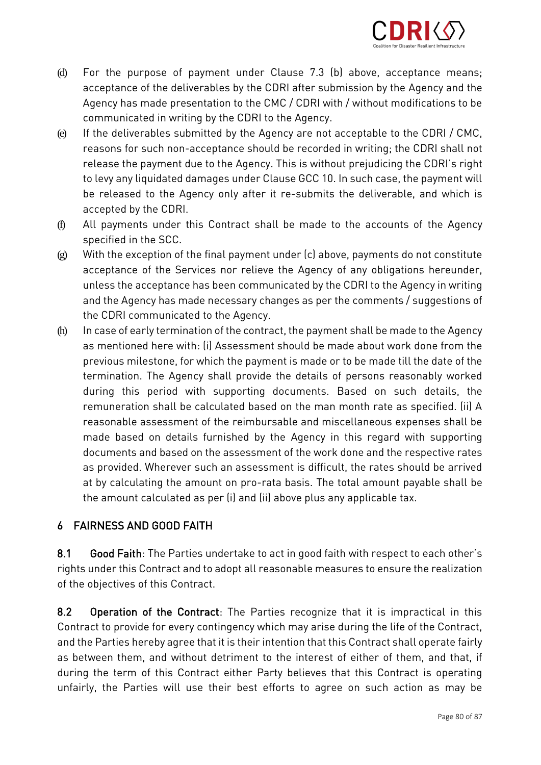(d) For the purpose of payment under Clause 7.3 (b) above, acceptance means; acceptance of the deliverables by the CDRI after submission by the Agency and the Agency has made presentation to the CMC / CDRI with / without modifications to be communicated in writing by the CDRI to the Agency.

(e) If the deliverables submitted by the Agency are not acceptable to the CDRI / CMC, reasons for such non-acceptance should be recorded in writing; the CDRI shall not release the payment due to the Agency. This is without prejudicing the CDRI's right to levy any liquidated damages under Clause GCC 10. In such case, the payment will be released to the Agency only after it re-submits the deliverable, and which is accepted by the CDRI.

(f) All payments under this Contract shall be made to the accounts of the Agency specified in the SCC.

(g) With the exception of the final payment under (c) above, payments do not constitute acceptance of the Services nor relieve the Agency of any obligations hereunder, unless the acceptance has been communicated by the CDRI to the Agency in writing and the Agency has made necessary changes as per the comments / suggestions of the CDRI communicated to the Agency.

(h) In case of early termination of the contract, the payment shall be made to the Agency as mentioned here with: (i) Assessment should be made about work done from the previous milestone, for which the payment is made or to be made till the date of the termination. The Agency shall provide the details of persons reasonably worked during this period with supporting documents. Based on such details, the remuneration shall be calculated based on the man month rate as specified. (ii) A reasonable assessment of the reimbursable and miscellaneous expenses shall be made based on details furnished by the Agency in this regard with supporting documents and based on the assessment of the work done and the respective rates as provided. Wherever such an assessment is difficult, the rates should be arrived at by calculating the amount on pro-rata basis. The total amount payable shall be the amount calculated as per (i) and (ii) above plus any applicable tax.

## 6 FAIRNESS AND GOOD FAITH

**8.1 Good Faith**: The Parties undertake to act in good faith with respect to each other's rights under this Contract and to adopt all reasonable measures to ensure the realization of the objectives of this Contract.

**8.2 Operation of the Contract**: The Parties recognize that it is impractical in this Contract to provide for every contingency which may arise during the life of the Contract, and the Parties hereby agree that it is their intention that this Contract shall operate fairly as between them, and without detriment to the interest of either of them, and that, if during the term of this Contract either Party believes that this Contract is operating unfairly, the Parties will use their best efforts to agree on such action as may be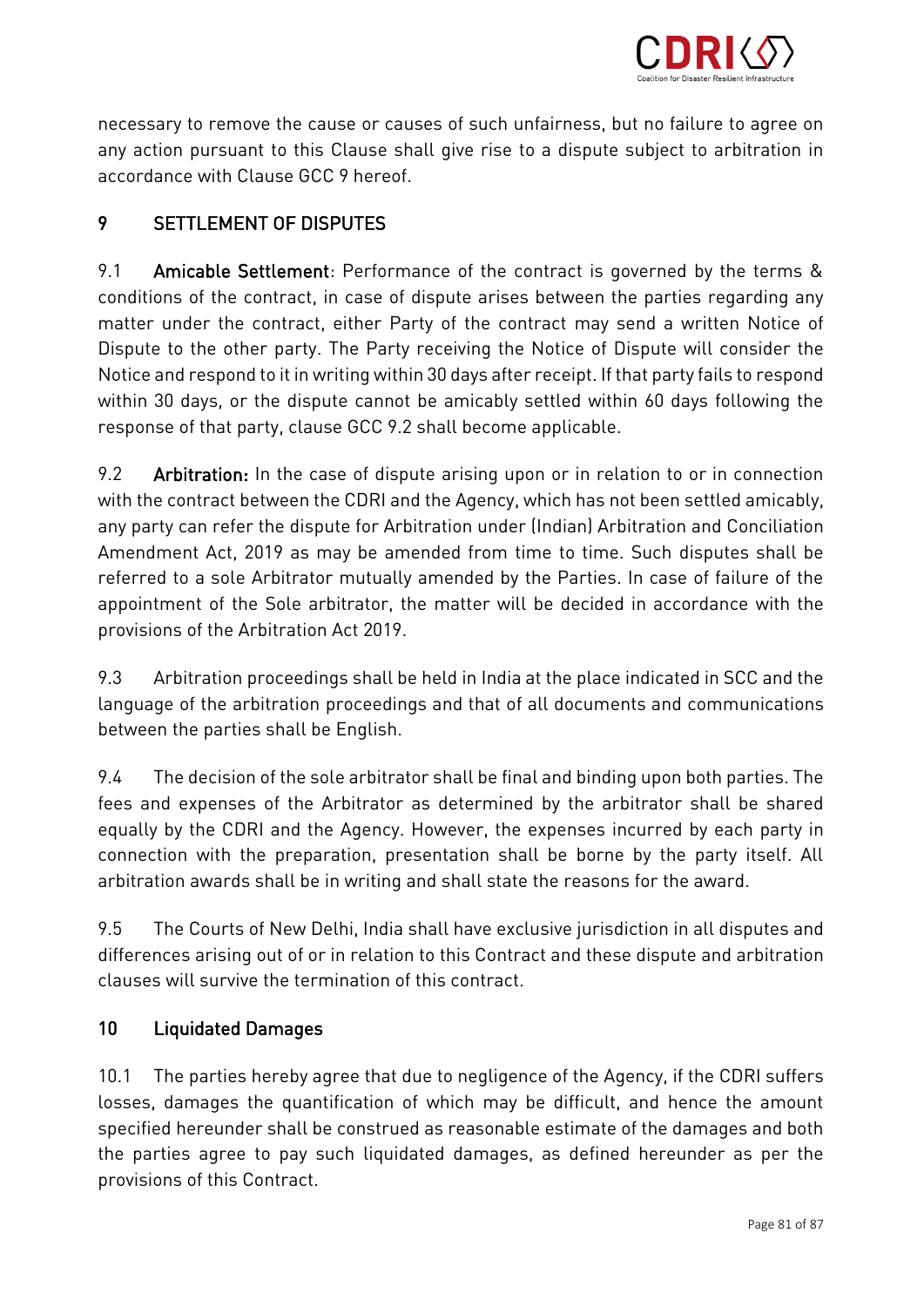necessary to remove the cause or causes of such unfairness, but no failure to agree on any action pursuant to this Clause shall give rise to a dispute subject to arbitration in accordance with Clause GCC 9 hereof.

## 9 SETTLEMENT OF DISPUTES

9.1 **Amicable Settlement**: Performance of the contract is governed by the terms & conditions of the contract, in case of dispute arises between the parties regarding any matter under the contract, either Party of the contract may send a written Notice of Dispute to the other party. The Party receiving the Notice of Dispute will consider the Notice and respond to it in writing within 30 days after receipt. If that party fails to respond within 30 days, or the dispute cannot be amicably settled within 60 days following the response of that party, clause GCC 9.2 shall become applicable.

9.2 **Arbitration:** In the case of dispute arising upon or in relation to or in connection with the contract between the CDRI and the Agency, which has not been settled amicably, any party can refer the dispute for Arbitration under (Indian) Arbitration and Conciliation Amendment Act, 2019 as may be amended from time to time. Such disputes shall be referred to a sole Arbitrator mutually amended by the Parties. In case of failure of the appointment of the Sole arbitrator, the matter will be decided in accordance with the provisions of the Arbitration Act 2019.

9.3 Arbitration proceedings shall be held in India at the place indicated in SCC and the language of the arbitration proceedings and that of all documents and communications between the parties shall be English.

9.4 The decision of the sole arbitrator shall be final and binding upon both parties. The fees and expenses of the Arbitrator as determined by the arbitrator shall be shared equally by the CDRI and the Agency. However, the expenses incurred by each party in connection with the preparation, presentation shall be borne by the party itself. All arbitration awards shall be in writing and shall state the reasons for the award.

9.5 The Courts of New Delhi, India shall have exclusive jurisdiction in all disputes and differences arising out of or in relation to this Contract and these dispute and arbitration clauses will survive the termination of this contract.

## 10 Liquidated Damages

10.1 The parties hereby agree that due to negligence of the Agency, if the CDRI suffers losses, damages the quantification of which may be difficult, and hence the amount specified hereunder shall be construed as reasonable estimate of the damages and both the parties agree to pay such liquidated damages, as defined hereunder as per the provisions of this Contract.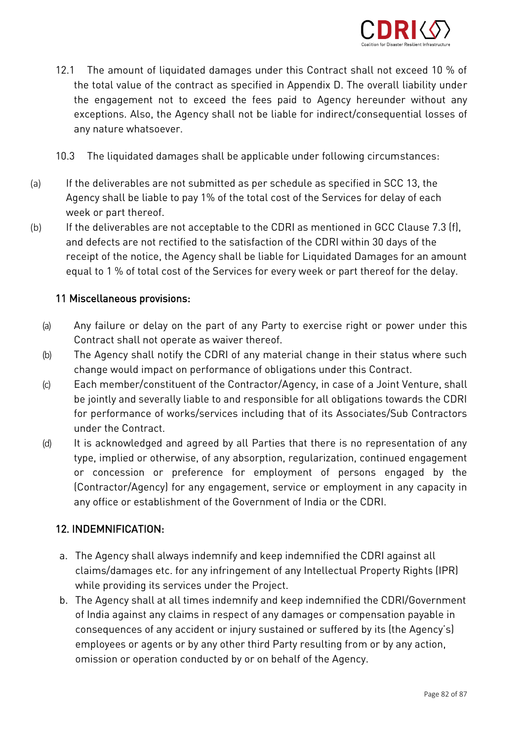12.1 The amount of liquidated damages under this Contract shall not exceed 10 % of the total value of the contract as specified in Appendix D. The overall liability under the engagement not to exceed the fees paid to Agency hereunder without any exceptions. Also, the Agency shall not be liable for indirect/consequential losses of any nature whatsoever.

10.3 The liquidated damages shall be applicable under following circumstances:

(a) If the deliverables are not submitted as per schedule as specified in SCC 13, the Agency shall be liable to pay 1% of the total cost of the Services for delay of each week or part thereof.

(b) If the deliverables are not acceptable to the CDRI as mentioned in GCC Clause 7.3 (f), and defects are not rectified to the satisfaction of the CDRI within 30 days of the receipt of the notice, the Agency shall be liable for Liquidated Damages for an amount equal to 1 % of total cost of the Services for every week or part thereof for the delay.

## 11 Miscellaneous provisions:

(a) Any failure or delay on the part of any Party to exercise right or power under this Contract shall not operate as waiver thereof.

(b) The Agency shall notify the CDRI of any material change in their status where such change would impact on performance of obligations under this Contract.

(c) Each member/constituent of the Contractor/Agency, in case of a Joint Venture, shall be jointly and severally liable to and responsible for all obligations towards the CDRI for performance of works/services including that of its Associates/Sub Contractors under the Contract.

(d) It is acknowledged and agreed by all Parties that there is no representation of any type, implied or otherwise, of any absorption, regularization, continued engagement or concession or preference for employment of persons engaged by the (Contractor/Agency) for any engagement, service or employment in any capacity in any office or establishment of the Government of India or the CDRI.

## 12. INDEMNIFICATION:

a. The Agency shall always indemnify and keep indemnified the CDRI against all claims/damages etc. for any infringement of any Intellectual Property Rights (IPR) while providing its services under the Project.

b. The Agency shall at all times indemnify and keep indemnified the CDRI/Government of India against any claims in respect of any damages or compensation payable in consequences of any accident or injury sustained or suffered by its (the Agency's) employees or agents or by any other third Party resulting from or by any action, omission or operation conducted by or on behalf of the Agency.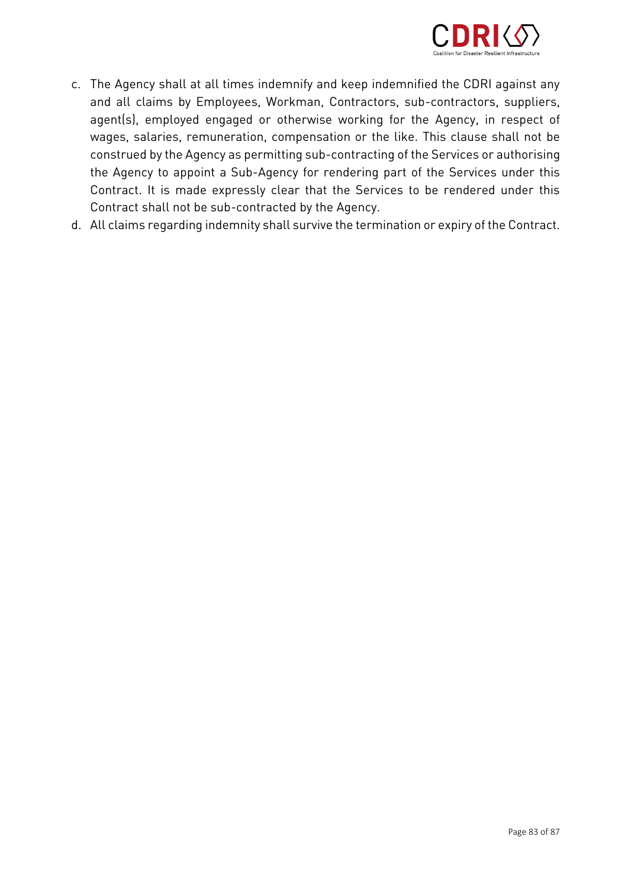c. The Agency shall at all times indemnify and keep indemnified the CDRI against any and all claims by Employees, Workman, Contractors, sub-contractors, suppliers, agent(s), employed engaged or otherwise working for the Agency, in respect of wages, salaries, remuneration, compensation or the like. This clause shall not be construed by the Agency as permitting sub-contracting of the Services or authorising the Agency to appoint a Sub-Agency for rendering part of the Services under this Contract. It is made expressly clear that the Services to be rendered under this Contract shall not be sub-contracted by the Agency.

d. All claims regarding indemnity shall survive the termination or expiry of the Contract.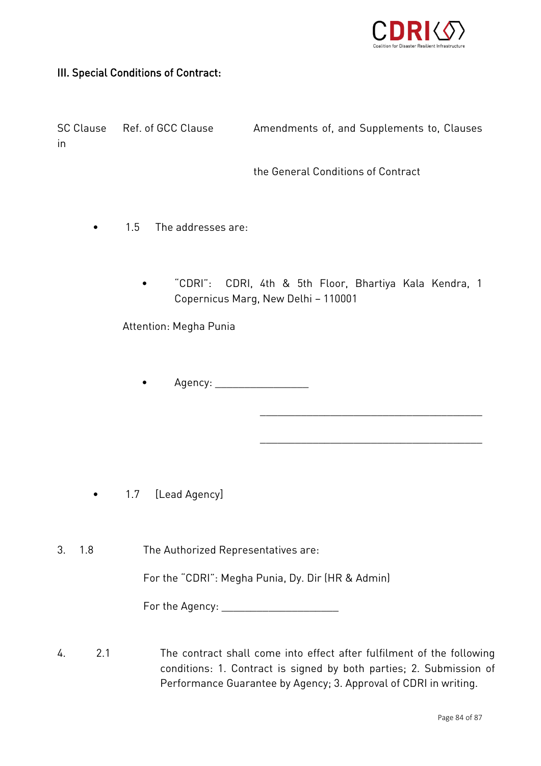### III. Special Conditions of Contract:

SC Clause in    Ref. of GCC Clause    Amendments of, and Supplements to, Clauses

the General Conditions of Contract

- 1.5    The addresses are:

  - "CDRI":  CDRI, 4th & 5th Floor, Bhartiya Kala Kendra, 1 Copernicus Marg, New Delhi – 110001

  Attention: Megha Punia

  - Agency: _________________

    _________________________________________

    _________________________________________

- 1.7    [Lead Agency]

3.    1.8    The Authorized Representatives are:

For the "CDRI": Megha Punia, Dy. Dir (HR & Admin)

For the Agency: _____________________

4.    2.1    The contract shall come into effect after fulfilment of the following conditions: 1. Contract is signed by both parties; 2. Submission of Performance Guarantee by Agency; 3. Approval of CDRI in writing.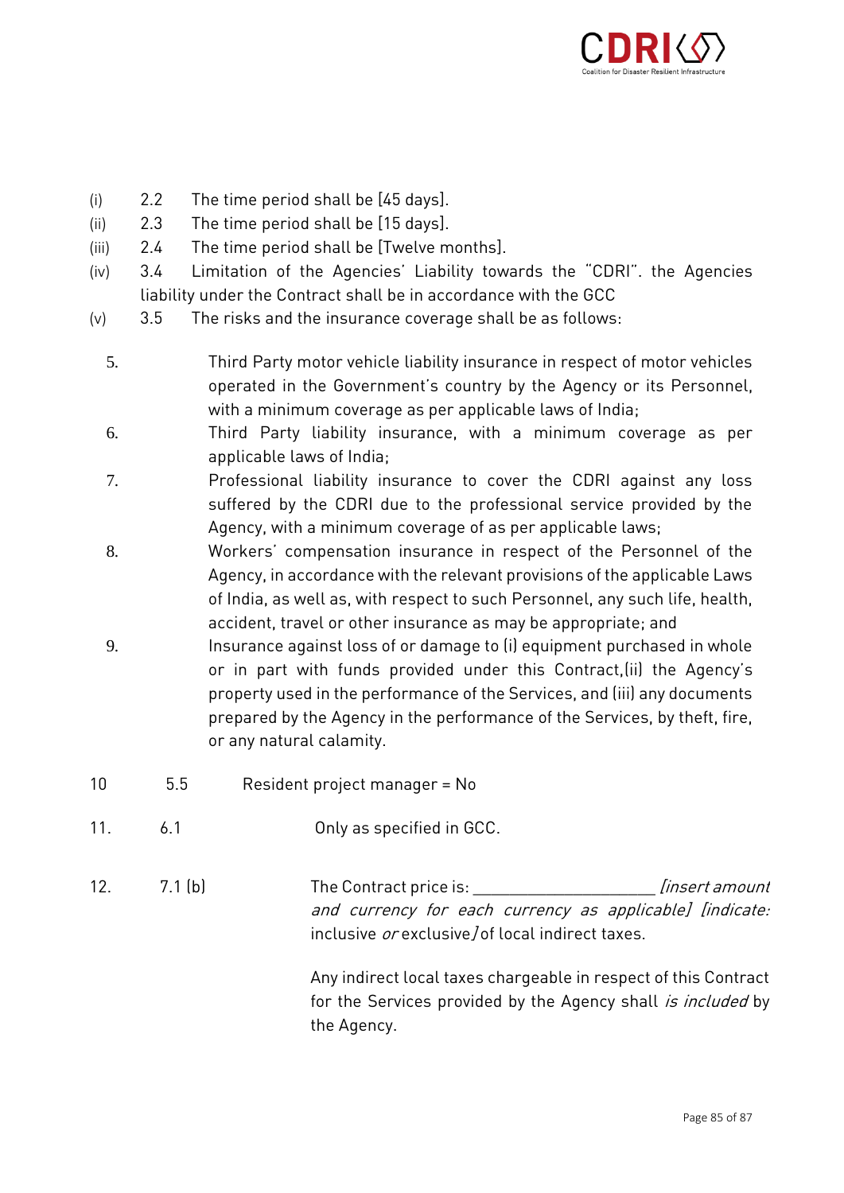(i) 2.2 The time period shall be [45 days].

(ii) 2.3 The time period shall be [15 days].

(iii) 2.4 The time period shall be [Twelve months].

(iv) 3.4 Limitation of the Agencies' Liability towards the "CDRI". the Agencies liability under the Contract shall be in accordance with the GCC

(v) 3.5 The risks and the insurance coverage shall be as follows:

5. Third Party motor vehicle liability insurance in respect of motor vehicles operated in the Government's country by the Agency or its Personnel, with a minimum coverage as per applicable laws of India;
6. Third Party liability insurance, with a minimum coverage as per applicable laws of India;
7. Professional liability insurance to cover the CDRI against any loss suffered by the CDRI due to the professional service provided by the Agency, with a minimum coverage of as per applicable laws;
8. Workers' compensation insurance in respect of the Personnel of the Agency, in accordance with the relevant provisions of the applicable Laws of India, as well as, with respect to such Personnel, any such life, health, accident, travel or other insurance as may be appropriate; and
9. Insurance against loss of or damage to (i) equipment purchased in whole or in part with funds provided under this Contract,(ii) the Agency's property used in the performance of the Services, and (iii) any documents prepared by the Agency in the performance of the Services, by theft, fire, or any natural calamity.

10 5.5 Resident project manager = No

11. 6.1 Only as specified in GCC.

12. 7.1 (b) The Contract price is: \_\_\_\_\_\_\_\_\_\_\_\_\_\_\_\_\_\_\_\_\_\_ *[insert amount and currency for each currency as applicable] [indicate:* inclusive *or* exclusive*]* of local indirect taxes.

Any indirect local taxes chargeable in respect of this Contract for the Services provided by the Agency shall *is included* by the Agency.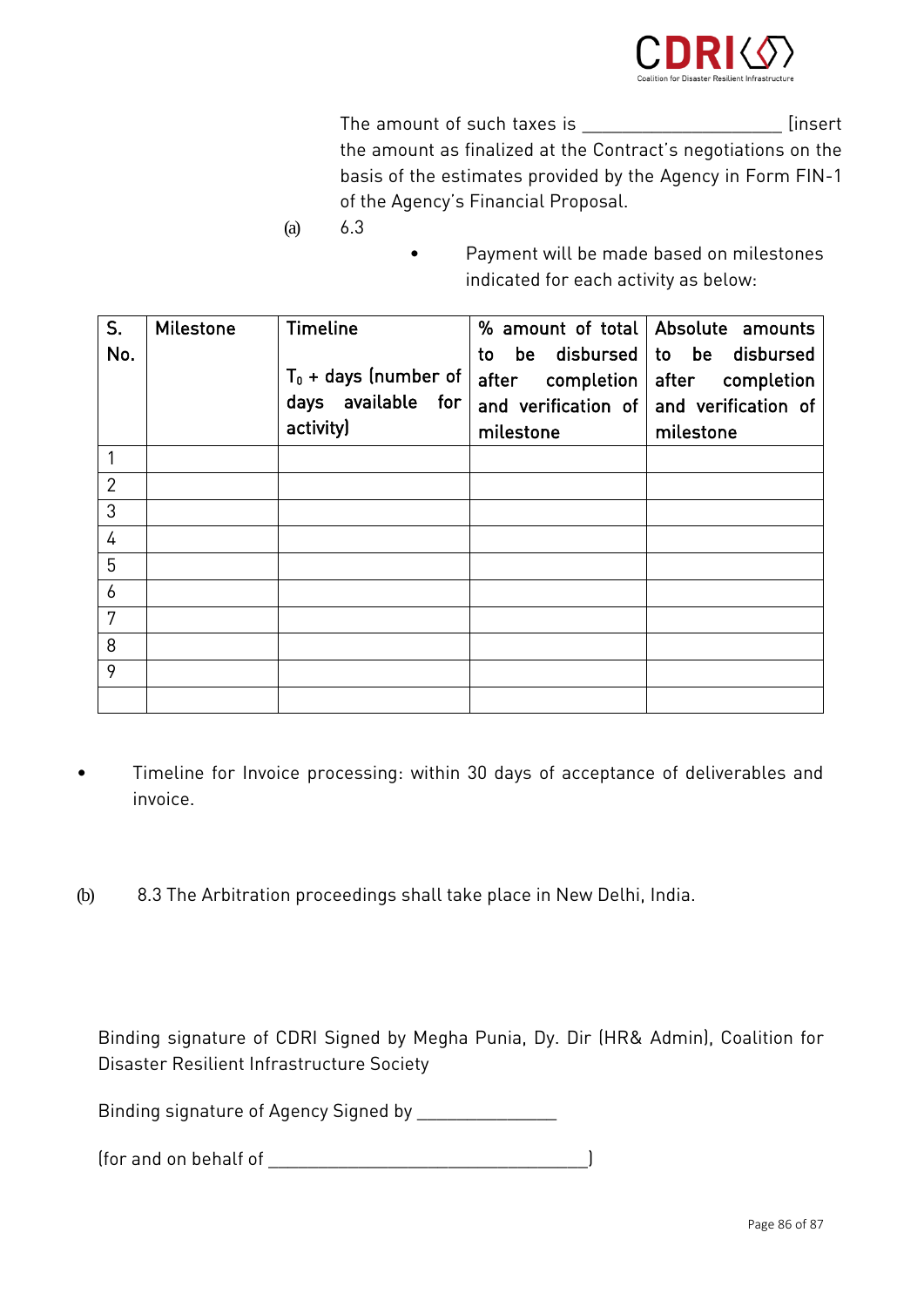The amount of such taxes is ____________________ [insert the amount as finalized at the Contract's negotiations on the basis of the estimates provided by the Agency in Form FIN-1 of the Agency's Financial Proposal.

(a) 6.3

- Payment will be made based on milestones indicated for each activity as below:

| S. No. | Milestone | Timeline<br><br>$T_0$ + days (number of days available for activity) | % amount of total to be disbursed after completion and verification of milestone | Absolute amounts to be disbursed after completion and verification of milestone |
|---|---|---|---|---|
| 1 | | | | |
| 2 | | | | |
| 3 | | | | |
| 4 | | | | |
| 5 | | | | |
| 6 | | | | |
| 7 | | | | |
| 8 | | | | |
| 9 | | | | |
| | | | | |

- Timeline for Invoice processing: within 30 days of acceptance of deliverables and invoice.

(b) 8.3 The Arbitration proceedings shall take place in New Delhi, India.

Binding signature of CDRI Signed by Megha Punia, Dy. Dir (HR& Admin), Coalition for Disaster Resilient Infrastructure Society

Binding signature of Agency Signed by ______________

(for and on behalf of _________________________________)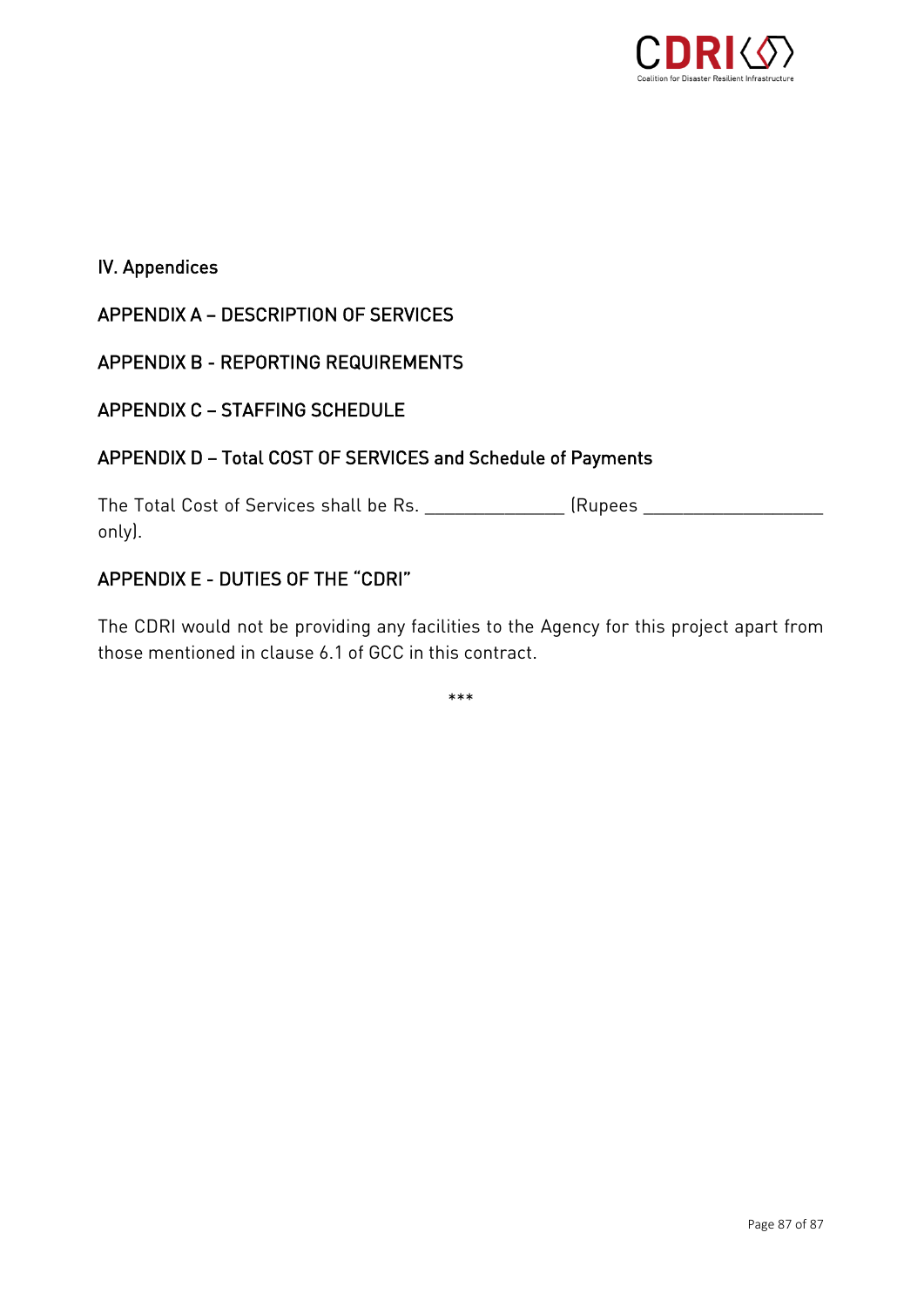## IV. Appendices

### APPENDIX A – DESCRIPTION OF SERVICES

### APPENDIX B - REPORTING REQUIREMENTS

### APPENDIX C – STAFFING SCHEDULE

### APPENDIX D – Total COST OF SERVICES and Schedule of Payments

The Total Cost of Services shall be Rs. _______________ (Rupees ___________________ only).

### APPENDIX E - DUTIES OF THE "CDRI"

The CDRI would not be providing any facilities to the Agency for this project apart from those mentioned in clause 6.1 of GCC in this contract.

***